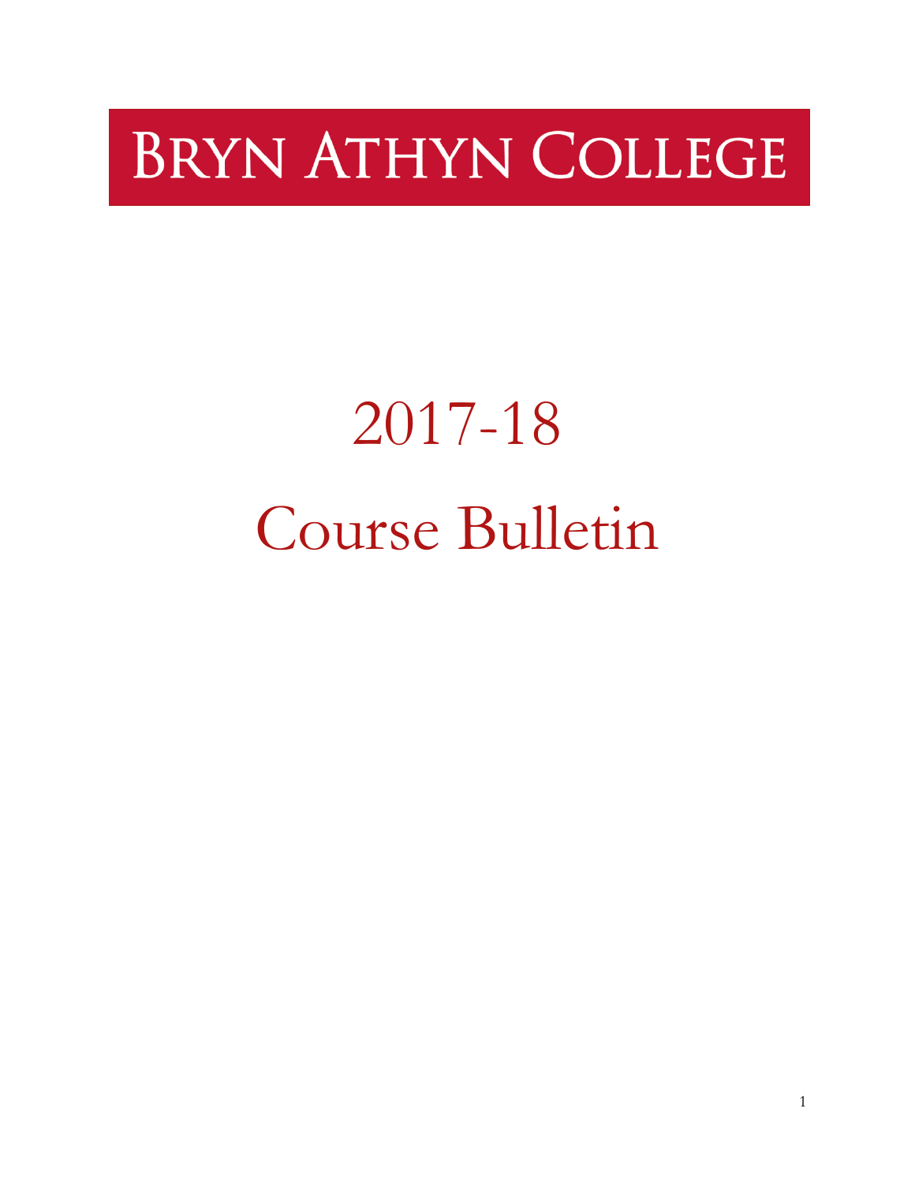# Bryn Athyn College

# 2017-18

# Course Bulletin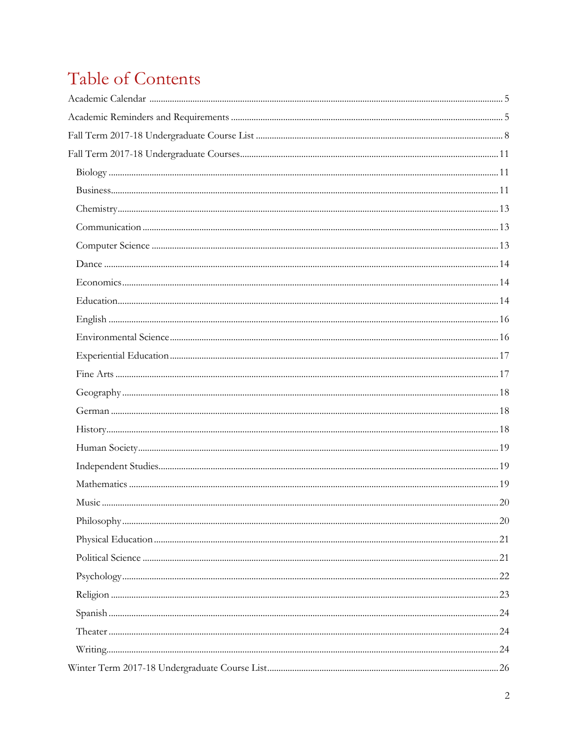# Table of Contents

Academic Calendar ........................................................ 5

Academic Reminders and Requirements ........................................................ 5

Fall Term 2017-18 Undergraduate Course List ........................................................ 8

Fall Term 2017-18 Undergraduate Courses ........................................................ 11

- Biology ........................................................ 11
- Business ........................................................ 11
- Chemistry ........................................................ 13
- Communication ........................................................ 13
- Computer Science ........................................................ 13
- Dance ........................................................ 14
- Economics ........................................................ 14
- Education ........................................................ 14
- English ........................................................ 16
- Environmental Science ........................................................ 16
- Experiential Education ........................................................ 17
- Fine Arts ........................................................ 17
- Geography ........................................................ 18
- German ........................................................ 18
- History ........................................................ 18
- Human Society ........................................................ 19
- Independent Studies ........................................................ 19
- Mathematics ........................................................ 19
- Music ........................................................ 20
- Philosophy ........................................................ 20
- Physical Education ........................................................ 21
- Political Science ........................................................ 21
- Psychology ........................................................ 22
- Religion ........................................................ 23
- Spanish ........................................................ 24
- Theater ........................................................ 24
- Writing ........................................................ 24

Winter Term 2017-18 Undergraduate Course List ........................................................ 26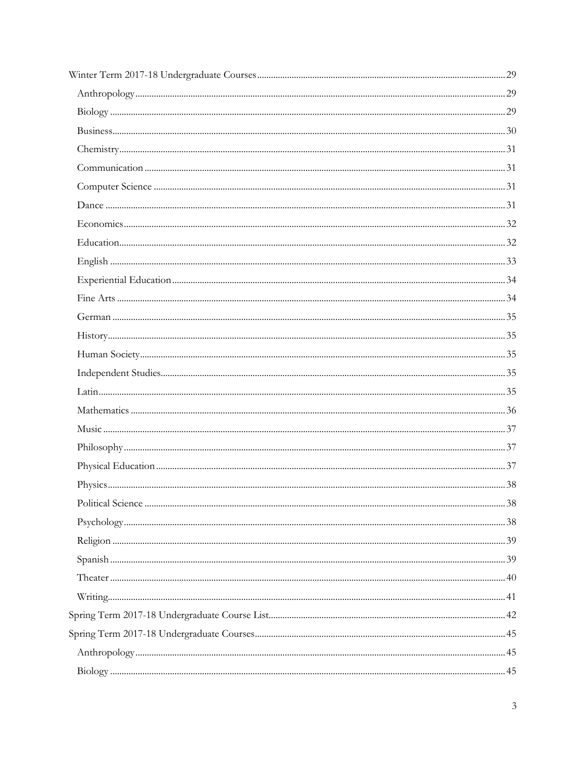Winter Term 2017-18 Undergraduate Courses .......... 29

- Anthropology .......... 29
- Biology .......... 29
- Business .......... 30
- Chemistry .......... 31
- Communication .......... 31
- Computer Science .......... 31
- Dance .......... 31
- Economics .......... 32
- Education .......... 32
- English .......... 33
- Experiential Education .......... 34
- Fine Arts .......... 34
- German .......... 35
- History .......... 35
- Human Society .......... 35
- Independent Studies .......... 35
- Latin .......... 35
- Mathematics .......... 36
- Music .......... 37
- Philosophy .......... 37
- Physical Education .......... 37
- Physics .......... 38
- Political Science .......... 38
- Psychology .......... 38
- Religion .......... 39
- Spanish .......... 39
- Theater .......... 40
- Writing .......... 41

Spring Term 2017-18 Undergraduate Course List .......... 42

Spring Term 2017-18 Undergraduate Courses .......... 45

- Anthropology .......... 45
- Biology .......... 45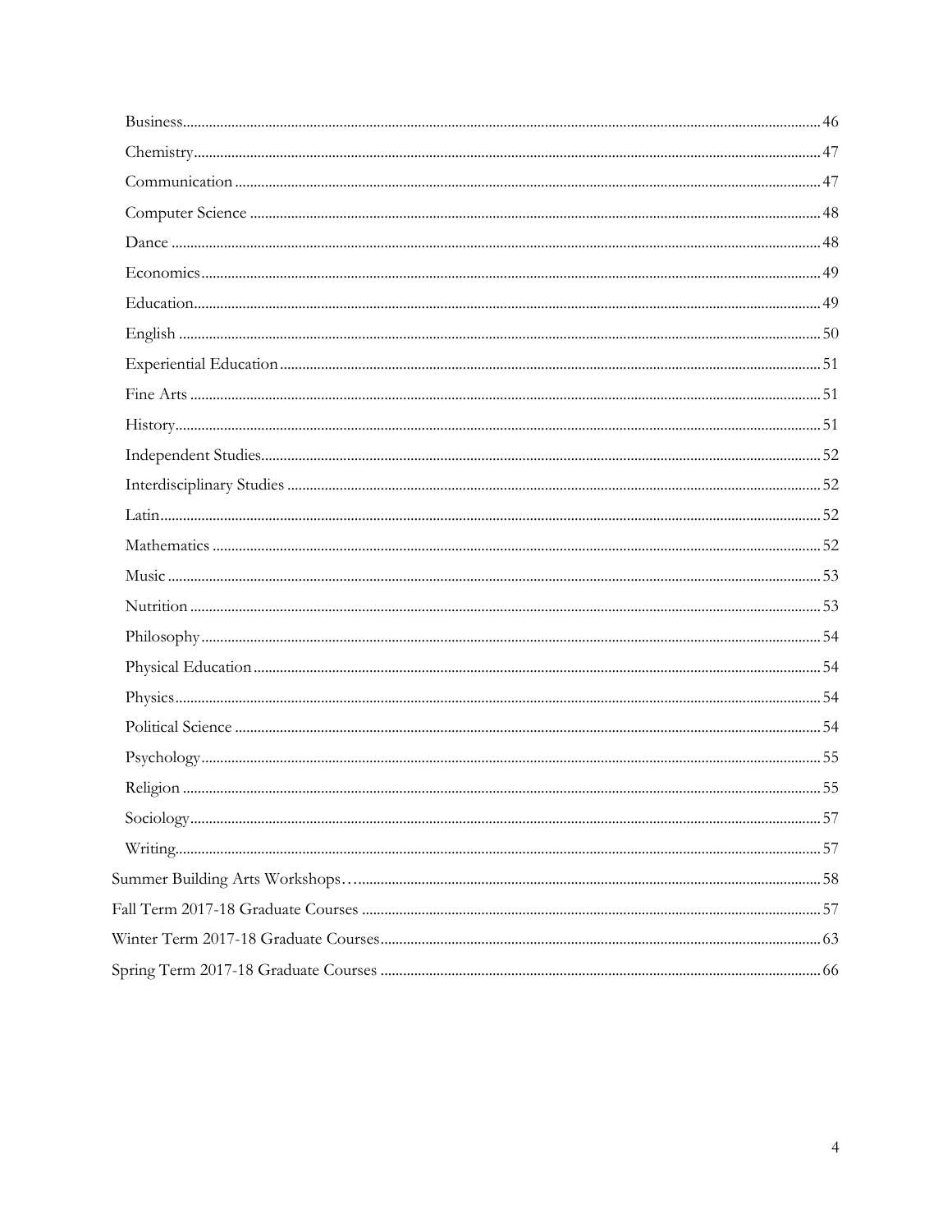Business........................................................................................................................................................46
Chemistry......................................................................................................................................................47
Communication............................................................................................................................................47
Computer Science........................................................................................................................................48
Dance............................................................................................................................................................48
Economics.....................................................................................................................................................49
Education......................................................................................................................................................49
English...........................................................................................................................................................50
Experiential Education.................................................................................................................................51
Fine Arts........................................................................................................................................................51
History...........................................................................................................................................................51
Independent Studies......................................................................................................................................52
Interdisciplinary Studies...............................................................................................................................52
Latin..............................................................................................................................................................52
Mathematics..................................................................................................................................................52
Music.............................................................................................................................................................53
Nutrition........................................................................................................................................................53
Philosophy.....................................................................................................................................................54
Physical Education........................................................................................................................................54
Physics...........................................................................................................................................................54
Political Science............................................................................................................................................54
Psychology.....................................................................................................................................................55
Religion..........................................................................................................................................................55
Sociology........................................................................................................................................................57
Writing............................................................................................................................................................57

Summer Building Arts Workshops…...........................................................................................................58
Fall Term 2017-18 Graduate Courses..........................................................................................................57
Winter Term 2017-18 Graduate Courses......................................................................................................63
Spring Term 2017-18 Graduate Courses......................................................................................................66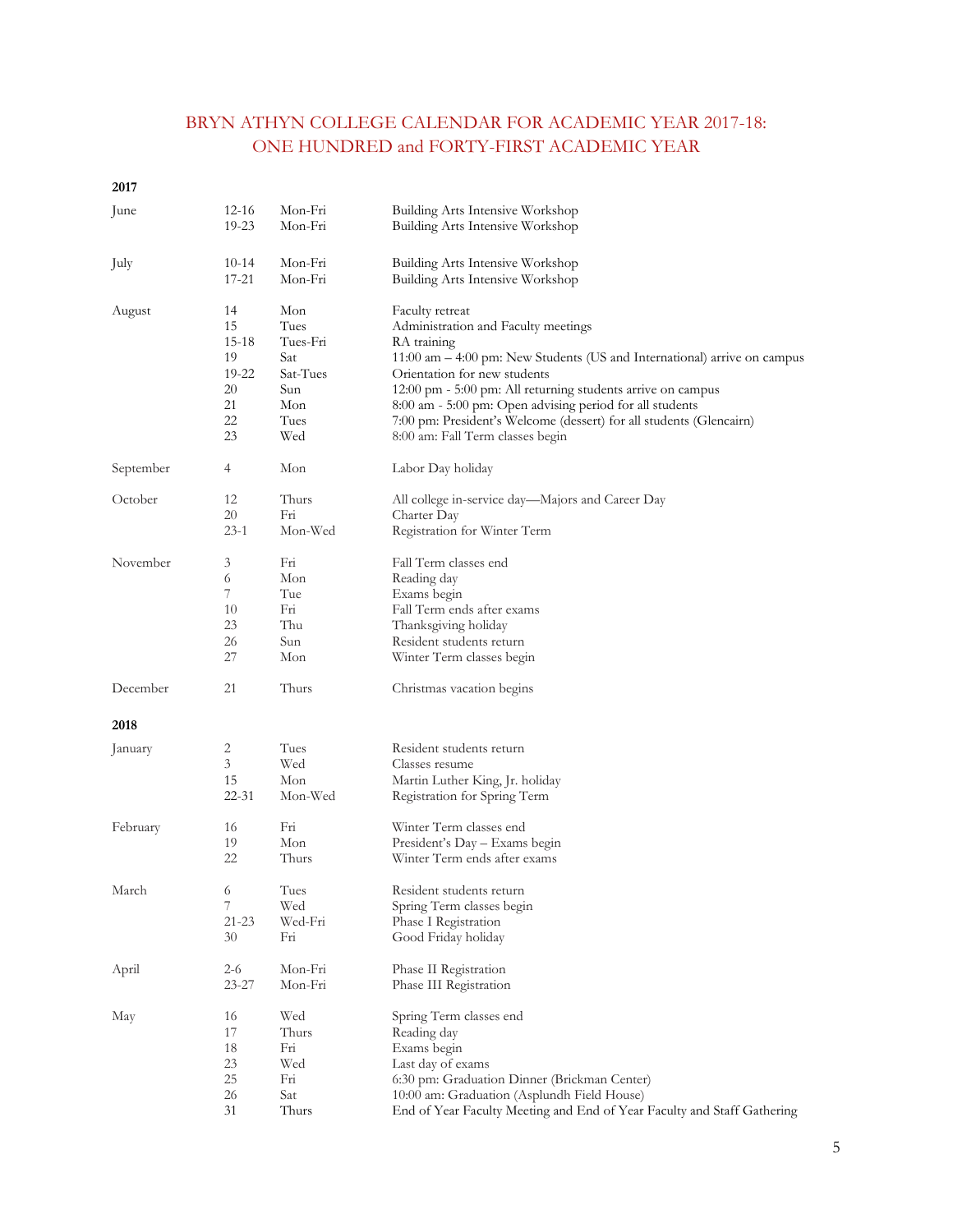# BRYN ATHYN COLLEGE CALENDAR FOR ACADEMIC YEAR 2017-18: ONE HUNDRED and FORTY-FIRST ACADEMIC YEAR

**2017**

| Month | Date | Day | Event |
|---|---|---|---|
| June | 12-16 | Mon-Fri | Building Arts Intensive Workshop |
| | 19-23 | Mon-Fri | Building Arts Intensive Workshop |
| July | 10-14 | Mon-Fri | Building Arts Intensive Workshop |
| | 17-21 | Mon-Fri | Building Arts Intensive Workshop |
| August | 14 | Mon | Faculty retreat |
| | 15 | Tues | Administration and Faculty meetings |
| | 15-18 | Tues-Fri | RA training |
| | 19 | Sat | 11:00 am – 4:00 pm: New Students (US and International) arrive on campus |
| | 19-22 | Sat-Tues | Orientation for new students |
| | 20 | Sun | 12:00 pm - 5:00 pm: All returning students arrive on campus |
| | 21 | Mon | 8:00 am - 5:00 pm: Open advising period for all students |
| | 22 | Tues | 7:00 pm: President's Welcome (dessert) for all students (Glencairn) |
| | 23 | Wed | 8:00 am: Fall Term classes begin |
| September | 4 | Mon | Labor Day holiday |
| October | 12 | Thurs | All college in-service day—Majors and Career Day |
| | 20 | Fri | Charter Day |
| | 23-1 | Mon-Wed | Registration for Winter Term |
| November | 3 | Fri | Fall Term classes end |
| | 6 | Mon | Reading day |
| | 7 | Tue | Exams begin |
| | 10 | Fri | Fall Term ends after exams |
| | 23 | Thu | Thanksgiving holiday |
| | 26 | Sun | Resident students return |
| | 27 | Mon | Winter Term classes begin |
| December | 21 | Thurs | Christmas vacation begins |

**2018**

| Month | Date | Day | Event |
|---|---|---|---|
| January | 2 | Tues | Resident students return |
| | 3 | Wed | Classes resume |
| | 15 | Mon | Martin Luther King, Jr. holiday |
| | 22-31 | Mon-Wed | Registration for Spring Term |
| February | 16 | Fri | Winter Term classes end |
| | 19 | Mon | President's Day – Exams begin |
| | 22 | Thurs | Winter Term ends after exams |
| March | 6 | Tues | Resident students return |
| | 7 | Wed | Spring Term classes begin |
| | 21-23 | Wed-Fri | Phase I Registration |
| | 30 | Fri | Good Friday holiday |
| April | 2-6 | Mon-Fri | Phase II Registration |
| | 23-27 | Mon-Fri | Phase III Registration |
| May | 16 | Wed | Spring Term classes end |
| | 17 | Thurs | Reading day |
| | 18 | Fri | Exams begin |
| | 23 | Wed | Last day of exams |
| | 25 | Fri | 6:30 pm: Graduation Dinner (Brickman Center) |
| | 26 | Sat | 10:00 am: Graduation (Asplundh Field House) |
| | 31 | Thurs | End of Year Faculty Meeting and End of Year Faculty and Staff Gathering |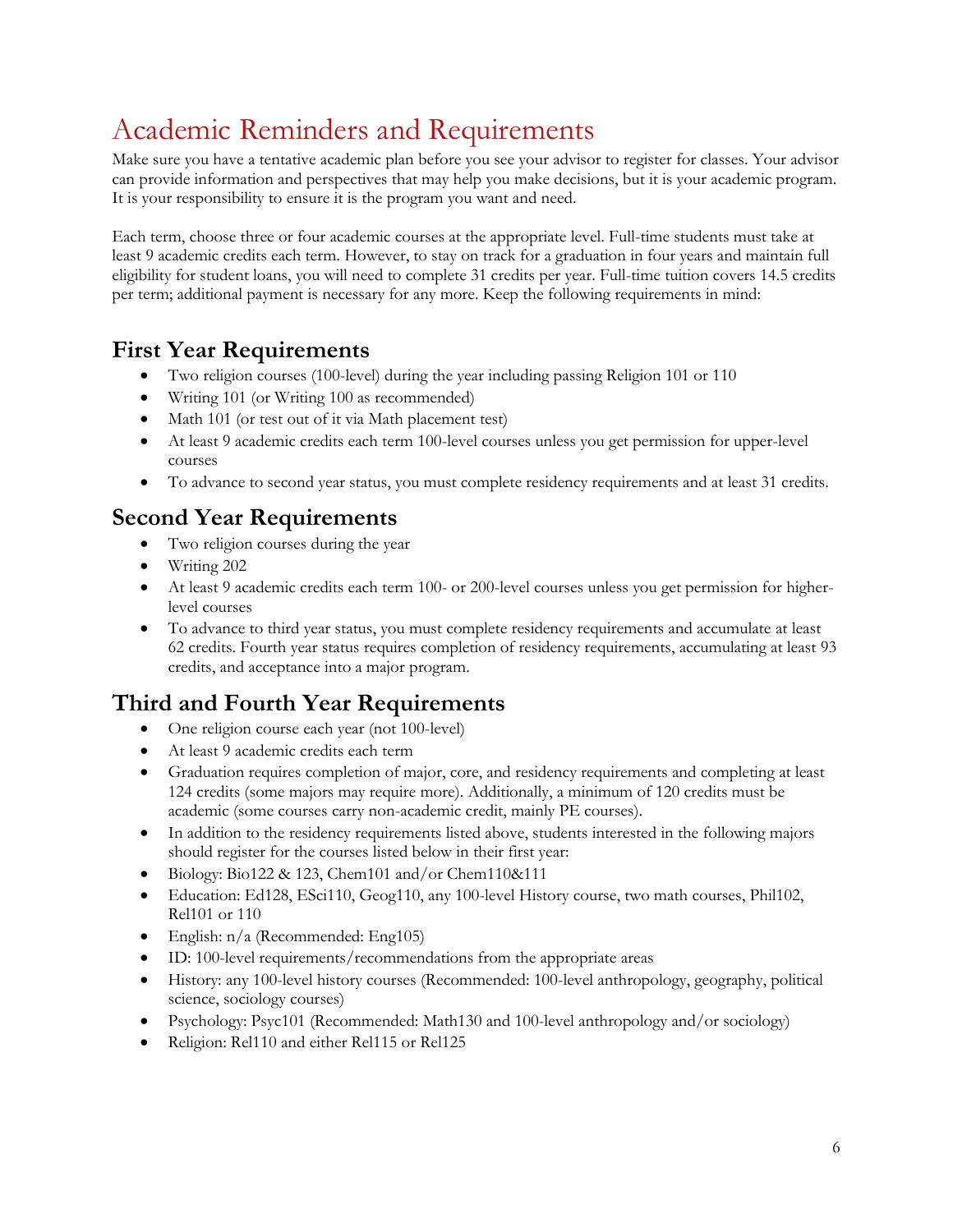# Academic Reminders and Requirements

Make sure you have a tentative academic plan before you see your advisor to register for classes. Your advisor can provide information and perspectives that may help you make decisions, but it is your academic program. It is your responsibility to ensure it is the program you want and need.

Each term, choose three or four academic courses at the appropriate level. Full-time students must take at least 9 academic credits each term. However, to stay on track for a graduation in four years and maintain full eligibility for student loans, you will need to complete 31 credits per year. Full-time tuition covers 14.5 credits per term; additional payment is necessary for any more. Keep the following requirements in mind:

## First Year Requirements

- Two religion courses (100-level) during the year including passing Religion 101 or 110
- Writing 101 (or Writing 100 as recommended)
- Math 101 (or test out of it via Math placement test)
- At least 9 academic credits each term 100-level courses unless you get permission for upper-level courses
- To advance to second year status, you must complete residency requirements and at least 31 credits.

## Second Year Requirements

- Two religion courses during the year
- Writing 202
- At least 9 academic credits each term 100- or 200-level courses unless you get permission for higher-level courses
- To advance to third year status, you must complete residency requirements and accumulate at least 62 credits. Fourth year status requires completion of residency requirements, accumulating at least 93 credits, and acceptance into a major program.

## Third and Fourth Year Requirements

- One religion course each year (not 100-level)
- At least 9 academic credits each term
- Graduation requires completion of major, core, and residency requirements and completing at least 124 credits (some majors may require more). Additionally, a minimum of 120 credits must be academic (some courses carry non-academic credit, mainly PE courses).
- In addition to the residency requirements listed above, students interested in the following majors should register for the courses listed below in their first year:
- Biology: Bio122 & 123, Chem101 and/or Chem110&111
- Education: Ed128, ESci110, Geog110, any 100-level History course, two math courses, Phil102, Rel101 or 110
- English: n/a (Recommended: Eng105)
- ID: 100-level requirements/recommendations from the appropriate areas
- History: any 100-level history courses (Recommended: 100-level anthropology, geography, political science, sociology courses)
- Psychology: Psyc101 (Recommended: Math130 and 100-level anthropology and/or sociology)
- Religion: Rel110 and either Rel115 or Rel125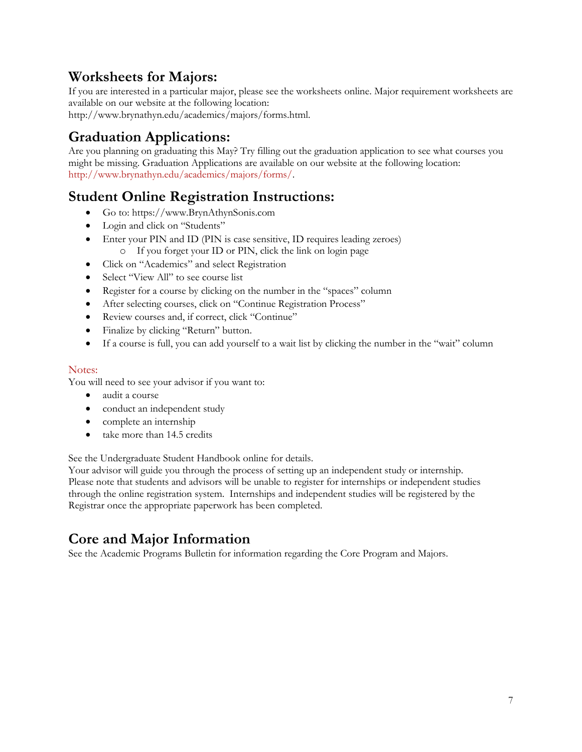## Worksheets for Majors:

If you are interested in a particular major, please see the worksheets online. Major requirement worksheets are available on our website at the following location:
http://www.brynathyn.edu/academics/majors/forms.html.

## Graduation Applications:

Are you planning on graduating this May? Try filling out the graduation application to see what courses you might be missing. Graduation Applications are available on our website at the following location: http://www.brynathyn.edu/academics/majors/forms/.

## Student Online Registration Instructions:

- Go to: https://www.BrynAthynSonis.com
- Login and click on "Students"
- Enter your PIN and ID (PIN is case sensitive, ID requires leading zeroes)
  - If you forget your ID or PIN, click the link on login page
- Click on "Academics" and select Registration
- Select "View All" to see course list
- Register for a course by clicking on the number in the "spaces" column
- After selecting courses, click on "Continue Registration Process"
- Review courses and, if correct, click "Continue"
- Finalize by clicking "Return" button.
- If a course is full, you can add yourself to a wait list by clicking the number in the "wait" column

Notes:

You will need to see your advisor if you want to:

- audit a course
- conduct an independent study
- complete an internship
- take more than 14.5 credits

See the Undergraduate Student Handbook online for details.
Your advisor will guide you through the process of setting up an independent study or internship. Please note that students and advisors will be unable to register for internships or independent studies through the online registration system. Internships and independent studies will be registered by the Registrar once the appropriate paperwork has been completed.

## Core and Major Information

See the Academic Programs Bulletin for information regarding the Core Program and Majors.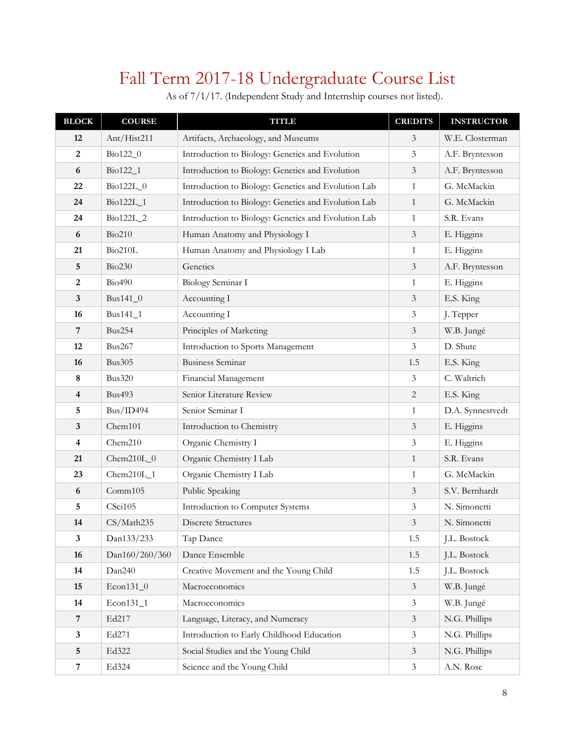# Fall Term 2017-18 Undergraduate Course List

As of 7/1/17. (Independent Study and Internship courses not listed).

| BLOCK | COURSE | TITLE | CREDITS | INSTRUCTOR |
|---|---|---|---|---|
| **12** | Ant/Hist211 | Artifacts, Archaeology, and Museums | 3 | W.E. Closterman |
| **2** | Bio122_0 | Introduction to Biology: Genetics and Evolution | 3 | A.F. Bryntesson |
| **6** | Bio122_1 | Introduction to Biology: Genetics and Evolution | 3 | A.F. Bryntesson |
| **22** | Bio122L_0 | Introduction to Biology: Genetics and Evolution Lab | 1 | G. McMackin |
| **24** | Bio122L_1 | Introduction to Biology: Genetics and Evolution Lab | 1 | G. McMackin |
| **24** | Bio122L_2 | Introduction to Biology: Genetics and Evolution Lab | 1 | S.R. Evans |
| **6** | Bio210 | Human Anatomy and Physiology I | 3 | E. Higgins |
| **21** | Bio210L | Human Anatomy and Physiology I Lab | 1 | E. Higgins |
| **5** | Bio230 | Genetics | 3 | A.F. Bryntesson |
| **2** | Bio490 | Biology Seminar I | 1 | E. Higgins |
| **3** | Bus141_0 | Accounting I | 3 | E.S. King |
| **16** | Bus141_1 | Accounting I | 3 | J. Tepper |
| **7** | Bus254 | Principles of Marketing | 3 | W.B. Jungé |
| **12** | Bus267 | Introduction to Sports Management | 3 | D. Shute |
| **16** | Bus305 | Business Seminar | 1.5 | E.S. King |
| **8** | Bus320 | Financial Management | 3 | C. Waltrich |
| **4** | Bus493 | Senior Literature Review | 2 | E.S. King |
| **5** | Bus/ID494 | Senior Seminar I | 1 | D.A. Synnestvedt |
| **3** | Chem101 | Introduction to Chemistry | 3 | E. Higgins |
| **4** | Chem210 | Organic Chemistry I | 3 | E. Higgins |
| **21** | Chem210L_0 | Organic Chemistry I Lab | 1 | S.R. Evans |
| **23** | Chem210L_1 | Organic Chemistry I Lab | 1 | G. McMackin |
| **6** | Comm105 | Public Speaking | 3 | S.V. Bernhardt |
| **5** | CSci105 | Introduction to Computer Systems | 3 | N. Simonetti |
| **14** | CS/Math235 | Discrete Structures | 3 | N. Simonetti |
| **3** | Dan133/233 | Tap Dance | 1.5 | J.L. Bostock |
| **16** | Dan160/260/360 | Dance Ensemble | 1.5 | J.L. Bostock |
| **14** | Dan240 | Creative Movement and the Young Child | 1.5 | J.L. Bostock |
| **15** | Econ131_0 | Macroeconomics | 3 | W.B. Jungé |
| **14** | Econ131_1 | Macroeconomics | 3 | W.B. Jungé |
| **7** | Ed217 | Language, Literacy, and Numeracy | 3 | N.G. Phillips |
| **3** | Ed271 | Introduction to Early Childhood Education | 3 | N.G. Phillips |
| **5** | Ed322 | Social Studies and the Young Child | 3 | N.G. Phillips |
| **7** | Ed324 | Science and the Young Child | 3 | A.N. Rose |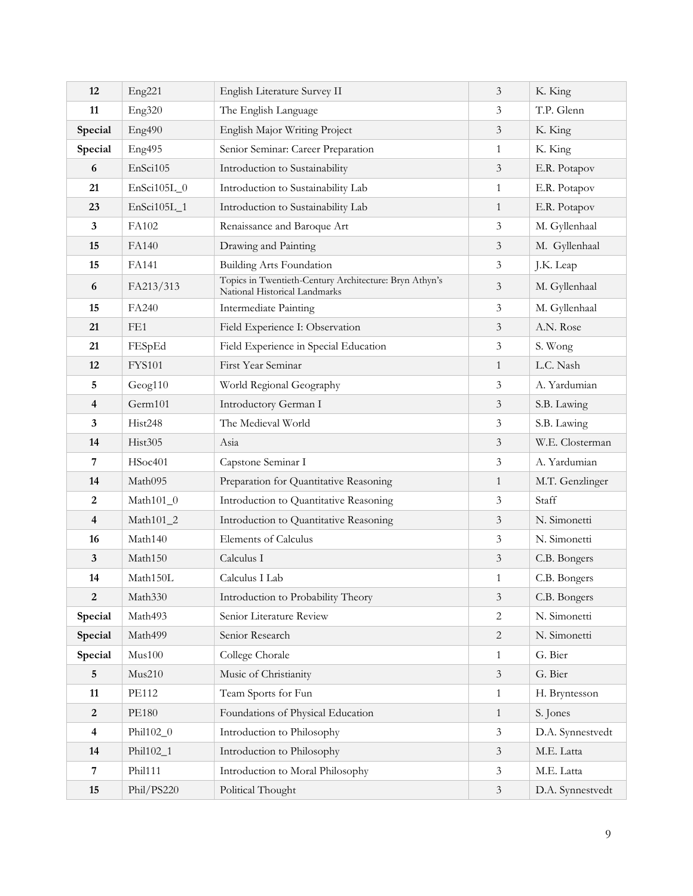| 12 | Eng221 | English Literature Survey II | 3 | K. King |
|---|---|---|---|---|
| 11 | Eng320 | The English Language | 3 | T.P. Glenn |
| Special | Eng490 | English Major Writing Project | 3 | K. King |
| Special | Eng495 | Senior Seminar: Career Preparation | 1 | K. King |
| 6 | EnSci105 | Introduction to Sustainability | 3 | E.R. Potapov |
| 21 | EnSci105L_0 | Introduction to Sustainability Lab | 1 | E.R. Potapov |
| 23 | EnSci105L_1 | Introduction to Sustainability Lab | 1 | E.R. Potapov |
| 3 | FA102 | Renaissance and Baroque Art | 3 | M. Gyllenhaal |
| 15 | FA140 | Drawing and Painting | 3 | M. Gyllenhaal |
| 15 | FA141 | Building Arts Foundation | 3 | J.K. Leap |
| 6 | FA213/313 | Topics in Twentieth-Century Architecture: Bryn Athyn's National Historical Landmarks | 3 | M. Gyllenhaal |
| 15 | FA240 | Intermediate Painting | 3 | M. Gyllenhaal |
| 21 | FE1 | Field Experience I: Observation | 3 | A.N. Rose |
| 21 | FESpEd | Field Experience in Special Education | 3 | S. Wong |
| 12 | FYS101 | First Year Seminar | 1 | L.C. Nash |
| 5 | Geog110 | World Regional Geography | 3 | A. Yardumian |
| 4 | Germ101 | Introductory German I | 3 | S.B. Lawing |
| 3 | Hist248 | The Medieval World | 3 | S.B. Lawing |
| 14 | Hist305 | Asia | 3 | W.E. Closterman |
| 7 | HSoc401 | Capstone Seminar I | 3 | A. Yardumian |
| 14 | Math095 | Preparation for Quantitative Reasoning | 1 | M.T. Genzlinger |
| 2 | Math101_0 | Introduction to Quantitative Reasoning | 3 | Staff |
| 4 | Math101_2 | Introduction to Quantitative Reasoning | 3 | N. Simonetti |
| 16 | Math140 | Elements of Calculus | 3 | N. Simonetti |
| 3 | Math150 | Calculus I | 3 | C.B. Bongers |
| 14 | Math150L | Calculus I Lab | 1 | C.B. Bongers |
| 2 | Math330 | Introduction to Probability Theory | 3 | C.B. Bongers |
| Special | Math493 | Senior Literature Review | 2 | N. Simonetti |
| Special | Math499 | Senior Research | 2 | N. Simonetti |
| Special | Mus100 | College Chorale | 1 | G. Bier |
| 5 | Mus210 | Music of Christianity | 3 | G. Bier |
| 11 | PE112 | Team Sports for Fun | 1 | H. Bryntesson |
| 2 | PE180 | Foundations of Physical Education | 1 | S. Jones |
| 4 | Phil102_0 | Introduction to Philosophy | 3 | D.A. Synnestvedt |
| 14 | Phil102_1 | Introduction to Philosophy | 3 | M.E. Latta |
| 7 | Phil111 | Introduction to Moral Philosophy | 3 | M.E. Latta |
| 15 | Phil/PS220 | Political Thought | 3 | D.A. Synnestvedt |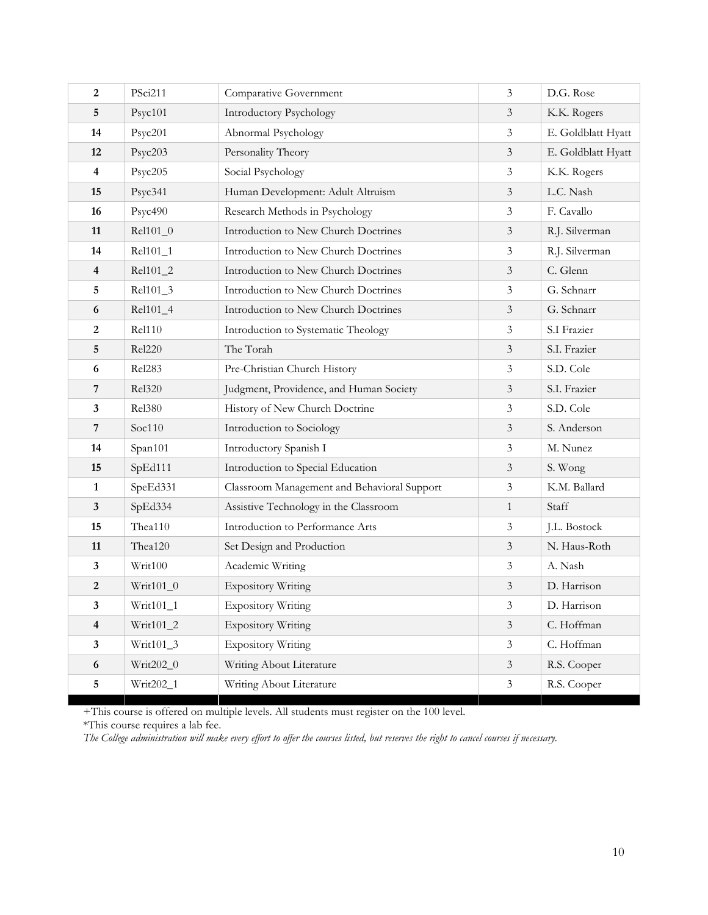| | | | | |
|---|---|---|---|---|
| **2** | PSci211 | Comparative Government | 3 | D.G. Rose |
| **5** | Psyc101 | Introductory Psychology | 3 | K.K. Rogers |
| **14** | Psyc201 | Abnormal Psychology | 3 | E. Goldblatt Hyatt |
| **12** | Psyc203 | Personality Theory | 3 | E. Goldblatt Hyatt |
| **4** | Psyc205 | Social Psychology | 3 | K.K. Rogers |
| **15** | Psyc341 | Human Development: Adult Altruism | 3 | L.C. Nash |
| **16** | Psyc490 | Research Methods in Psychology | 3 | F. Cavallo |
| **11** | Rel101_0 | Introduction to New Church Doctrines | 3 | R.J. Silverman |
| **14** | Rel101_1 | Introduction to New Church Doctrines | 3 | R.J. Silverman |
| **4** | Rel101_2 | Introduction to New Church Doctrines | 3 | C. Glenn |
| **5** | Rel101_3 | Introduction to New Church Doctrines | 3 | G. Schnarr |
| **6** | Rel101_4 | Introduction to New Church Doctrines | 3 | G. Schnarr |
| **2** | Rel110 | Introduction to Systematic Theology | 3 | S.I Frazier |
| **5** | Rel220 | The Torah | 3 | S.I. Frazier |
| **6** | Rel283 | Pre-Christian Church History | 3 | S.D. Cole |
| **7** | Rel320 | Judgment, Providence, and Human Society | 3 | S.I. Frazier |
| **3** | Rel380 | History of New Church Doctrine | 3 | S.D. Cole |
| **7** | Soc110 | Introduction to Sociology | 3 | S. Anderson |
| **14** | Span101 | Introductory Spanish I | 3 | M. Nunez |
| **15** | SpEd111 | Introduction to Special Education | 3 | S. Wong |
| **1** | SpeEd331 | Classroom Management and Behavioral Support | 3 | K.M. Ballard |
| **3** | SpEd334 | Assistive Technology in the Classroom | 1 | Staff |
| **15** | Thea110 | Introduction to Performance Arts | 3 | J.L. Bostock |
| **11** | Thea120 | Set Design and Production | 3 | N. Haus-Roth |
| **3** | Writ100 | Academic Writing | 3 | A. Nash |
| **2** | Writ101_0 | Expository Writing | 3 | D. Harrison |
| **3** | Writ101_1 | Expository Writing | 3 | D. Harrison |
| **4** | Writ101_2 | Expository Writing | 3 | C. Hoffman |
| **3** | Writ101_3 | Expository Writing | 3 | C. Hoffman |
| **6** | Writ202_0 | Writing About Literature | 3 | R.S. Cooper |
| **5** | Writ202_1 | Writing About Literature | 3 | R.S. Cooper |

+This course is offered on multiple levels. All students must register on the 100 level.

*This course requires a lab fee.

*The College administration will make every effort to offer the courses listed, but reserves the right to cancel courses if necessary.*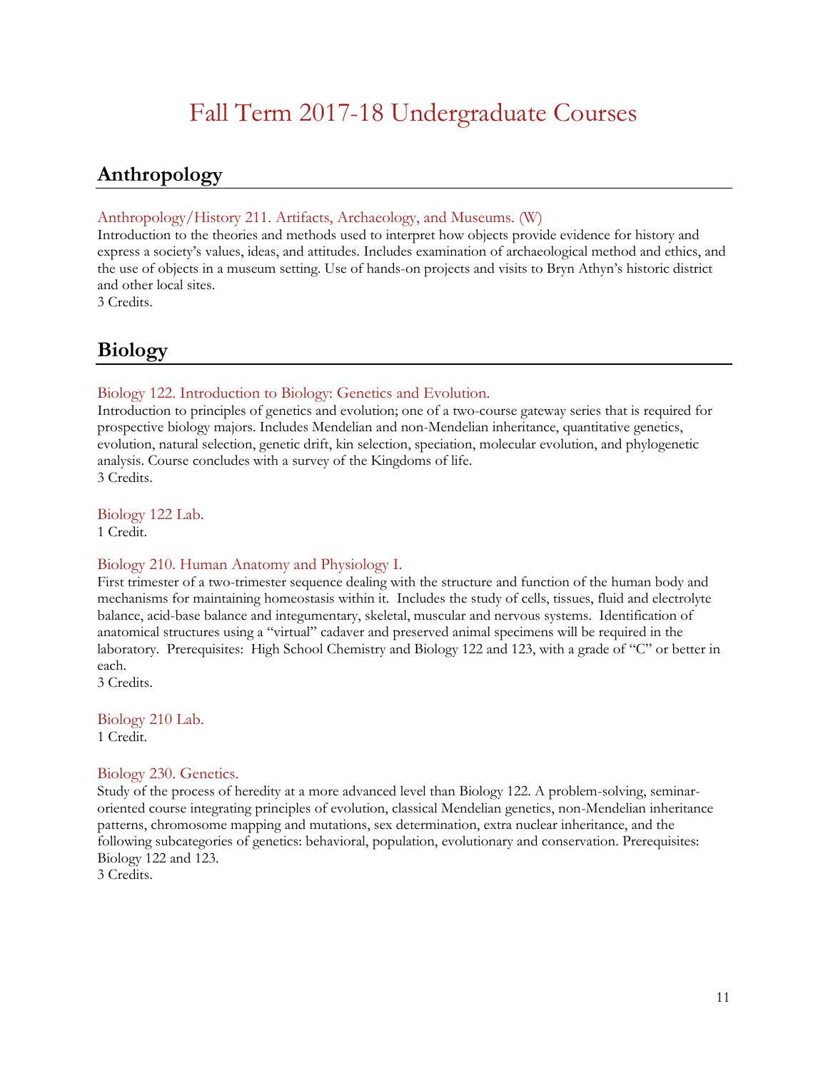# Fall Term 2017-18 Undergraduate Courses

## Anthropology

### Anthropology/History 211. Artifacts, Archaeology, and Museums. (W)

Introduction to the theories and methods used to interpret how objects provide evidence for history and express a society's values, ideas, and attitudes. Includes examination of archaeological method and ethics, and the use of objects in a museum setting. Use of hands-on projects and visits to Bryn Athyn's historic district and other local sites.
3 Credits.

## Biology

### Biology 122. Introduction to Biology: Genetics and Evolution.

Introduction to principles of genetics and evolution; one of a two-course gateway series that is required for prospective biology majors. Includes Mendelian and non-Mendelian inheritance, quantitative genetics, evolution, natural selection, genetic drift, kin selection, speciation, molecular evolution, and phylogenetic analysis. Course concludes with a survey of the Kingdoms of life.
3 Credits.

### Biology 122 Lab.

1 Credit.

### Biology 210. Human Anatomy and Physiology I.

First trimester of a two-trimester sequence dealing with the structure and function of the human body and mechanisms for maintaining homeostasis within it. Includes the study of cells, tissues, fluid and electrolyte balance, acid-base balance and integumentary, skeletal, muscular and nervous systems. Identification of anatomical structures using a "virtual" cadaver and preserved animal specimens will be required in the laboratory. Prerequisites: High School Chemistry and Biology 122 and 123, with a grade of "C" or better in each.
3 Credits.

### Biology 210 Lab.

1 Credit.

### Biology 230. Genetics.

Study of the process of heredity at a more advanced level than Biology 122. A problem-solving, seminar-oriented course integrating principles of evolution, classical Mendelian genetics, non-Mendelian inheritance patterns, chromosome mapping and mutations, sex determination, extra nuclear inheritance, and the following subcategories of genetics: behavioral, population, evolutionary and conservation. Prerequisites: Biology 122 and 123.
3 Credits.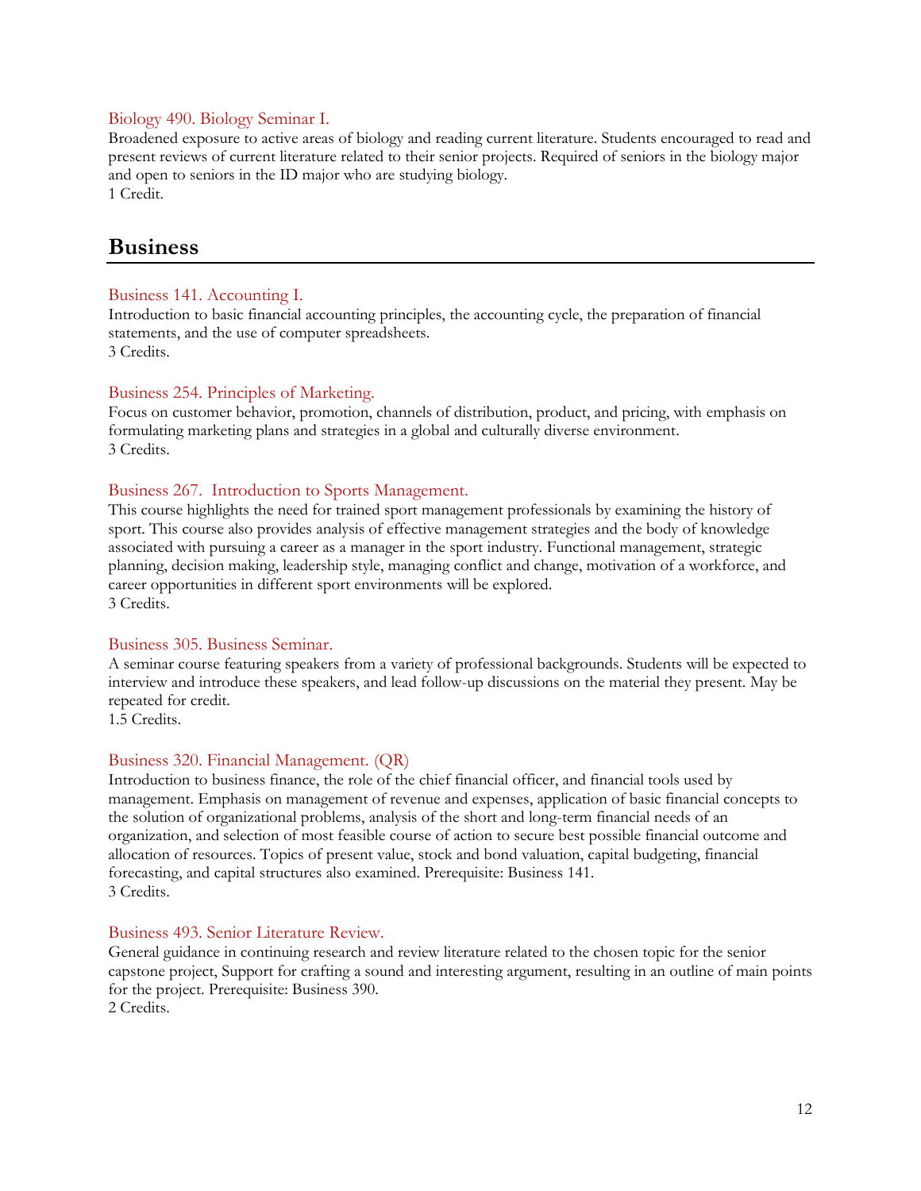### Biology 490. Biology Seminar I.

Broadened exposure to active areas of biology and reading current literature. Students encouraged to read and present reviews of current literature related to their senior projects. Required of seniors in the biology major and open to seniors in the ID major who are studying biology.
1 Credit.

## Business

### Business 141. Accounting I.

Introduction to basic financial accounting principles, the accounting cycle, the preparation of financial statements, and the use of computer spreadsheets.
3 Credits.

### Business 254. Principles of Marketing.

Focus on customer behavior, promotion, channels of distribution, product, and pricing, with emphasis on formulating marketing plans and strategies in a global and culturally diverse environment.
3 Credits.

### Business 267. Introduction to Sports Management.

This course highlights the need for trained sport management professionals by examining the history of sport. This course also provides analysis of effective management strategies and the body of knowledge associated with pursuing a career as a manager in the sport industry. Functional management, strategic planning, decision making, leadership style, managing conflict and change, motivation of a workforce, and career opportunities in different sport environments will be explored.
3 Credits.

### Business 305. Business Seminar.

A seminar course featuring speakers from a variety of professional backgrounds. Students will be expected to interview and introduce these speakers, and lead follow-up discussions on the material they present. May be repeated for credit.
1.5 Credits.

### Business 320. Financial Management. (QR)

Introduction to business finance, the role of the chief financial officer, and financial tools used by management. Emphasis on management of revenue and expenses, application of basic financial concepts to the solution of organizational problems, analysis of the short and long-term financial needs of an organization, and selection of most feasible course of action to secure best possible financial outcome and allocation of resources. Topics of present value, stock and bond valuation, capital budgeting, financial forecasting, and capital structures also examined. Prerequisite: Business 141.
3 Credits.

### Business 493. Senior Literature Review.

General guidance in continuing research and review literature related to the chosen topic for the senior capstone project, Support for crafting a sound and interesting argument, resulting in an outline of main points for the project. Prerequisite: Business 390.
2 Credits.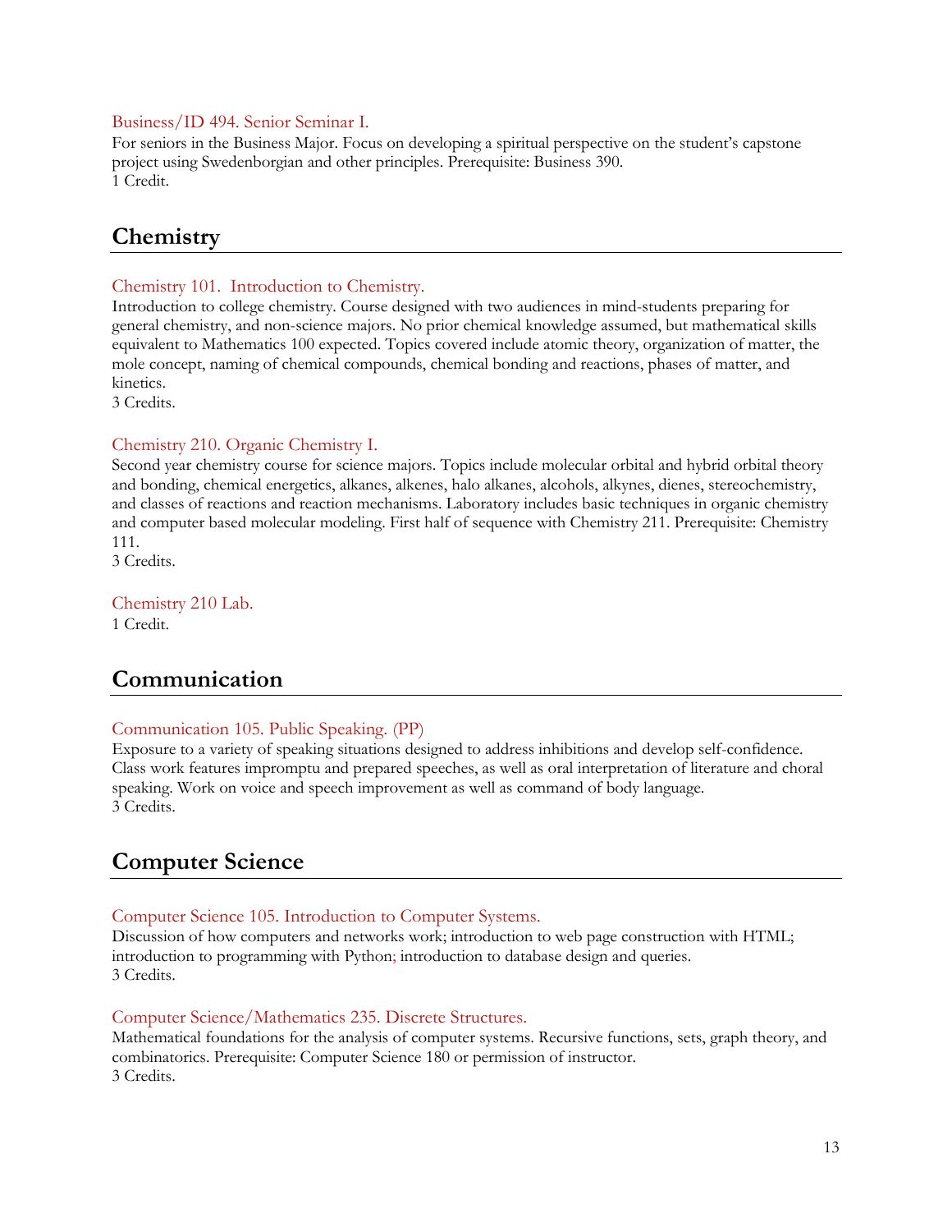### Business/ID 494. Senior Seminar I.

For seniors in the Business Major. Focus on developing a spiritual perspective on the student's capstone project using Swedenborgian and other principles. Prerequisite: Business 390.
1 Credit.

## Chemistry

### Chemistry 101. Introduction to Chemistry.

Introduction to college chemistry. Course designed with two audiences in mind-students preparing for general chemistry, and non-science majors. No prior chemical knowledge assumed, but mathematical skills equivalent to Mathematics 100 expected. Topics covered include atomic theory, organization of matter, the mole concept, naming of chemical compounds, chemical bonding and reactions, phases of matter, and kinetics.
3 Credits.

### Chemistry 210. Organic Chemistry I.

Second year chemistry course for science majors. Topics include molecular orbital and hybrid orbital theory and bonding, chemical energetics, alkanes, alkenes, halo alkanes, alcohols, alkynes, dienes, stereochemistry, and classes of reactions and reaction mechanisms. Laboratory includes basic techniques in organic chemistry and computer based molecular modeling. First half of sequence with Chemistry 211. Prerequisite: Chemistry 111.
3 Credits.

### Chemistry 210 Lab.

1 Credit.

## Communication

### Communication 105. Public Speaking. (PP)

Exposure to a variety of speaking situations designed to address inhibitions and develop self-confidence. Class work features impromptu and prepared speeches, as well as oral interpretation of literature and choral speaking. Work on voice and speech improvement as well as command of body language.
3 Credits.

## Computer Science

### Computer Science 105. Introduction to Computer Systems.

Discussion of how computers and networks work; introduction to web page construction with HTML; introduction to programming with Python; introduction to database design and queries.
3 Credits.

### Computer Science/Mathematics 235. Discrete Structures.

Mathematical foundations for the analysis of computer systems. Recursive functions, sets, graph theory, and combinatorics. Prerequisite: Computer Science 180 or permission of instructor.
3 Credits.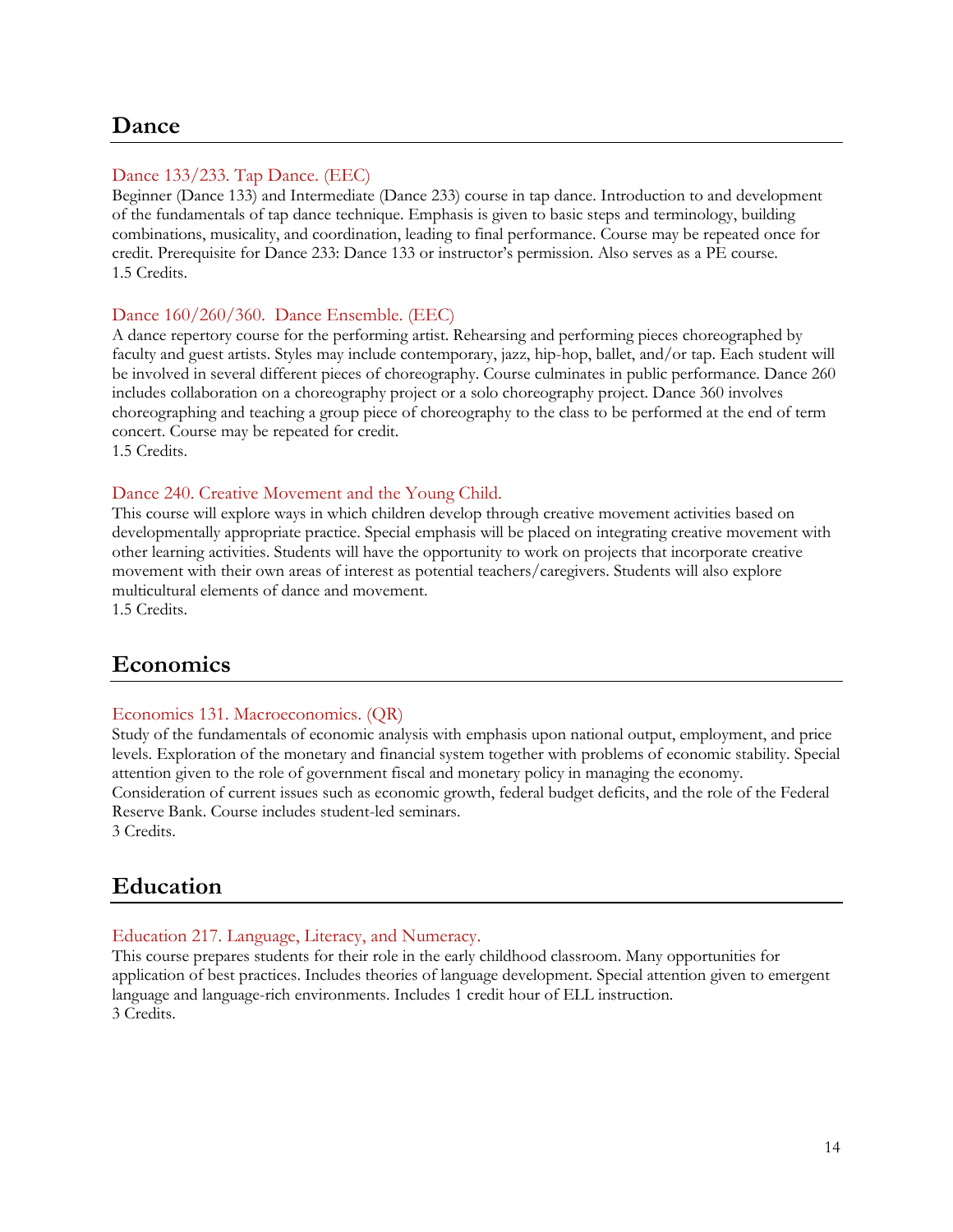## Dance

### Dance 133/233. Tap Dance. (EEC)

Beginner (Dance 133) and Intermediate (Dance 233) course in tap dance. Introduction to and development of the fundamentals of tap dance technique. Emphasis is given to basic steps and terminology, building combinations, musicality, and coordination, leading to final performance. Course may be repeated once for credit. Prerequisite for Dance 233: Dance 133 or instructor's permission. Also serves as a PE course.
1.5 Credits.

### Dance 160/260/360. Dance Ensemble. (EEC)

A dance repertory course for the performing artist. Rehearsing and performing pieces choreographed by faculty and guest artists. Styles may include contemporary, jazz, hip-hop, ballet, and/or tap. Each student will be involved in several different pieces of choreography. Course culminates in public performance. Dance 260 includes collaboration on a choreography project or a solo choreography project. Dance 360 involves choreographing and teaching a group piece of choreography to the class to be performed at the end of term concert. Course may be repeated for credit.
1.5 Credits.

### Dance 240. Creative Movement and the Young Child.

This course will explore ways in which children develop through creative movement activities based on developmentally appropriate practice. Special emphasis will be placed on integrating creative movement with other learning activities. Students will have the opportunity to work on projects that incorporate creative movement with their own areas of interest as potential teachers/caregivers. Students will also explore multicultural elements of dance and movement.
1.5 Credits.

## Economics

### Economics 131. Macroeconomics. (QR)

Study of the fundamentals of economic analysis with emphasis upon national output, employment, and price levels. Exploration of the monetary and financial system together with problems of economic stability. Special attention given to the role of government fiscal and monetary policy in managing the economy. Consideration of current issues such as economic growth, federal budget deficits, and the role of the Federal Reserve Bank. Course includes student-led seminars.
3 Credits.

## Education

### Education 217. Language, Literacy, and Numeracy.

This course prepares students for their role in the early childhood classroom. Many opportunities for application of best practices. Includes theories of language development. Special attention given to emergent language and language-rich environments. Includes 1 credit hour of ELL instruction.
3 Credits.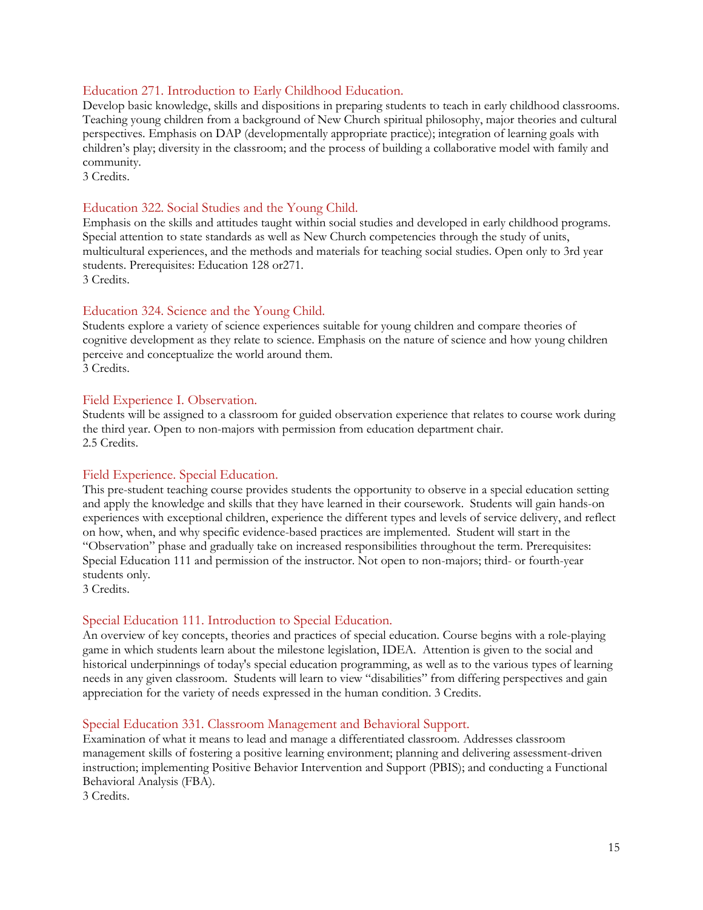### Education 271. Introduction to Early Childhood Education.

Develop basic knowledge, skills and dispositions in preparing students to teach in early childhood classrooms. Teaching young children from a background of New Church spiritual philosophy, major theories and cultural perspectives. Emphasis on DAP (developmentally appropriate practice); integration of learning goals with children's play; diversity in the classroom; and the process of building a collaborative model with family and community.
3 Credits.

### Education 322. Social Studies and the Young Child.

Emphasis on the skills and attitudes taught within social studies and developed in early childhood programs. Special attention to state standards as well as New Church competencies through the study of units, multicultural experiences, and the methods and materials for teaching social studies. Open only to 3rd year students. Prerequisites: Education 128 or271.
3 Credits.

### Education 324. Science and the Young Child.

Students explore a variety of science experiences suitable for young children and compare theories of cognitive development as they relate to science. Emphasis on the nature of science and how young children perceive and conceptualize the world around them.
3 Credits.

### Field Experience I. Observation.

Students will be assigned to a classroom for guided observation experience that relates to course work during the third year. Open to non-majors with permission from education department chair.
2.5 Credits.

### Field Experience. Special Education.

This pre-student teaching course provides students the opportunity to observe in a special education setting and apply the knowledge and skills that they have learned in their coursework. Students will gain hands-on experiences with exceptional children, experience the different types and levels of service delivery, and reflect on how, when, and why specific evidence-based practices are implemented. Student will start in the "Observation" phase and gradually take on increased responsibilities throughout the term. Prerequisites: Special Education 111 and permission of the instructor. Not open to non-majors; third- or fourth-year students only.
3 Credits.

### Special Education 111. Introduction to Special Education.

An overview of key concepts, theories and practices of special education. Course begins with a role-playing game in which students learn about the milestone legislation, IDEA. Attention is given to the social and historical underpinnings of today's special education programming, as well as to the various types of learning needs in any given classroom. Students will learn to view "disabilities" from differing perspectives and gain appreciation for the variety of needs expressed in the human condition. 3 Credits.

### Special Education 331. Classroom Management and Behavioral Support.

Examination of what it means to lead and manage a differentiated classroom. Addresses classroom management skills of fostering a positive learning environment; planning and delivering assessment-driven instruction; implementing Positive Behavior Intervention and Support (PBIS); and conducting a Functional Behavioral Analysis (FBA).
3 Credits.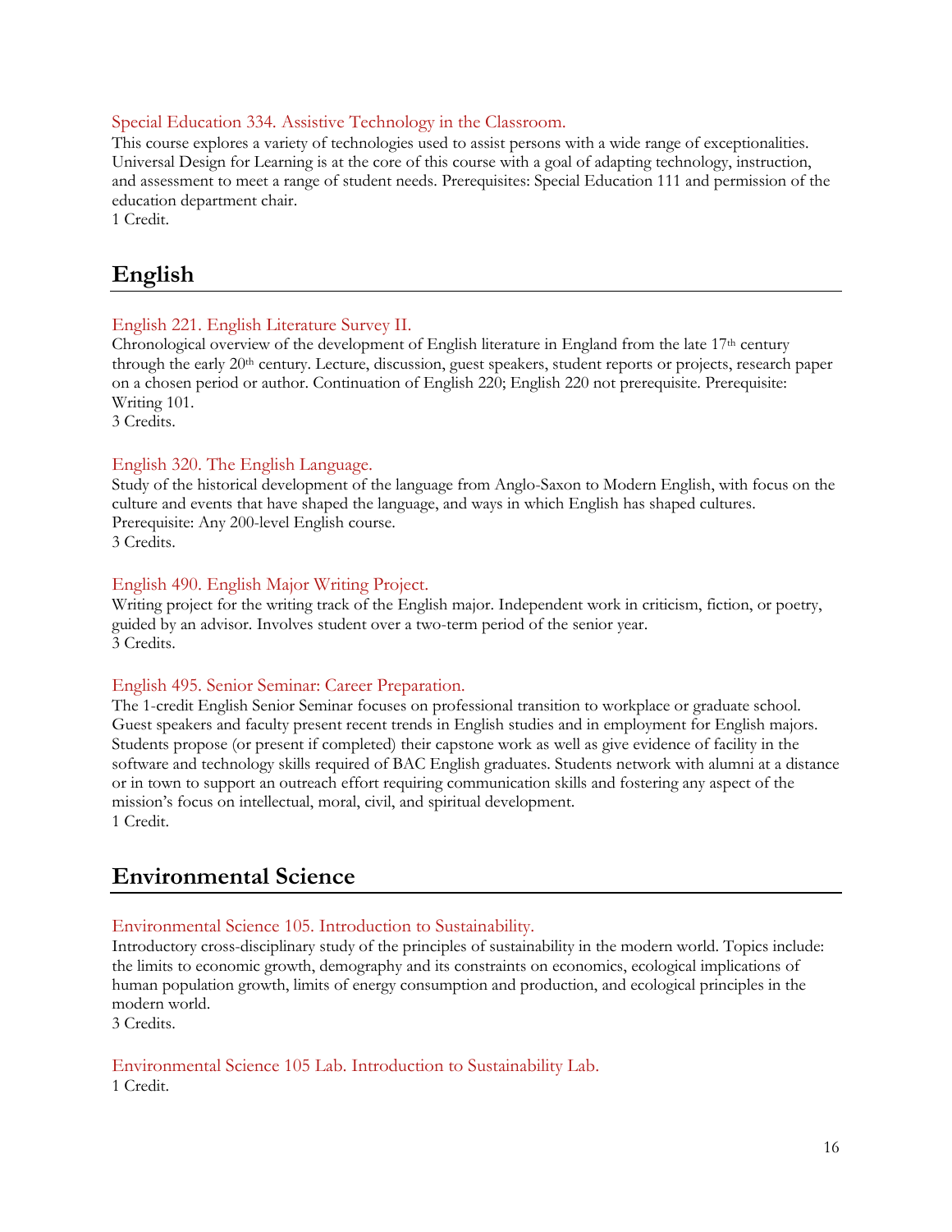### Special Education 334. Assistive Technology in the Classroom.

This course explores a variety of technologies used to assist persons with a wide range of exceptionalities. Universal Design for Learning is at the core of this course with a goal of adapting technology, instruction, and assessment to meet a range of student needs. Prerequisites: Special Education 111 and permission of the education department chair.
1 Credit.

## English

### English 221. English Literature Survey II.

Chronological overview of the development of English literature in England from the late 17th century through the early 20th century. Lecture, discussion, guest speakers, student reports or projects, research paper on a chosen period or author. Continuation of English 220; English 220 not prerequisite. Prerequisite: Writing 101.
3 Credits.

### English 320. The English Language.

Study of the historical development of the language from Anglo-Saxon to Modern English, with focus on the culture and events that have shaped the language, and ways in which English has shaped cultures. Prerequisite: Any 200-level English course.
3 Credits.

### English 490. English Major Writing Project.

Writing project for the writing track of the English major. Independent work in criticism, fiction, or poetry, guided by an advisor. Involves student over a two-term period of the senior year.
3 Credits.

### English 495. Senior Seminar: Career Preparation.

The 1-credit English Senior Seminar focuses on professional transition to workplace or graduate school. Guest speakers and faculty present recent trends in English studies and in employment for English majors. Students propose (or present if completed) their capstone work as well as give evidence of facility in the software and technology skills required of BAC English graduates. Students network with alumni at a distance or in town to support an outreach effort requiring communication skills and fostering any aspect of the mission's focus on intellectual, moral, civil, and spiritual development.
1 Credit.

## Environmental Science

### Environmental Science 105. Introduction to Sustainability.

Introductory cross-disciplinary study of the principles of sustainability in the modern world. Topics include: the limits to economic growth, demography and its constraints on economics, ecological implications of human population growth, limits of energy consumption and production, and ecological principles in the modern world.
3 Credits.

### Environmental Science 105 Lab. Introduction to Sustainability Lab.

1 Credit.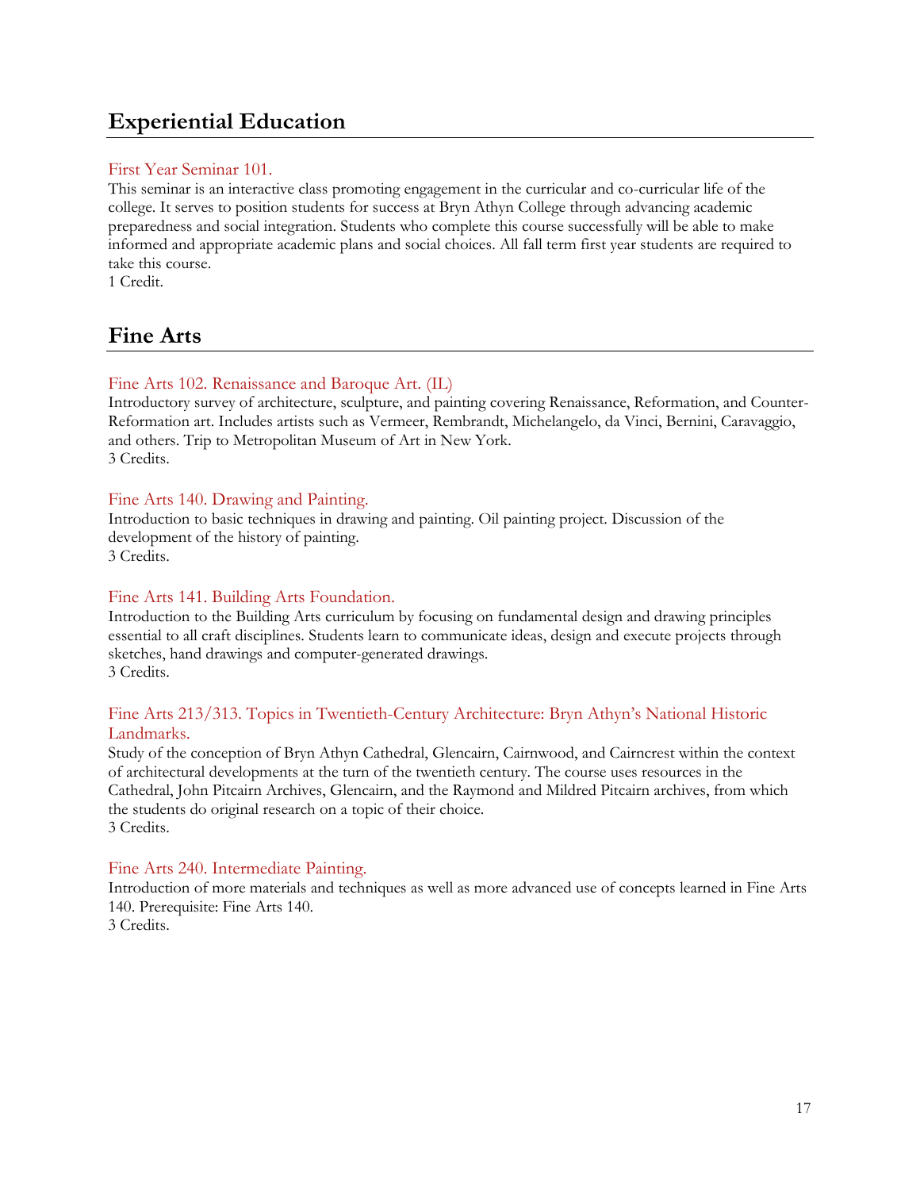## Experiential Education

### First Year Seminar 101.

This seminar is an interactive class promoting engagement in the curricular and co-curricular life of the college. It serves to position students for success at Bryn Athyn College through advancing academic preparedness and social integration. Students who complete this course successfully will be able to make informed and appropriate academic plans and social choices. All fall term first year students are required to take this course.
1 Credit.

## Fine Arts

### Fine Arts 102. Renaissance and Baroque Art. (IL)

Introductory survey of architecture, sculpture, and painting covering Renaissance, Reformation, and Counter-Reformation art. Includes artists such as Vermeer, Rembrandt, Michelangelo, da Vinci, Bernini, Caravaggio, and others. Trip to Metropolitan Museum of Art in New York.
3 Credits.

### Fine Arts 140. Drawing and Painting.

Introduction to basic techniques in drawing and painting. Oil painting project. Discussion of the development of the history of painting.
3 Credits.

### Fine Arts 141. Building Arts Foundation.

Introduction to the Building Arts curriculum by focusing on fundamental design and drawing principles essential to all craft disciplines. Students learn to communicate ideas, design and execute projects through sketches, hand drawings and computer-generated drawings.
3 Credits.

### Fine Arts 213/313. Topics in Twentieth-Century Architecture: Bryn Athyn's National Historic Landmarks.

Study of the conception of Bryn Athyn Cathedral, Glencairn, Cairnwood, and Cairncrest within the context of architectural developments at the turn of the twentieth century. The course uses resources in the Cathedral, John Pitcairn Archives, Glencairn, and the Raymond and Mildred Pitcairn archives, from which the students do original research on a topic of their choice.
3 Credits.

### Fine Arts 240. Intermediate Painting.

Introduction of more materials and techniques as well as more advanced use of concepts learned in Fine Arts 140. Prerequisite: Fine Arts 140.
3 Credits.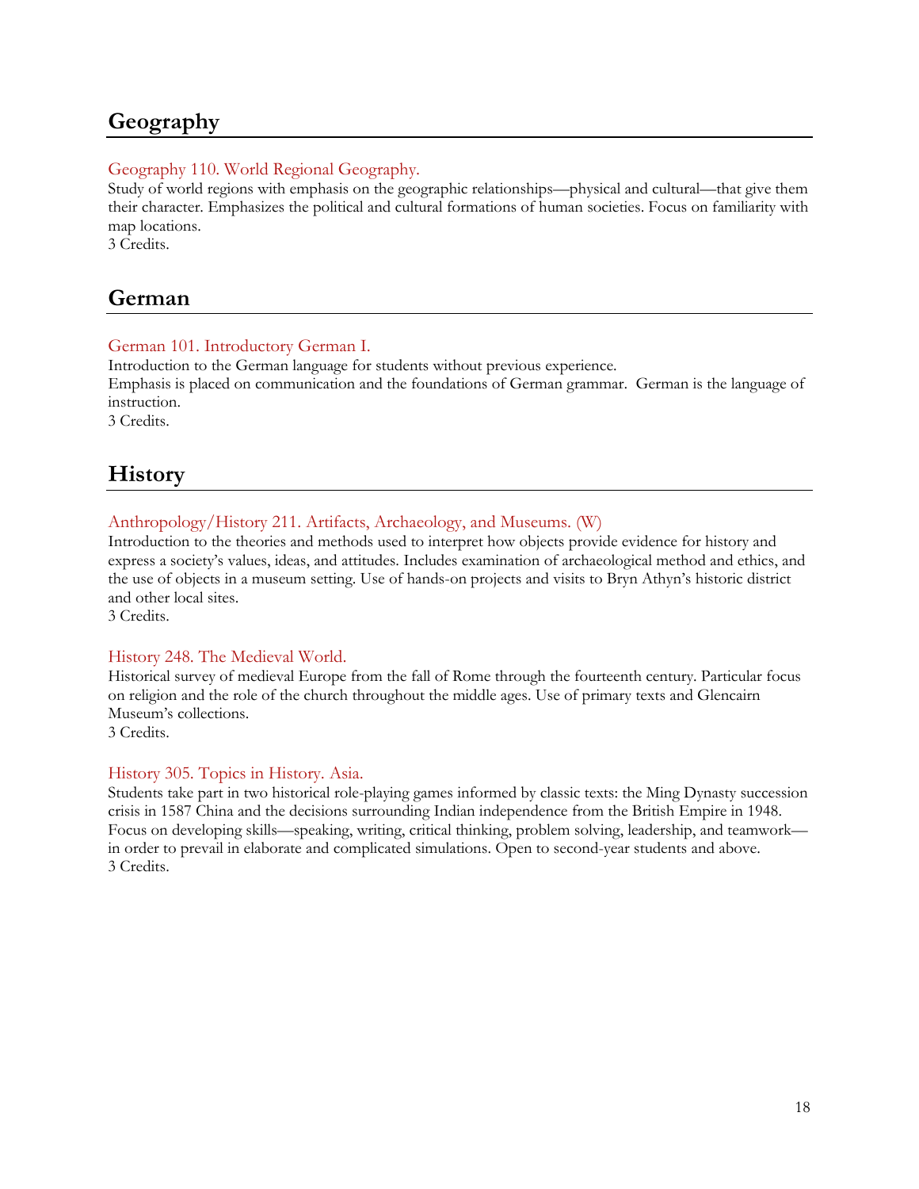## Geography

Geography 110. World Regional Geography.

Study of world regions with emphasis on the geographic relationships—physical and cultural—that give them their character. Emphasizes the political and cultural formations of human societies. Focus on familiarity with map locations.
3 Credits.

## German

German 101. Introductory German I.

Introduction to the German language for students without previous experience.
Emphasis is placed on communication and the foundations of German grammar. German is the language of instruction.
3 Credits.

## History

Anthropology/History 211. Artifacts, Archaeology, and Museums. (W)

Introduction to the theories and methods used to interpret how objects provide evidence for history and express a society's values, ideas, and attitudes. Includes examination of archaeological method and ethics, and the use of objects in a museum setting. Use of hands-on projects and visits to Bryn Athyn's historic district and other local sites.
3 Credits.

History 248. The Medieval World.

Historical survey of medieval Europe from the fall of Rome through the fourteenth century. Particular focus on religion and the role of the church throughout the middle ages. Use of primary texts and Glencairn Museum's collections.
3 Credits.

History 305. Topics in History. Asia.

Students take part in two historical role-playing games informed by classic texts: the Ming Dynasty succession crisis in 1587 China and the decisions surrounding Indian independence from the British Empire in 1948. Focus on developing skills—speaking, writing, critical thinking, problem solving, leadership, and teamwork—in order to prevail in elaborate and complicated simulations. Open to second-year students and above.
3 Credits.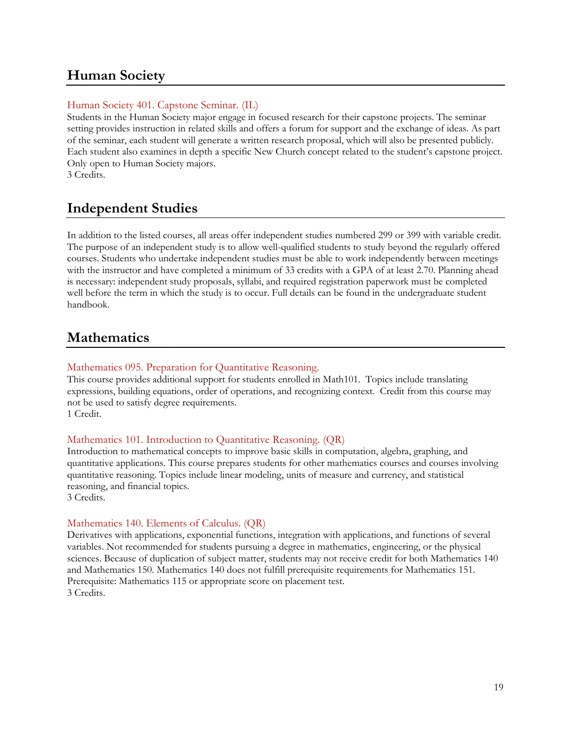## Human Society

### Human Society 401. Capstone Seminar. (IL)

Students in the Human Society major engage in focused research for their capstone projects. The seminar setting provides instruction in related skills and offers a forum for support and the exchange of ideas. As part of the seminar, each student will generate a written research proposal, which will also be presented publicly. Each student also examines in depth a specific New Church concept related to the student's capstone project. Only open to Human Society majors.
3 Credits.

## Independent Studies

In addition to the listed courses, all areas offer independent studies numbered 299 or 399 with variable credit. The purpose of an independent study is to allow well-qualified students to study beyond the regularly offered courses. Students who undertake independent studies must be able to work independently between meetings with the instructor and have completed a minimum of 33 credits with a GPA of at least 2.70. Planning ahead is necessary: independent study proposals, syllabi, and required registration paperwork must be completed well before the term in which the study is to occur. Full details can be found in the undergraduate student handbook.

## Mathematics

### Mathematics 095. Preparation for Quantitative Reasoning.

This course provides additional support for students enrolled in Math101. Topics include translating expressions, building equations, order of operations, and recognizing context. Credit from this course may not be used to satisfy degree requirements.
1 Credit.

### Mathematics 101. Introduction to Quantitative Reasoning. (QR)

Introduction to mathematical concepts to improve basic skills in computation, algebra, graphing, and quantitative applications. This course prepares students for other mathematics courses and courses involving quantitative reasoning. Topics include linear modeling, units of measure and currency, and statistical reasoning, and financial topics.
3 Credits.

### Mathematics 140. Elements of Calculus. (QR)

Derivatives with applications, exponential functions, integration with applications, and functions of several variables. Not recommended for students pursuing a degree in mathematics, engineering, or the physical sciences. Because of duplication of subject matter, students may not receive credit for both Mathematics 140 and Mathematics 150. Mathematics 140 does not fulfill prerequisite requirements for Mathematics 151. Prerequisite: Mathematics 115 or appropriate score on placement test.
3 Credits.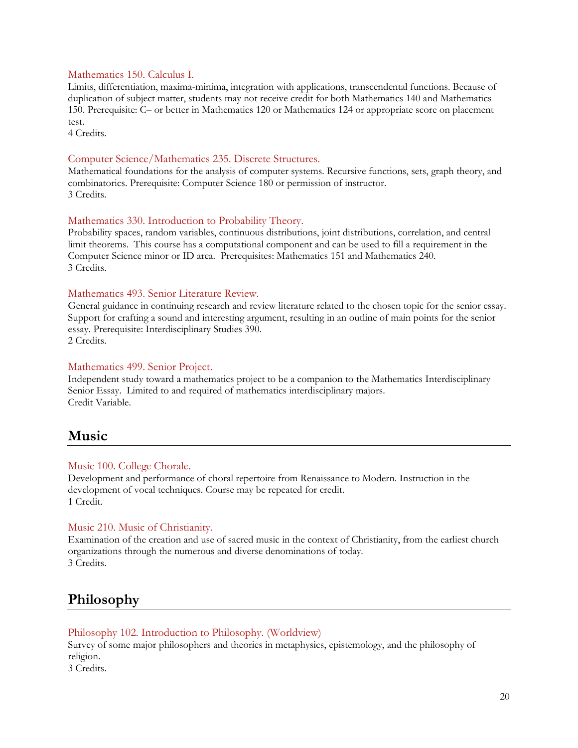Mathematics 150. Calculus I.

Limits, differentiation, maxima-minima, integration with applications, transcendental functions. Because of duplication of subject matter, students may not receive credit for both Mathematics 140 and Mathematics 150. Prerequisite: C– or better in Mathematics 120 or Mathematics 124 or appropriate score on placement test.
4 Credits.

Computer Science/Mathematics 235. Discrete Structures.

Mathematical foundations for the analysis of computer systems. Recursive functions, sets, graph theory, and combinatorics. Prerequisite: Computer Science 180 or permission of instructor.
3 Credits.

Mathematics 330. Introduction to Probability Theory.

Probability spaces, random variables, continuous distributions, joint distributions, correlation, and central limit theorems. This course has a computational component and can be used to fill a requirement in the Computer Science minor or ID area. Prerequisites: Mathematics 151 and Mathematics 240.
3 Credits.

Mathematics 493. Senior Literature Review.

General guidance in continuing research and review literature related to the chosen topic for the senior essay. Support for crafting a sound and interesting argument, resulting in an outline of main points for the senior essay. Prerequisite: Interdisciplinary Studies 390.
2 Credits.

Mathematics 499. Senior Project.

Independent study toward a mathematics project to be a companion to the Mathematics Interdisciplinary Senior Essay. Limited to and required of mathematics interdisciplinary majors.
Credit Variable.

## Music

Music 100. College Chorale.

Development and performance of choral repertoire from Renaissance to Modern. Instruction in the development of vocal techniques. Course may be repeated for credit.
1 Credit.

Music 210. Music of Christianity.

Examination of the creation and use of sacred music in the context of Christianity, from the earliest church organizations through the numerous and diverse denominations of today.
3 Credits.

## Philosophy

Philosophy 102. Introduction to Philosophy. (Worldview)

Survey of some major philosophers and theories in metaphysics, epistemology, and the philosophy of religion.
3 Credits.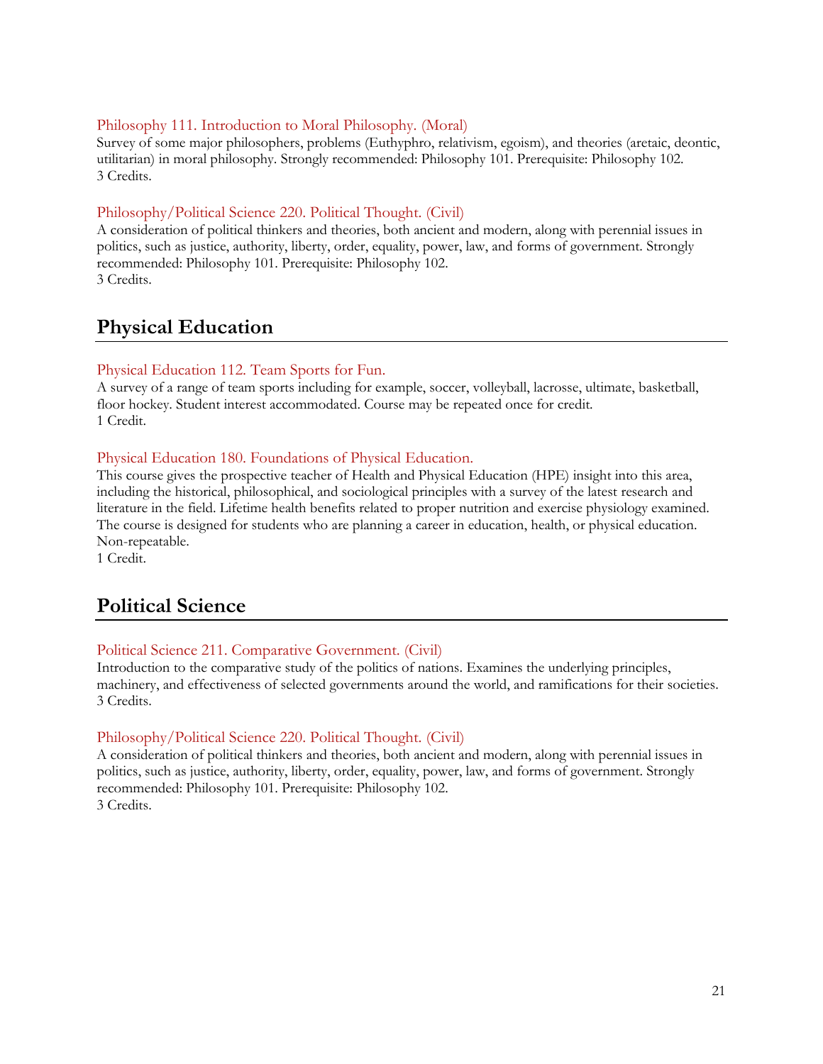### Philosophy 111. Introduction to Moral Philosophy. (Moral)

Survey of some major philosophers, problems (Euthyphro, relativism, egoism), and theories (aretaic, deontic, utilitarian) in moral philosophy. Strongly recommended: Philosophy 101. Prerequisite: Philosophy 102.
3 Credits.

### Philosophy/Political Science 220. Political Thought. (Civil)

A consideration of political thinkers and theories, both ancient and modern, along with perennial issues in politics, such as justice, authority, liberty, order, equality, power, law, and forms of government. Strongly recommended: Philosophy 101. Prerequisite: Philosophy 102.
3 Credits.

## Physical Education

### Physical Education 112. Team Sports for Fun.

A survey of a range of team sports including for example, soccer, volleyball, lacrosse, ultimate, basketball, floor hockey. Student interest accommodated. Course may be repeated once for credit.
1 Credit.

### Physical Education 180. Foundations of Physical Education.

This course gives the prospective teacher of Health and Physical Education (HPE) insight into this area, including the historical, philosophical, and sociological principles with a survey of the latest research and literature in the field. Lifetime health benefits related to proper nutrition and exercise physiology examined. The course is designed for students who are planning a career in education, health, or physical education. Non-repeatable.
1 Credit.

## Political Science

### Political Science 211. Comparative Government. (Civil)

Introduction to the comparative study of the politics of nations. Examines the underlying principles, machinery, and effectiveness of selected governments around the world, and ramifications for their societies.
3 Credits.

### Philosophy/Political Science 220. Political Thought. (Civil)

A consideration of political thinkers and theories, both ancient and modern, along with perennial issues in politics, such as justice, authority, liberty, order, equality, power, law, and forms of government. Strongly recommended: Philosophy 101. Prerequisite: Philosophy 102.
3 Credits.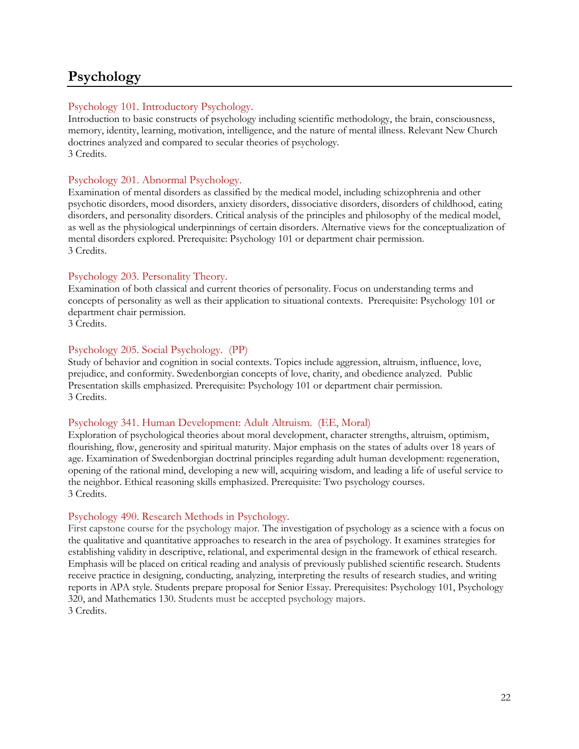# Psychology

### Psychology 101. Introductory Psychology.

Introduction to basic constructs of psychology including scientific methodology, the brain, consciousness, memory, identity, learning, motivation, intelligence, and the nature of mental illness. Relevant New Church doctrines analyzed and compared to secular theories of psychology.
3 Credits.

### Psychology 201. Abnormal Psychology.

Examination of mental disorders as classified by the medical model, including schizophrenia and other psychotic disorders, mood disorders, anxiety disorders, dissociative disorders, disorders of childhood, eating disorders, and personality disorders. Critical analysis of the principles and philosophy of the medical model, as well as the physiological underpinnings of certain disorders. Alternative views for the conceptualization of mental disorders explored. Prerequisite: Psychology 101 or department chair permission.
3 Credits.

### Psychology 203. Personality Theory.

Examination of both classical and current theories of personality. Focus on understanding terms and concepts of personality as well as their application to situational contexts. Prerequisite: Psychology 101 or department chair permission.
3 Credits.

### Psychology 205. Social Psychology. (PP)

Study of behavior and cognition in social contexts. Topics include aggression, altruism, influence, love, prejudice, and conformity. Swedenborgian concepts of love, charity, and obedience analyzed. Public Presentation skills emphasized. Prerequisite: Psychology 101 or department chair permission.
3 Credits.

### Psychology 341. Human Development: Adult Altruism. (EE, Moral)

Exploration of psychological theories about moral development, character strengths, altruism, optimism, flourishing, flow, generosity and spiritual maturity. Major emphasis on the states of adults over 18 years of age. Examination of Swedenborgian doctrinal principles regarding adult human development: regeneration, opening of the rational mind, developing a new will, acquiring wisdom, and leading a life of useful service to the neighbor. Ethical reasoning skills emphasized. Prerequisite: Two psychology courses.
3 Credits.

### Psychology 490. Research Methods in Psychology.

First capstone course for the psychology major. The investigation of psychology as a science with a focus on the qualitative and quantitative approaches to research in the area of psychology. It examines strategies for establishing validity in descriptive, relational, and experimental design in the framework of ethical research. Emphasis will be placed on critical reading and analysis of previously published scientific research. Students receive practice in designing, conducting, analyzing, interpreting the results of research studies, and writing reports in APA style. Students prepare proposal for Senior Essay. Prerequisites: Psychology 101, Psychology 320, and Mathematics 130. Students must be accepted psychology majors.
3 Credits.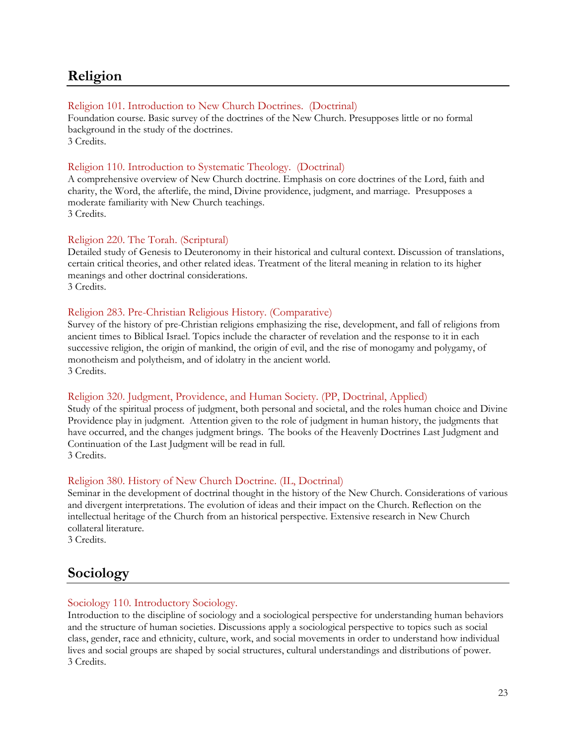## Religion

### Religion 101. Introduction to New Church Doctrines. (Doctrinal)

Foundation course. Basic survey of the doctrines of the New Church. Presupposes little or no formal background in the study of the doctrines.
3 Credits.

### Religion 110. Introduction to Systematic Theology. (Doctrinal)

A comprehensive overview of New Church doctrine. Emphasis on core doctrines of the Lord, faith and charity, the Word, the afterlife, the mind, Divine providence, judgment, and marriage. Presupposes a moderate familiarity with New Church teachings.
3 Credits.

### Religion 220. The Torah. (Scriptural)

Detailed study of Genesis to Deuteronomy in their historical and cultural context. Discussion of translations, certain critical theories, and other related ideas. Treatment of the literal meaning in relation to its higher meanings and other doctrinal considerations.
3 Credits.

### Religion 283. Pre-Christian Religious History. (Comparative)

Survey of the history of pre-Christian religions emphasizing the rise, development, and fall of religions from ancient times to Biblical Israel. Topics include the character of revelation and the response to it in each successive religion, the origin of mankind, the origin of evil, and the rise of monogamy and polygamy, of monotheism and polytheism, and of idolatry in the ancient world.
3 Credits.

### Religion 320. Judgment, Providence, and Human Society. (PP, Doctrinal, Applied)

Study of the spiritual process of judgment, both personal and societal, and the roles human choice and Divine Providence play in judgment. Attention given to the role of judgment in human history, the judgments that have occurred, and the changes judgment brings. The books of the Heavenly Doctrines Last Judgment and Continuation of the Last Judgment will be read in full.
3 Credits.

### Religion 380. History of New Church Doctrine. (IL, Doctrinal)

Seminar in the development of doctrinal thought in the history of the New Church. Considerations of various and divergent interpretations. The evolution of ideas and their impact on the Church. Reflection on the intellectual heritage of the Church from an historical perspective. Extensive research in New Church collateral literature.
3 Credits.

## Sociology

### Sociology 110. Introductory Sociology.

Introduction to the discipline of sociology and a sociological perspective for understanding human behaviors and the structure of human societies. Discussions apply a sociological perspective to topics such as social class, gender, race and ethnicity, culture, work, and social movements in order to understand how individual lives and social groups are shaped by social structures, cultural understandings and distributions of power.
3 Credits.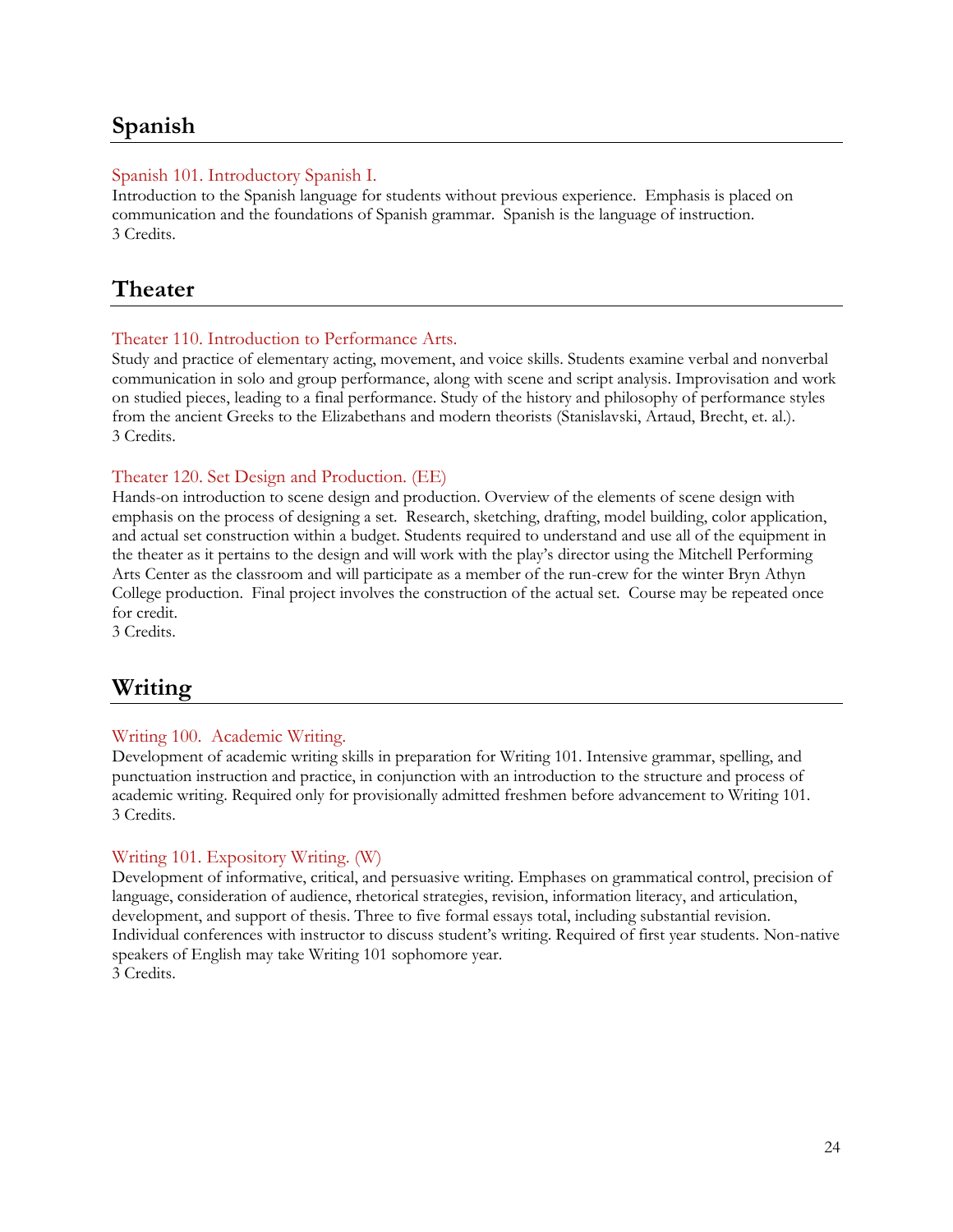## Spanish

### Spanish 101. Introductory Spanish I.

Introduction to the Spanish language for students without previous experience. Emphasis is placed on communication and the foundations of Spanish grammar. Spanish is the language of instruction.
3 Credits.

## Theater

### Theater 110. Introduction to Performance Arts.

Study and practice of elementary acting, movement, and voice skills. Students examine verbal and nonverbal communication in solo and group performance, along with scene and script analysis. Improvisation and work on studied pieces, leading to a final performance. Study of the history and philosophy of performance styles from the ancient Greeks to the Elizabethans and modern theorists (Stanislavski, Artaud, Brecht, et. al.).
3 Credits.

### Theater 120. Set Design and Production. (EE)

Hands-on introduction to scene design and production. Overview of the elements of scene design with emphasis on the process of designing a set. Research, sketching, drafting, model building, color application, and actual set construction within a budget. Students required to understand and use all of the equipment in the theater as it pertains to the design and will work with the play's director using the Mitchell Performing Arts Center as the classroom and will participate as a member of the run-crew for the winter Bryn Athyn College production. Final project involves the construction of the actual set. Course may be repeated once for credit.
3 Credits.

## Writing

### Writing 100. Academic Writing.

Development of academic writing skills in preparation for Writing 101. Intensive grammar, spelling, and punctuation instruction and practice, in conjunction with an introduction to the structure and process of academic writing. Required only for provisionally admitted freshmen before advancement to Writing 101.
3 Credits.

### Writing 101. Expository Writing. (W)

Development of informative, critical, and persuasive writing. Emphases on grammatical control, precision of language, consideration of audience, rhetorical strategies, revision, information literacy, and articulation, development, and support of thesis. Three to five formal essays total, including substantial revision. Individual conferences with instructor to discuss student's writing. Required of first year students. Non-native speakers of English may take Writing 101 sophomore year.
3 Credits.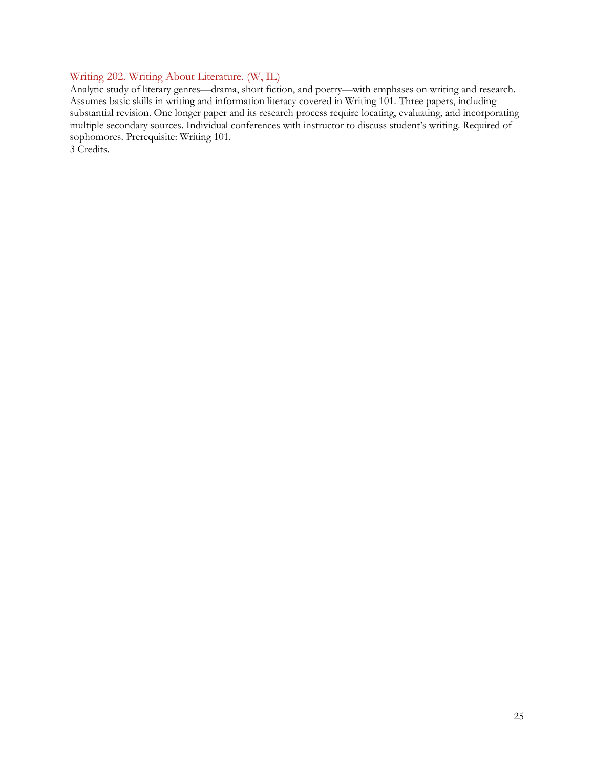### Writing 202. Writing About Literature. (W, IL)

Analytic study of literary genres—drama, short fiction, and poetry—with emphases on writing and research. Assumes basic skills in writing and information literacy covered in Writing 101. Three papers, including substantial revision. One longer paper and its research process require locating, evaluating, and incorporating multiple secondary sources. Individual conferences with instructor to discuss student's writing. Required of sophomores. Prerequisite: Writing 101.
3 Credits.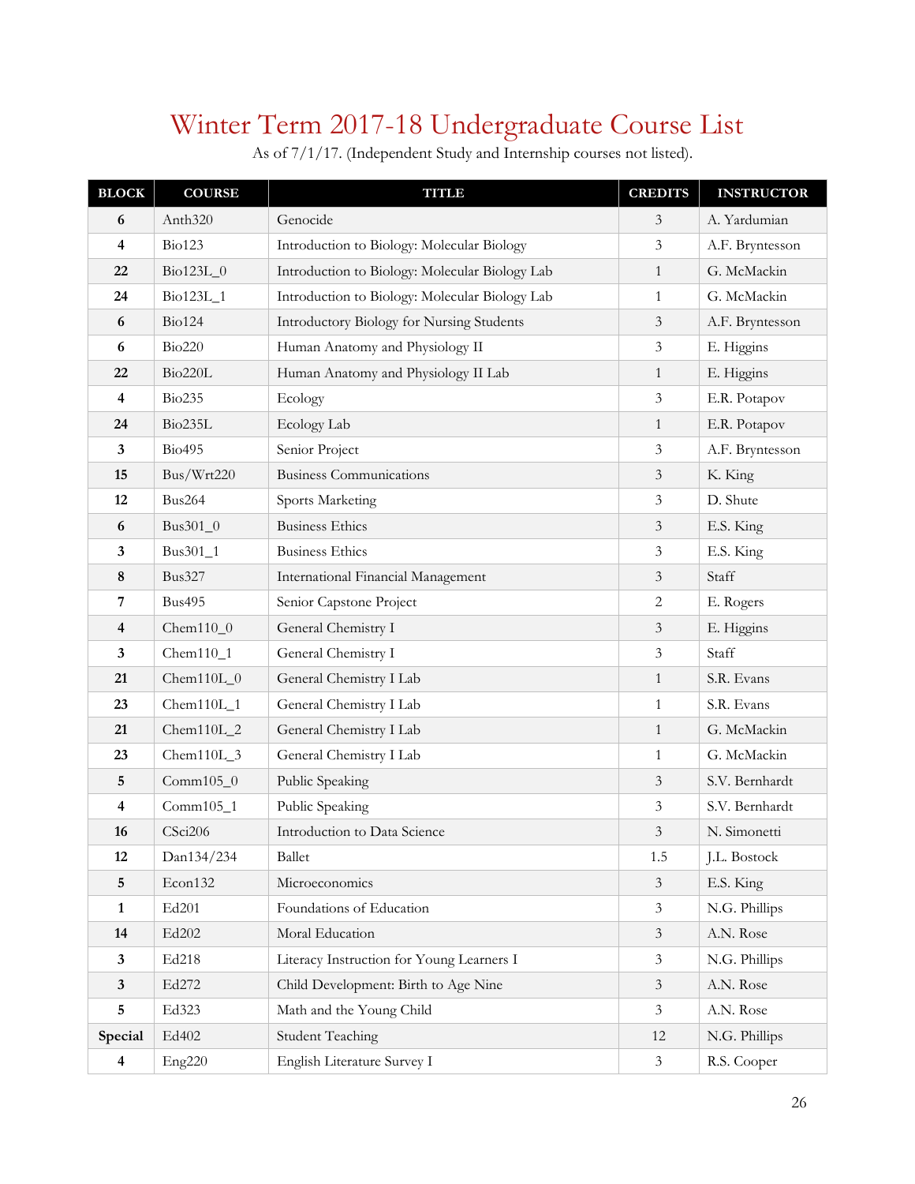# Winter Term 2017-18 Undergraduate Course List

As of 7/1/17. (Independent Study and Internship courses not listed).

| BLOCK | COURSE | TITLE | CREDITS | INSTRUCTOR |
|---|---|---|---|---|
| **6** | Anth320 | Genocide | 3 | A. Yardumian |
| **4** | Bio123 | Introduction to Biology: Molecular Biology | 3 | A.F. Bryntesson |
| **22** | Bio123L_0 | Introduction to Biology: Molecular Biology Lab | 1 | G. McMackin |
| **24** | Bio123L_1 | Introduction to Biology: Molecular Biology Lab | 1 | G. McMackin |
| **6** | Bio124 | Introductory Biology for Nursing Students | 3 | A.F. Bryntesson |
| **6** | Bio220 | Human Anatomy and Physiology II | 3 | E. Higgins |
| **22** | Bio220L | Human Anatomy and Physiology II Lab | 1 | E. Higgins |
| **4** | Bio235 | Ecology | 3 | E.R. Potapov |
| **24** | Bio235L | Ecology Lab | 1 | E.R. Potapov |
| **3** | Bio495 | Senior Project | 3 | A.F. Bryntesson |
| **15** | Bus/Wrt220 | Business Communications | 3 | K. King |
| **12** | Bus264 | Sports Marketing | 3 | D. Shute |
| **6** | Bus301_0 | Business Ethics | 3 | E.S. King |
| **3** | Bus301_1 | Business Ethics | 3 | E.S. King |
| **8** | Bus327 | International Financial Management | 3 | Staff |
| **7** | Bus495 | Senior Capstone Project | 2 | E. Rogers |
| **4** | Chem110_0 | General Chemistry I | 3 | E. Higgins |
| **3** | Chem110_1 | General Chemistry I | 3 | Staff |
| **21** | Chem110L_0 | General Chemistry I Lab | 1 | S.R. Evans |
| **23** | Chem110L_1 | General Chemistry I Lab | 1 | S.R. Evans |
| **21** | Chem110L_2 | General Chemistry I Lab | 1 | G. McMackin |
| **23** | Chem110L_3 | General Chemistry I Lab | 1 | G. McMackin |
| **5** | Comm105_0 | Public Speaking | 3 | S.V. Bernhardt |
| **4** | Comm105_1 | Public Speaking | 3 | S.V. Bernhardt |
| **16** | CSci206 | Introduction to Data Science | 3 | N. Simonetti |
| **12** | Dan134/234 | Ballet | 1.5 | J.L. Bostock |
| **5** | Econ132 | Microeconomics | 3 | E.S. King |
| **1** | Ed201 | Foundations of Education | 3 | N.G. Phillips |
| **14** | Ed202 | Moral Education | 3 | A.N. Rose |
| **3** | Ed218 | Literacy Instruction for Young Learners I | 3 | N.G. Phillips |
| **3** | Ed272 | Child Development: Birth to Age Nine | 3 | A.N. Rose |
| **5** | Ed323 | Math and the Young Child | 3 | A.N. Rose |
| **Special** | Ed402 | Student Teaching | 12 | N.G. Phillips |
| **4** | Eng220 | English Literature Survey I | 3 | R.S. Cooper |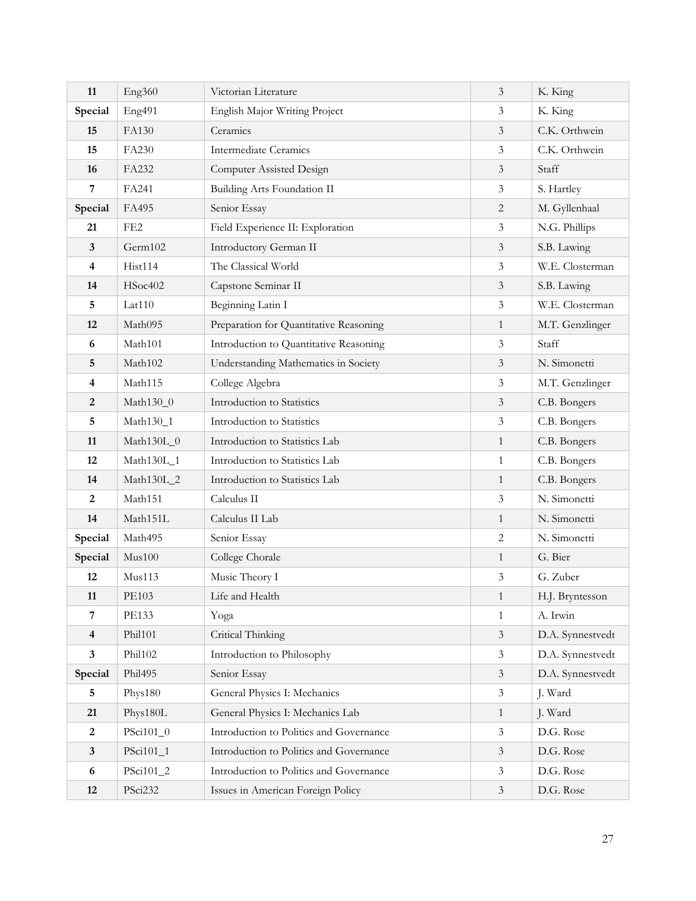| 11 | Eng360 | Victorian Literature | 3 | K. King |
|---|---|---|---|---|
| Special | Eng491 | English Major Writing Project | 3 | K. King |
| 15 | FA130 | Ceramics | 3 | C.K. Orthwein |
| 15 | FA230 | Intermediate Ceramics | 3 | C.K. Orthwein |
| 16 | FA232 | Computer Assisted Design | 3 | Staff |
| 7 | FA241 | Building Arts Foundation II | 3 | S. Hartley |
| Special | FA495 | Senior Essay | 2 | M. Gyllenhaal |
| 21 | FE2 | Field Experience II: Exploration | 3 | N.G. Phillips |
| 3 | Germ102 | Introductory German II | 3 | S.B. Lawing |
| 4 | Hist114 | The Classical World | 3 | W.E. Closterman |
| 14 | HSoc402 | Capstone Seminar II | 3 | S.B. Lawing |
| 5 | Lat110 | Beginning Latin I | 3 | W.E. Closterman |
| 12 | Math095 | Preparation for Quantitative Reasoning | 1 | M.T. Genzlinger |
| 6 | Math101 | Introduction to Quantitative Reasoning | 3 | Staff |
| 5 | Math102 | Understanding Mathematics in Society | 3 | N. Simonetti |
| 4 | Math115 | College Algebra | 3 | M.T. Genzlinger |
| 2 | Math130_0 | Introduction to Statistics | 3 | C.B. Bongers |
| 5 | Math130_1 | Introduction to Statistics | 3 | C.B. Bongers |
| 11 | Math130L_0 | Introduction to Statistics Lab | 1 | C.B. Bongers |
| 12 | Math130L_1 | Introduction to Statistics Lab | 1 | C.B. Bongers |
| 14 | Math130L_2 | Introduction to Statistics Lab | 1 | C.B. Bongers |
| 2 | Math151 | Calculus II | 3 | N. Simonetti |
| 14 | Math151L | Calculus II Lab | 1 | N. Simonetti |
| Special | Math495 | Senior Essay | 2 | N. Simonetti |
| Special | Mus100 | College Chorale | 1 | G. Bier |
| 12 | Mus113 | Music Theory I | 3 | G. Zuber |
| 11 | PE103 | Life and Health | 1 | H.J. Bryntesson |
| 7 | PE133 | Yoga | 1 | A. Irwin |
| 4 | Phil101 | Critical Thinking | 3 | D.A. Synnestvedt |
| 3 | Phil102 | Introduction to Philosophy | 3 | D.A. Synnestvedt |
| Special | Phil495 | Senior Essay | 3 | D.A. Synnestvedt |
| 5 | Phys180 | General Physics I: Mechanics | 3 | J. Ward |
| 21 | Phys180L | General Physics I: Mechanics Lab | 1 | J. Ward |
| 2 | PSci101_0 | Introduction to Politics and Governance | 3 | D.G. Rose |
| 3 | PSci101_1 | Introduction to Politics and Governance | 3 | D.G. Rose |
| 6 | PSci101_2 | Introduction to Politics and Governance | 3 | D.G. Rose |
| 12 | PSci232 | Issues in American Foreign Policy | 3 | D.G. Rose |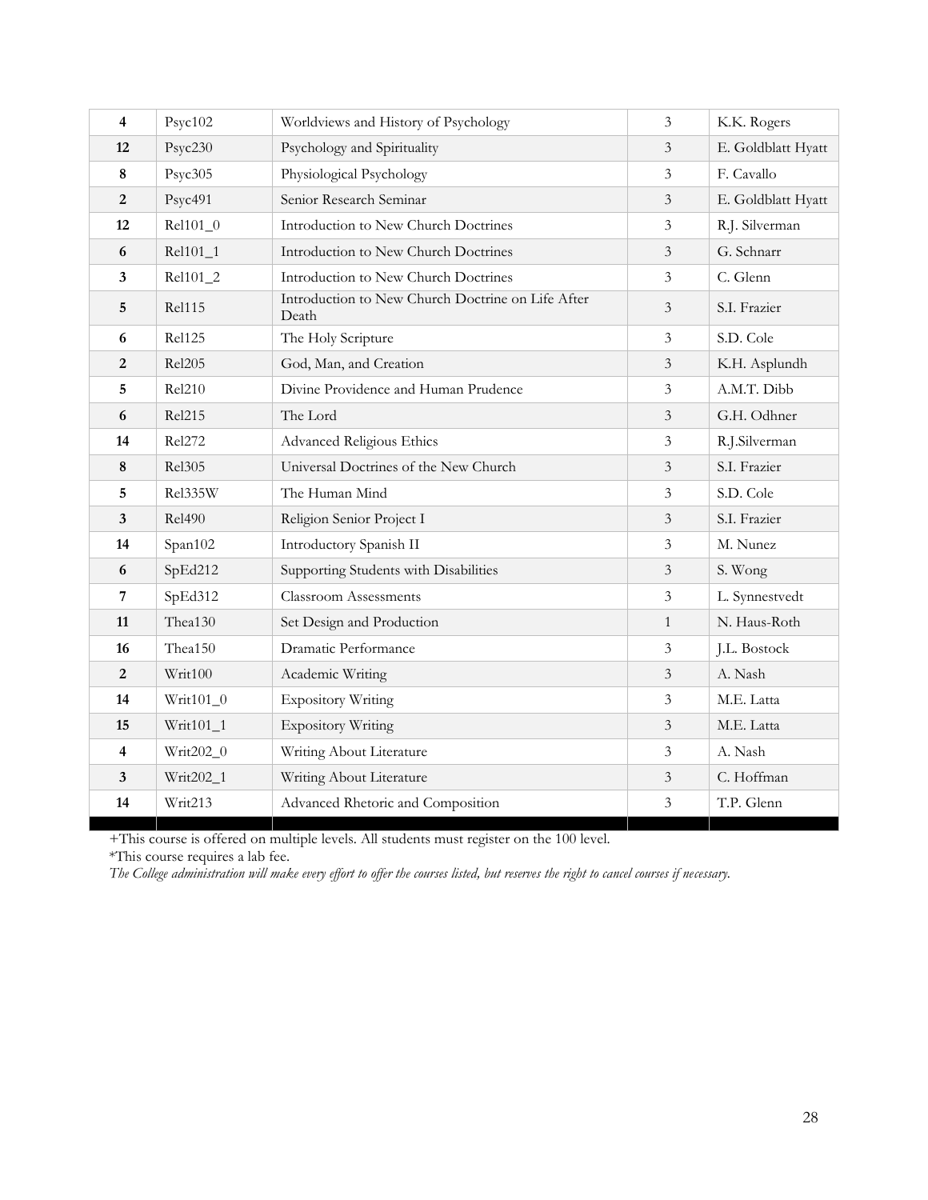| | | | | |
|---|---|---|---|---|
| **4** | Psyc102 | Worldviews and History of Psychology | 3 | K.K. Rogers |
| **12** | Psyc230 | Psychology and Spirituality | 3 | E. Goldblatt Hyatt |
| **8** | Psyc305 | Physiological Psychology | 3 | F. Cavallo |
| **2** | Psyc491 | Senior Research Seminar | 3 | E. Goldblatt Hyatt |
| **12** | Rel101_0 | Introduction to New Church Doctrines | 3 | R.J. Silverman |
| **6** | Rel101_1 | Introduction to New Church Doctrines | 3 | G. Schnarr |
| **3** | Rel101_2 | Introduction to New Church Doctrines | 3 | C. Glenn |
| **5** | Rel115 | Introduction to New Church Doctrine on Life After Death | 3 | S.I. Frazier |
| **6** | Rel125 | The Holy Scripture | 3 | S.D. Cole |
| **2** | Rel205 | God, Man, and Creation | 3 | K.H. Asplundh |
| **5** | Rel210 | Divine Providence and Human Prudence | 3 | A.M.T. Dibb |
| **6** | Rel215 | The Lord | 3 | G.H. Odhner |
| **14** | Rel272 | Advanced Religious Ethics | 3 | R.J.Silverman |
| **8** | Rel305 | Universal Doctrines of the New Church | 3 | S.I. Frazier |
| **5** | Rel335W | The Human Mind | 3 | S.D. Cole |
| **3** | Rel490 | Religion Senior Project I | 3 | S.I. Frazier |
| **14** | Span102 | Introductory Spanish II | 3 | M. Nunez |
| **6** | SpEd212 | Supporting Students with Disabilities | 3 | S. Wong |
| **7** | SpEd312 | Classroom Assessments | 3 | L. Synnestvedt |
| **11** | Thea130 | Set Design and Production | 1 | N. Haus-Roth |
| **16** | Thea150 | Dramatic Performance | 3 | J.L. Bostock |
| **2** | Writ100 | Academic Writing | 3 | A. Nash |
| **14** | Writ101_0 | Expository Writing | 3 | M.E. Latta |
| **15** | Writ101_1 | Expository Writing | 3 | M.E. Latta |
| **4** | Writ202_0 | Writing About Literature | 3 | A. Nash |
| **3** | Writ202_1 | Writing About Literature | 3 | C. Hoffman |
| **14** | Writ213 | Advanced Rhetoric and Composition | 3 | T.P. Glenn |

+This course is offered on multiple levels. All students must register on the 100 level.

*This course requires a lab fee.

*The College administration will make every effort to offer the courses listed, but reserves the right to cancel courses if necessary.*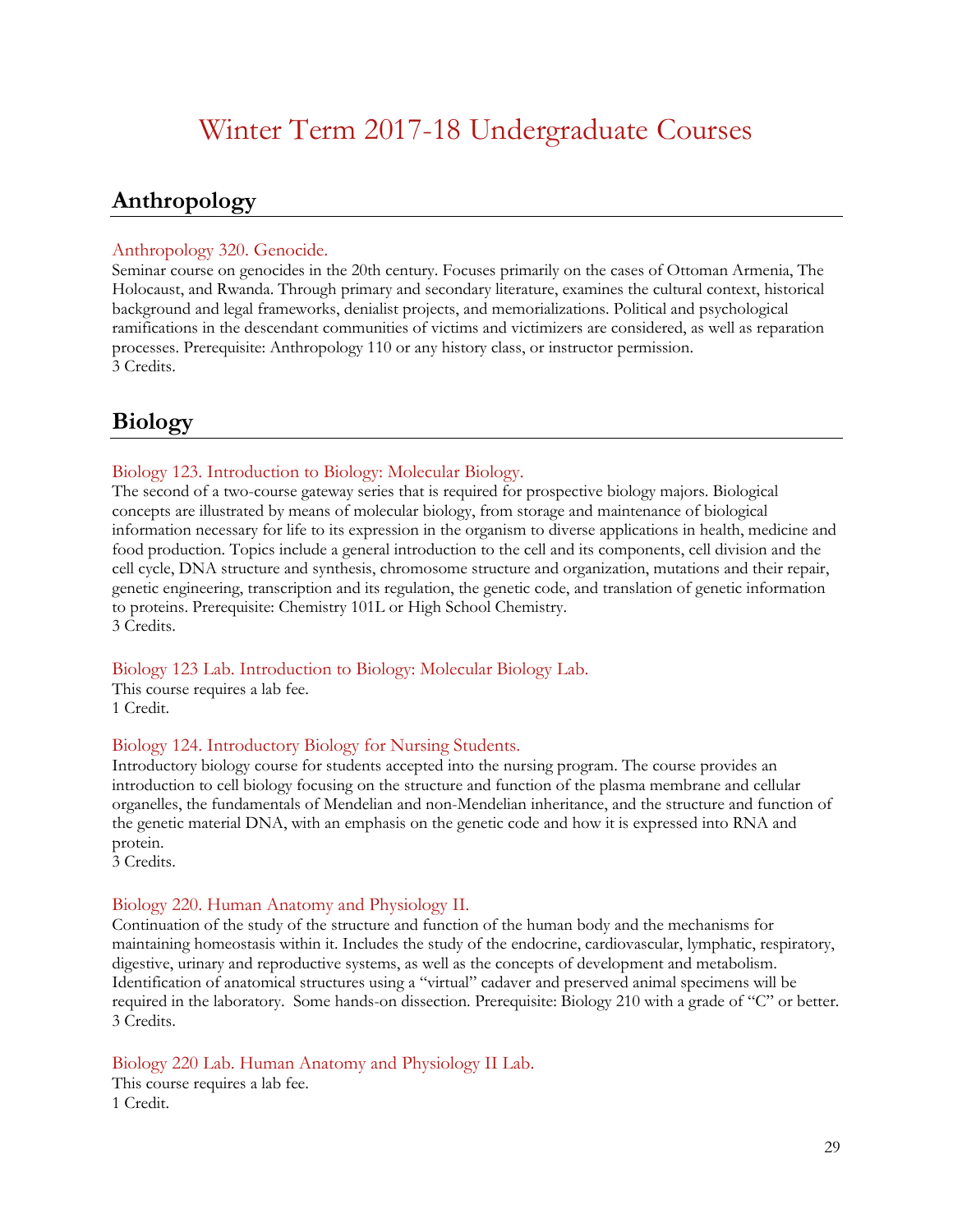# Winter Term 2017-18 Undergraduate Courses

## Anthropology

### Anthropology 320. Genocide.

Seminar course on genocides in the 20th century. Focuses primarily on the cases of Ottoman Armenia, The Holocaust, and Rwanda. Through primary and secondary literature, examines the cultural context, historical background and legal frameworks, denialist projects, and memorializations. Political and psychological ramifications in the descendant communities of victims and victimizers are considered, as well as reparation processes. Prerequisite: Anthropology 110 or any history class, or instructor permission.
3 Credits.

## Biology

### Biology 123. Introduction to Biology: Molecular Biology.

The second of a two-course gateway series that is required for prospective biology majors. Biological concepts are illustrated by means of molecular biology, from storage and maintenance of biological information necessary for life to its expression in the organism to diverse applications in health, medicine and food production. Topics include a general introduction to the cell and its components, cell division and the cell cycle, DNA structure and synthesis, chromosome structure and organization, mutations and their repair, genetic engineering, transcription and its regulation, the genetic code, and translation of genetic information to proteins. Prerequisite: Chemistry 101L or High School Chemistry.
3 Credits.

### Biology 123 Lab. Introduction to Biology: Molecular Biology Lab.

This course requires a lab fee.
1 Credit.

### Biology 124. Introductory Biology for Nursing Students.

Introductory biology course for students accepted into the nursing program. The course provides an introduction to cell biology focusing on the structure and function of the plasma membrane and cellular organelles, the fundamentals of Mendelian and non-Mendelian inheritance, and the structure and function of the genetic material DNA, with an emphasis on the genetic code and how it is expressed into RNA and protein.
3 Credits.

### Biology 220. Human Anatomy and Physiology II.

Continuation of the study of the structure and function of the human body and the mechanisms for maintaining homeostasis within it. Includes the study of the endocrine, cardiovascular, lymphatic, respiratory, digestive, urinary and reproductive systems, as well as the concepts of development and metabolism. Identification of anatomical structures using a "virtual" cadaver and preserved animal specimens will be required in the laboratory. Some hands-on dissection. Prerequisite: Biology 210 with a grade of "C" or better.
3 Credits.

### Biology 220 Lab. Human Anatomy and Physiology II Lab.

This course requires a lab fee.
1 Credit.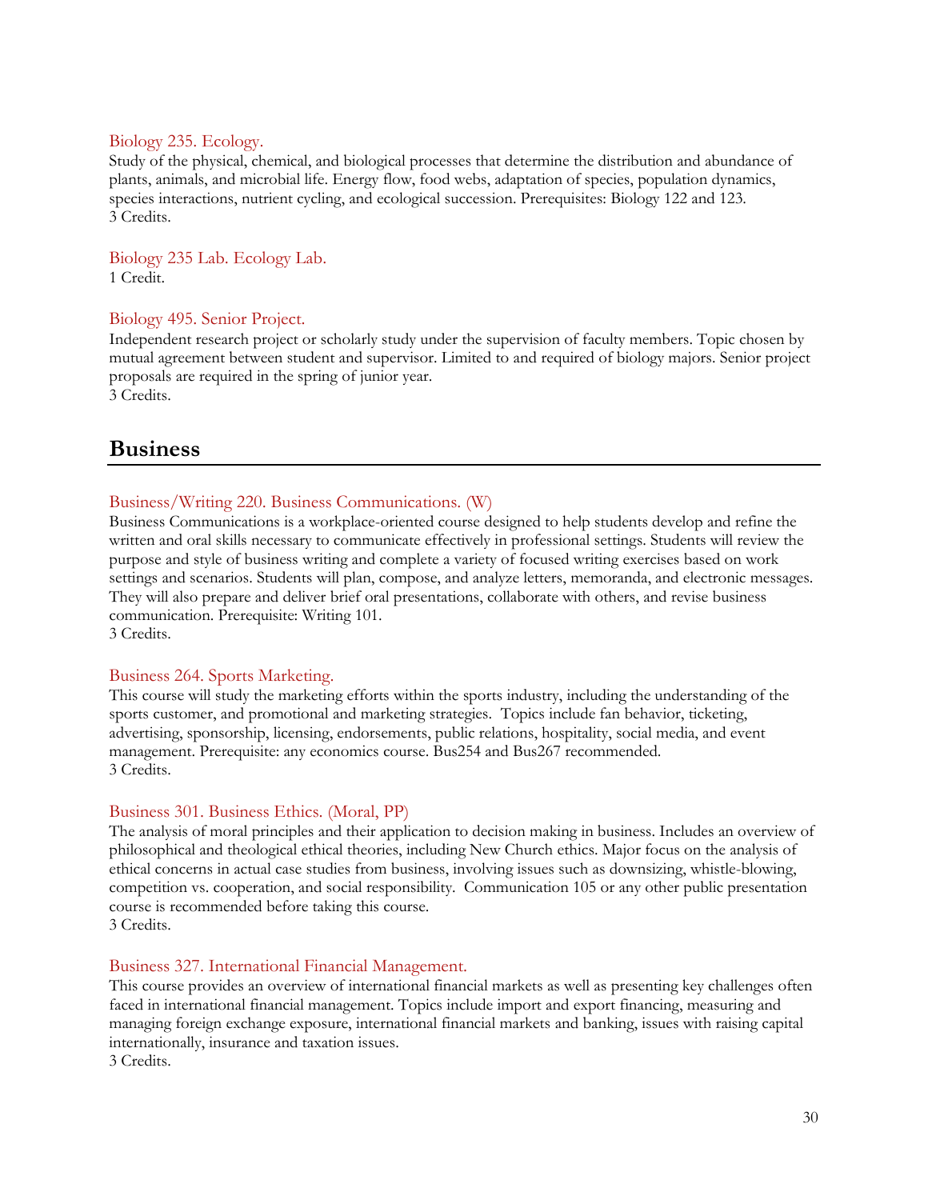### Biology 235. Ecology.

Study of the physical, chemical, and biological processes that determine the distribution and abundance of plants, animals, and microbial life. Energy flow, food webs, adaptation of species, population dynamics, species interactions, nutrient cycling, and ecological succession. Prerequisites: Biology 122 and 123.
3 Credits.

### Biology 235 Lab. Ecology Lab.

1 Credit.

### Biology 495. Senior Project.

Independent research project or scholarly study under the supervision of faculty members. Topic chosen by mutual agreement between student and supervisor. Limited to and required of biology majors. Senior project proposals are required in the spring of junior year.
3 Credits.

## Business

### Business/Writing 220. Business Communications. (W)

Business Communications is a workplace-oriented course designed to help students develop and refine the written and oral skills necessary to communicate effectively in professional settings. Students will review the purpose and style of business writing and complete a variety of focused writing exercises based on work settings and scenarios. Students will plan, compose, and analyze letters, memoranda, and electronic messages. They will also prepare and deliver brief oral presentations, collaborate with others, and revise business communication. Prerequisite: Writing 101.
3 Credits.

### Business 264. Sports Marketing.

This course will study the marketing efforts within the sports industry, including the understanding of the sports customer, and promotional and marketing strategies. Topics include fan behavior, ticketing, advertising, sponsorship, licensing, endorsements, public relations, hospitality, social media, and event management. Prerequisite: any economics course. Bus254 and Bus267 recommended.
3 Credits.

### Business 301. Business Ethics. (Moral, PP)

The analysis of moral principles and their application to decision making in business. Includes an overview of philosophical and theological ethical theories, including New Church ethics. Major focus on the analysis of ethical concerns in actual case studies from business, involving issues such as downsizing, whistle-blowing, competition vs. cooperation, and social responsibility. Communication 105 or any other public presentation course is recommended before taking this course.
3 Credits.

### Business 327. International Financial Management.

This course provides an overview of international financial markets as well as presenting key challenges often faced in international financial management. Topics include import and export financing, measuring and managing foreign exchange exposure, international financial markets and banking, issues with raising capital internationally, insurance and taxation issues.
3 Credits.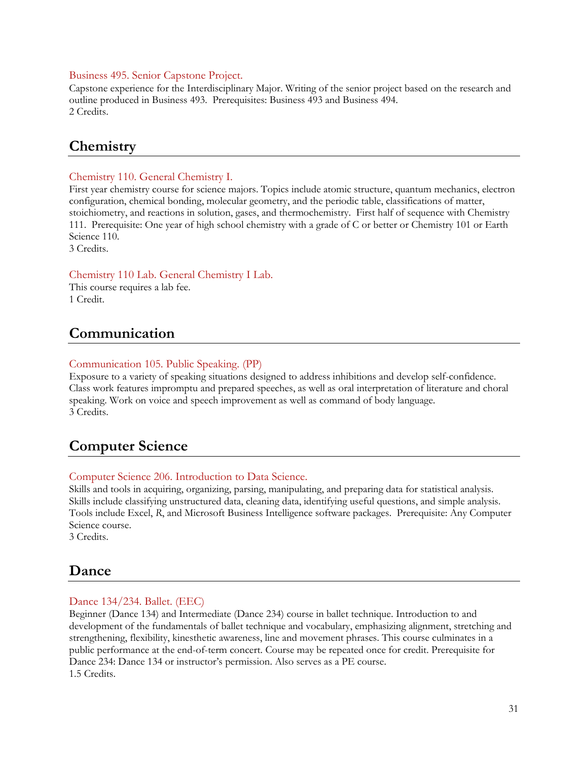#### Business 495. Senior Capstone Project.

Capstone experience for the Interdisciplinary Major. Writing of the senior project based on the research and outline produced in Business 493. Prerequisites: Business 493 and Business 494.
2 Credits.

## Chemistry

#### Chemistry 110. General Chemistry I.

First year chemistry course for science majors. Topics include atomic structure, quantum mechanics, electron configuration, chemical bonding, molecular geometry, and the periodic table, classifications of matter, stoichiometry, and reactions in solution, gases, and thermochemistry. First half of sequence with Chemistry 111. Prerequisite: One year of high school chemistry with a grade of C or better or Chemistry 101 or Earth Science 110.
3 Credits.

#### Chemistry 110 Lab. General Chemistry I Lab.

This course requires a lab fee.
1 Credit.

## Communication

#### Communication 105. Public Speaking. (PP)

Exposure to a variety of speaking situations designed to address inhibitions and develop self-confidence. Class work features impromptu and prepared speeches, as well as oral interpretation of literature and choral speaking. Work on voice and speech improvement as well as command of body language.
3 Credits.

## Computer Science

#### Computer Science 206. Introduction to Data Science.

Skills and tools in acquiring, organizing, parsing, manipulating, and preparing data for statistical analysis. Skills include classifying unstructured data, cleaning data, identifying useful questions, and simple analysis. Tools include Excel, *R*, and Microsoft Business Intelligence software packages. Prerequisite: Any Computer Science course.
3 Credits.

## Dance

#### Dance 134/234. Ballet. (EEC)

Beginner (Dance 134) and Intermediate (Dance 234) course in ballet technique. Introduction to and development of the fundamentals of ballet technique and vocabulary, emphasizing alignment, stretching and strengthening, flexibility, kinesthetic awareness, line and movement phrases. This course culminates in a public performance at the end-of-term concert. Course may be repeated once for credit. Prerequisite for Dance 234: Dance 134 or instructor's permission. Also serves as a PE course.
1.5 Credits.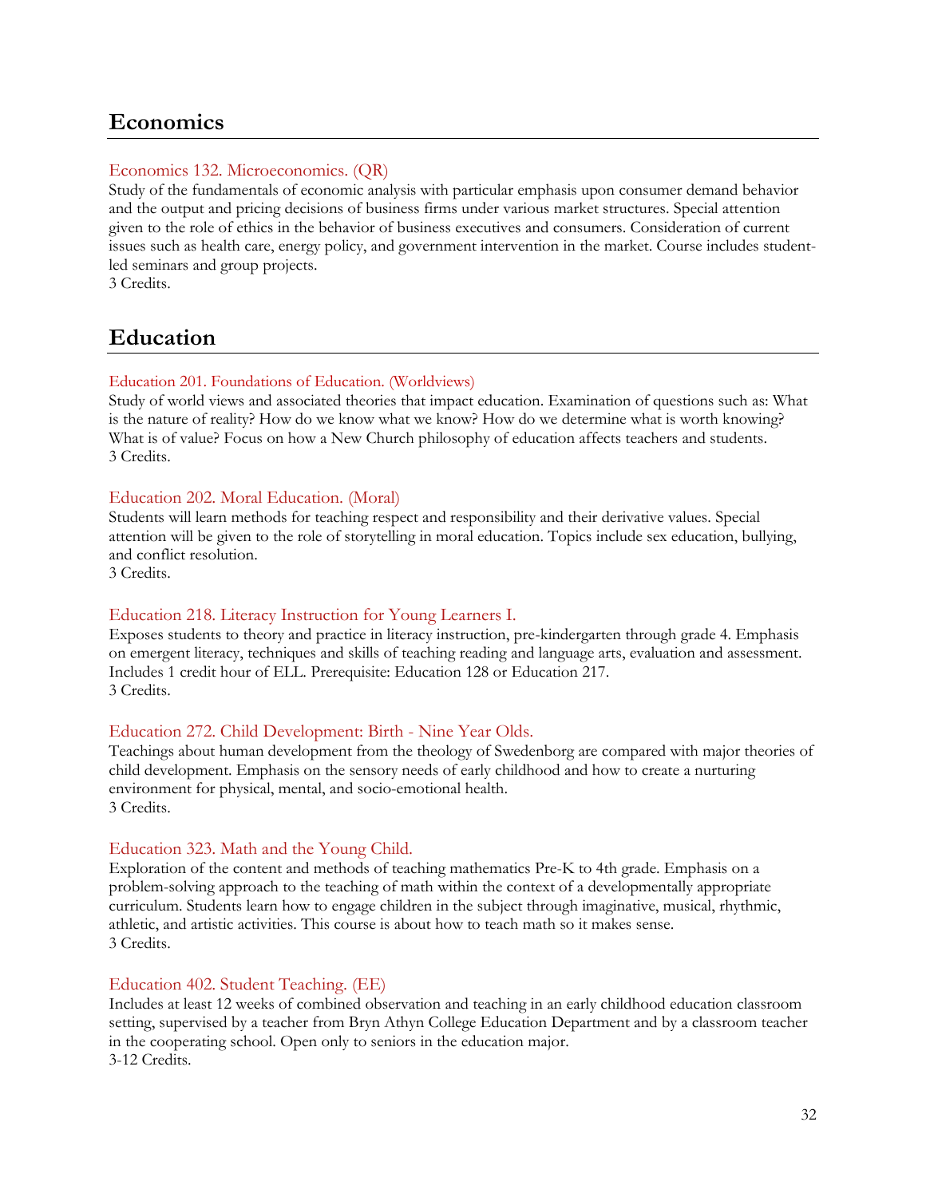## Economics

### Economics 132. Microeconomics. (QR)

Study of the fundamentals of economic analysis with particular emphasis upon consumer demand behavior and the output and pricing decisions of business firms under various market structures. Special attention given to the role of ethics in the behavior of business executives and consumers. Consideration of current issues such as health care, energy policy, and government intervention in the market. Course includes student-led seminars and group projects.
3 Credits.

## Education

### Education 201. Foundations of Education. (Worldviews)

Study of world views and associated theories that impact education. Examination of questions such as: What is the nature of reality? How do we know what we know? How do we determine what is worth knowing? What is of value? Focus on how a New Church philosophy of education affects teachers and students.
3 Credits.

### Education 202. Moral Education. (Moral)

Students will learn methods for teaching respect and responsibility and their derivative values. Special attention will be given to the role of storytelling in moral education. Topics include sex education, bullying, and conflict resolution.
3 Credits.

### Education 218. Literacy Instruction for Young Learners I.

Exposes students to theory and practice in literacy instruction, pre-kindergarten through grade 4. Emphasis on emergent literacy, techniques and skills of teaching reading and language arts, evaluation and assessment. Includes 1 credit hour of ELL. Prerequisite: Education 128 or Education 217.
3 Credits.

### Education 272. Child Development: Birth - Nine Year Olds.

Teachings about human development from the theology of Swedenborg are compared with major theories of child development. Emphasis on the sensory needs of early childhood and how to create a nurturing environment for physical, mental, and socio-emotional health.
3 Credits.

### Education 323. Math and the Young Child.

Exploration of the content and methods of teaching mathematics Pre-K to 4th grade. Emphasis on a problem-solving approach to the teaching of math within the context of a developmentally appropriate curriculum. Students learn how to engage children in the subject through imaginative, musical, rhythmic, athletic, and artistic activities. This course is about how to teach math so it makes sense.
3 Credits.

### Education 402. Student Teaching. (EE)

Includes at least 12 weeks of combined observation and teaching in an early childhood education classroom setting, supervised by a teacher from Bryn Athyn College Education Department and by a classroom teacher in the cooperating school. Open only to seniors in the education major.
3-12 Credits.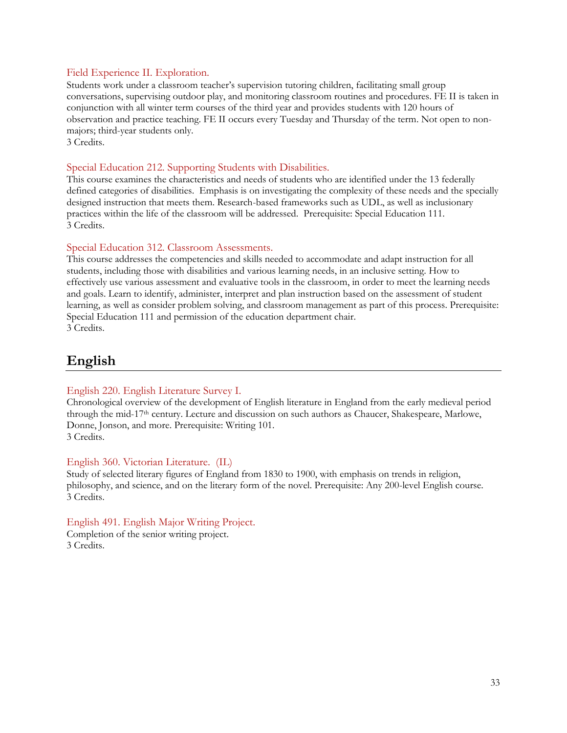### Field Experience II. Exploration.

Students work under a classroom teacher's supervision tutoring children, facilitating small group conversations, supervising outdoor play, and monitoring classroom routines and procedures. FE II is taken in conjunction with all winter term courses of the third year and provides students with 120 hours of observation and practice teaching. FE II occurs every Tuesday and Thursday of the term. Not open to non-majors; third-year students only.
3 Credits.

### Special Education 212. Supporting Students with Disabilities.

This course examines the characteristics and needs of students who are identified under the 13 federally defined categories of disabilities. Emphasis is on investigating the complexity of these needs and the specially designed instruction that meets them. Research-based frameworks such as UDL, as well as inclusionary practices within the life of the classroom will be addressed. Prerequisite: Special Education 111.
3 Credits.

### Special Education 312. Classroom Assessments.

This course addresses the competencies and skills needed to accommodate and adapt instruction for all students, including those with disabilities and various learning needs, in an inclusive setting. How to effectively use various assessment and evaluative tools in the classroom, in order to meet the learning needs and goals. Learn to identify, administer, interpret and plan instruction based on the assessment of student learning, as well as consider problem solving, and classroom management as part of this process. Prerequisite: Special Education 111 and permission of the education department chair.
3 Credits.

## English

### English 220. English Literature Survey I.

Chronological overview of the development of English literature in England from the early medieval period through the mid-17th century. Lecture and discussion on such authors as Chaucer, Shakespeare, Marlowe, Donne, Jonson, and more. Prerequisite: Writing 101.
3 Credits.

### English 360. Victorian Literature. (IL)

Study of selected literary figures of England from 1830 to 1900, with emphasis on trends in religion, philosophy, and science, and on the literary form of the novel. Prerequisite: Any 200-level English course.
3 Credits.

### English 491. English Major Writing Project.

Completion of the senior writing project.
3 Credits.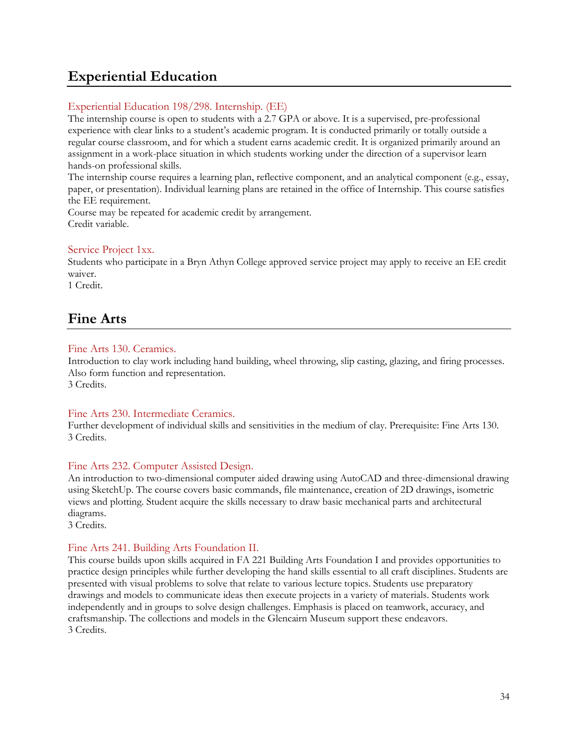## Experiential Education

### Experiential Education 198/298. Internship. (EE)

The internship course is open to students with a 2.7 GPA or above. It is a supervised, pre-professional experience with clear links to a student's academic program. It is conducted primarily or totally outside a regular course classroom, and for which a student earns academic credit. It is organized primarily around an assignment in a work-place situation in which students working under the direction of a supervisor learn hands-on professional skills.

The internship course requires a learning plan, reflective component, and an analytical component (e.g., essay, paper, or presentation). Individual learning plans are retained in the office of Internship. This course satisfies the EE requirement.

Course may be repeated for academic credit by arrangement.

Credit variable.

### Service Project 1xx.

Students who participate in a Bryn Athyn College approved service project may apply to receive an EE credit waiver.

1 Credit.

## Fine Arts

### Fine Arts 130. Ceramics.

Introduction to clay work including hand building, wheel throwing, slip casting, glazing, and firing processes. Also form function and representation.

3 Credits.

### Fine Arts 230. Intermediate Ceramics.

Further development of individual skills and sensitivities in the medium of clay. Prerequisite: Fine Arts 130.

3 Credits.

### Fine Arts 232. Computer Assisted Design.

An introduction to two-dimensional computer aided drawing using AutoCAD and three-dimensional drawing using SketchUp. The course covers basic commands, file maintenance, creation of 2D drawings, isometric views and plotting. Student acquire the skills necessary to draw basic mechanical parts and architectural diagrams.

3 Credits.

### Fine Arts 241. Building Arts Foundation II.

This course builds upon skills acquired in FA 221 Building Arts Foundation I and provides opportunities to practice design principles while further developing the hand skills essential to all craft disciplines. Students are presented with visual problems to solve that relate to various lecture topics. Students use preparatory drawings and models to communicate ideas then execute projects in a variety of materials. Students work independently and in groups to solve design challenges. Emphasis is placed on teamwork, accuracy, and craftsmanship. The collections and models in the Glencairn Museum support these endeavors.

3 Credits.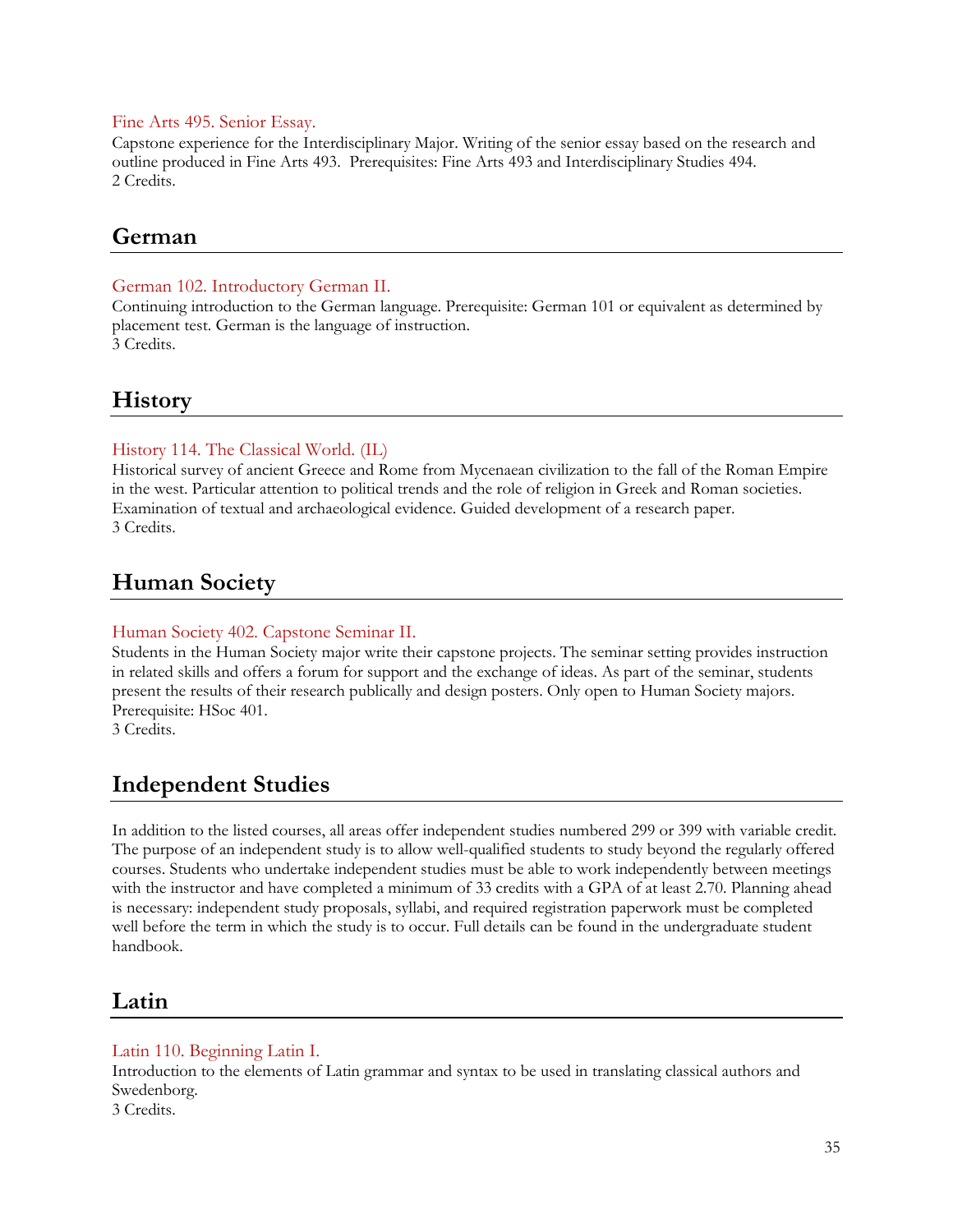### Fine Arts 495. Senior Essay.

Capstone experience for the Interdisciplinary Major. Writing of the senior essay based on the research and outline produced in Fine Arts 493. Prerequisites: Fine Arts 493 and Interdisciplinary Studies 494.
2 Credits.

## German

### German 102. Introductory German II.

Continuing introduction to the German language. Prerequisite: German 101 or equivalent as determined by placement test. German is the language of instruction.
3 Credits.

## History

### History 114. The Classical World. (IL)

Historical survey of ancient Greece and Rome from Mycenaean civilization to the fall of the Roman Empire in the west. Particular attention to political trends and the role of religion in Greek and Roman societies. Examination of textual and archaeological evidence. Guided development of a research paper.
3 Credits.

## Human Society

### Human Society 402. Capstone Seminar II.

Students in the Human Society major write their capstone projects. The seminar setting provides instruction in related skills and offers a forum for support and the exchange of ideas. As part of the seminar, students present the results of their research publically and design posters. Only open to Human Society majors. Prerequisite: HSoc 401.
3 Credits.

## Independent Studies

In addition to the listed courses, all areas offer independent studies numbered 299 or 399 with variable credit. The purpose of an independent study is to allow well-qualified students to study beyond the regularly offered courses. Students who undertake independent studies must be able to work independently between meetings with the instructor and have completed a minimum of 33 credits with a GPA of at least 2.70. Planning ahead is necessary: independent study proposals, syllabi, and required registration paperwork must be completed well before the term in which the study is to occur. Full details can be found in the undergraduate student handbook.

## Latin

### Latin 110. Beginning Latin I.

Introduction to the elements of Latin grammar and syntax to be used in translating classical authors and Swedenborg.
3 Credits.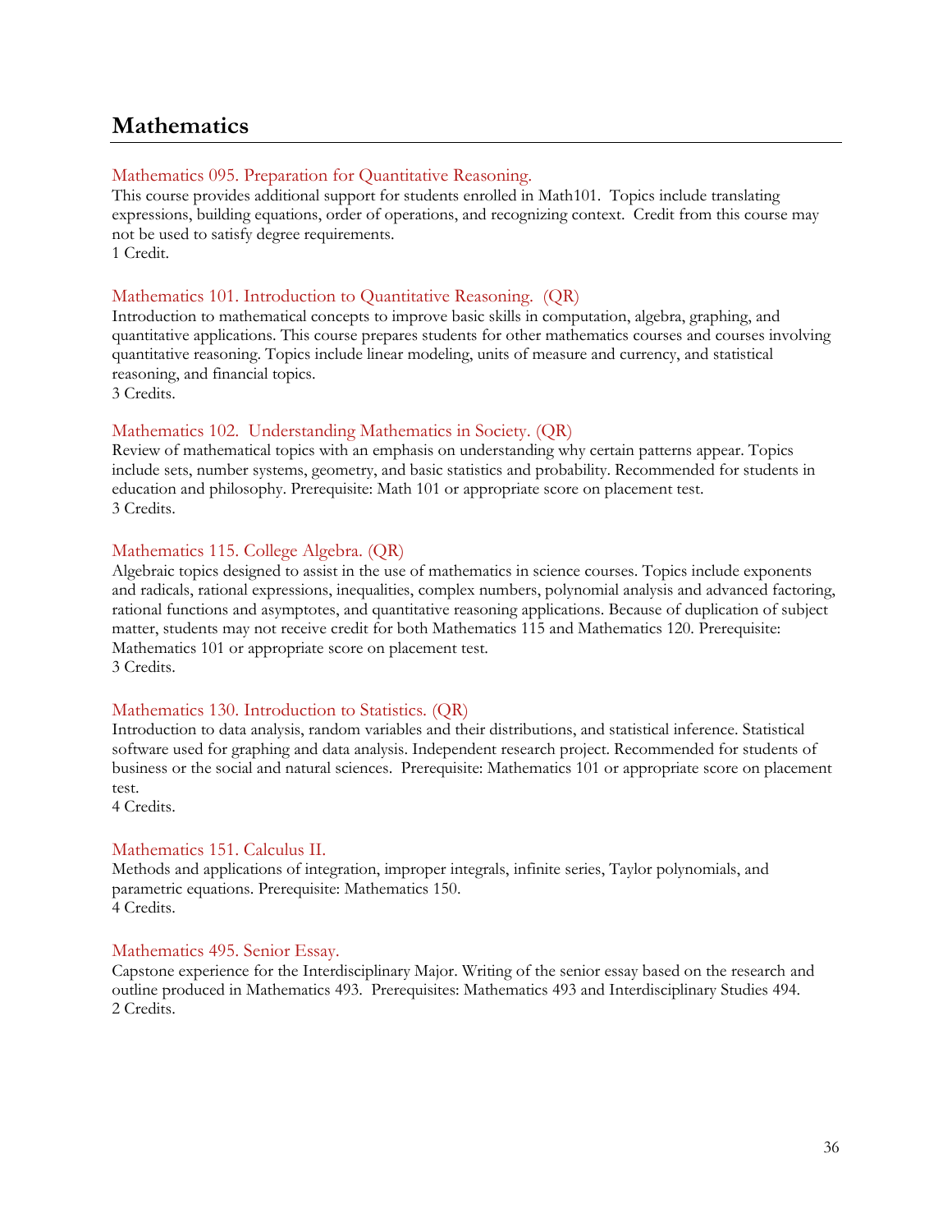## Mathematics

### Mathematics 095. Preparation for Quantitative Reasoning.

This course provides additional support for students enrolled in Math101. Topics include translating expressions, building equations, order of operations, and recognizing context. Credit from this course may not be used to satisfy degree requirements.
1 Credit.

### Mathematics 101. Introduction to Quantitative Reasoning. (QR)

Introduction to mathematical concepts to improve basic skills in computation, algebra, graphing, and quantitative applications. This course prepares students for other mathematics courses and courses involving quantitative reasoning. Topics include linear modeling, units of measure and currency, and statistical reasoning, and financial topics.
3 Credits.

### Mathematics 102. Understanding Mathematics in Society. (QR)

Review of mathematical topics with an emphasis on understanding why certain patterns appear. Topics include sets, number systems, geometry, and basic statistics and probability. Recommended for students in education and philosophy. Prerequisite: Math 101 or appropriate score on placement test.
3 Credits.

### Mathematics 115. College Algebra. (QR)

Algebraic topics designed to assist in the use of mathematics in science courses. Topics include exponents and radicals, rational expressions, inequalities, complex numbers, polynomial analysis and advanced factoring, rational functions and asymptotes, and quantitative reasoning applications. Because of duplication of subject matter, students may not receive credit for both Mathematics 115 and Mathematics 120. Prerequisite: Mathematics 101 or appropriate score on placement test.
3 Credits.

### Mathematics 130. Introduction to Statistics. (QR)

Introduction to data analysis, random variables and their distributions, and statistical inference. Statistical software used for graphing and data analysis. Independent research project. Recommended for students of business or the social and natural sciences. Prerequisite: Mathematics 101 or appropriate score on placement test.
4 Credits.

### Mathematics 151. Calculus II.

Methods and applications of integration, improper integrals, infinite series, Taylor polynomials, and parametric equations. Prerequisite: Mathematics 150.
4 Credits.

### Mathematics 495. Senior Essay.

Capstone experience for the Interdisciplinary Major. Writing of the senior essay based on the research and outline produced in Mathematics 493. Prerequisites: Mathematics 493 and Interdisciplinary Studies 494.
2 Credits.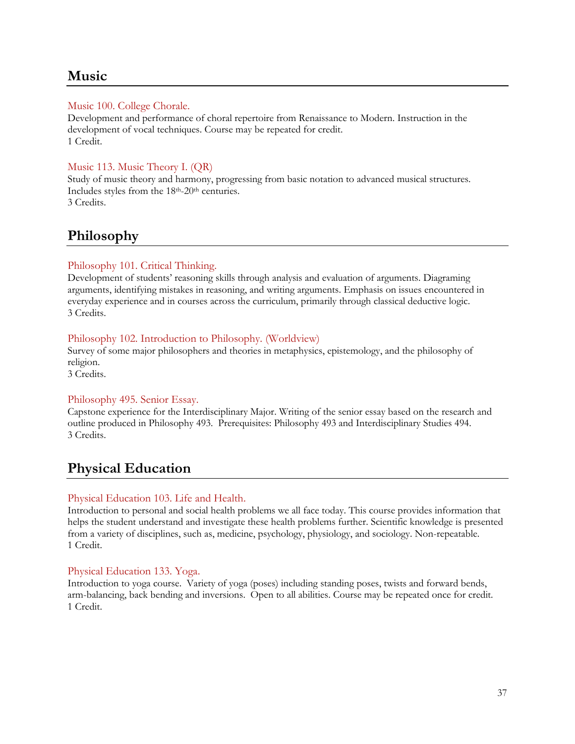## Music

### Music 100. College Chorale.

Development and performance of choral repertoire from Renaissance to Modern. Instruction in the development of vocal techniques. Course may be repeated for credit.
1 Credit.

### Music 113. Music Theory I. (QR)

Study of music theory and harmony, progressing from basic notation to advanced musical structures. Includes styles from the 18th-20th centuries.
3 Credits.

## Philosophy

### Philosophy 101. Critical Thinking.

Development of students' reasoning skills through analysis and evaluation of arguments. Diagraming arguments, identifying mistakes in reasoning, and writing arguments. Emphasis on issues encountered in everyday experience and in courses across the curriculum, primarily through classical deductive logic.
3 Credits.

### Philosophy 102. Introduction to Philosophy. (Worldview)

Survey of some major philosophers and theories in metaphysics, epistemology, and the philosophy of religion.
3 Credits.

### Philosophy 495. Senior Essay.

Capstone experience for the Interdisciplinary Major. Writing of the senior essay based on the research and outline produced in Philosophy 493. Prerequisites: Philosophy 493 and Interdisciplinary Studies 494.
3 Credits.

## Physical Education

### Physical Education 103. Life and Health.

Introduction to personal and social health problems we all face today. This course provides information that helps the student understand and investigate these health problems further. Scientific knowledge is presented from a variety of disciplines, such as, medicine, psychology, physiology, and sociology. Non-repeatable.
1 Credit.

### Physical Education 133. Yoga.

Introduction to yoga course. Variety of yoga (poses) including standing poses, twists and forward bends, arm-balancing, back bending and inversions. Open to all abilities. Course may be repeated once for credit.
1 Credit.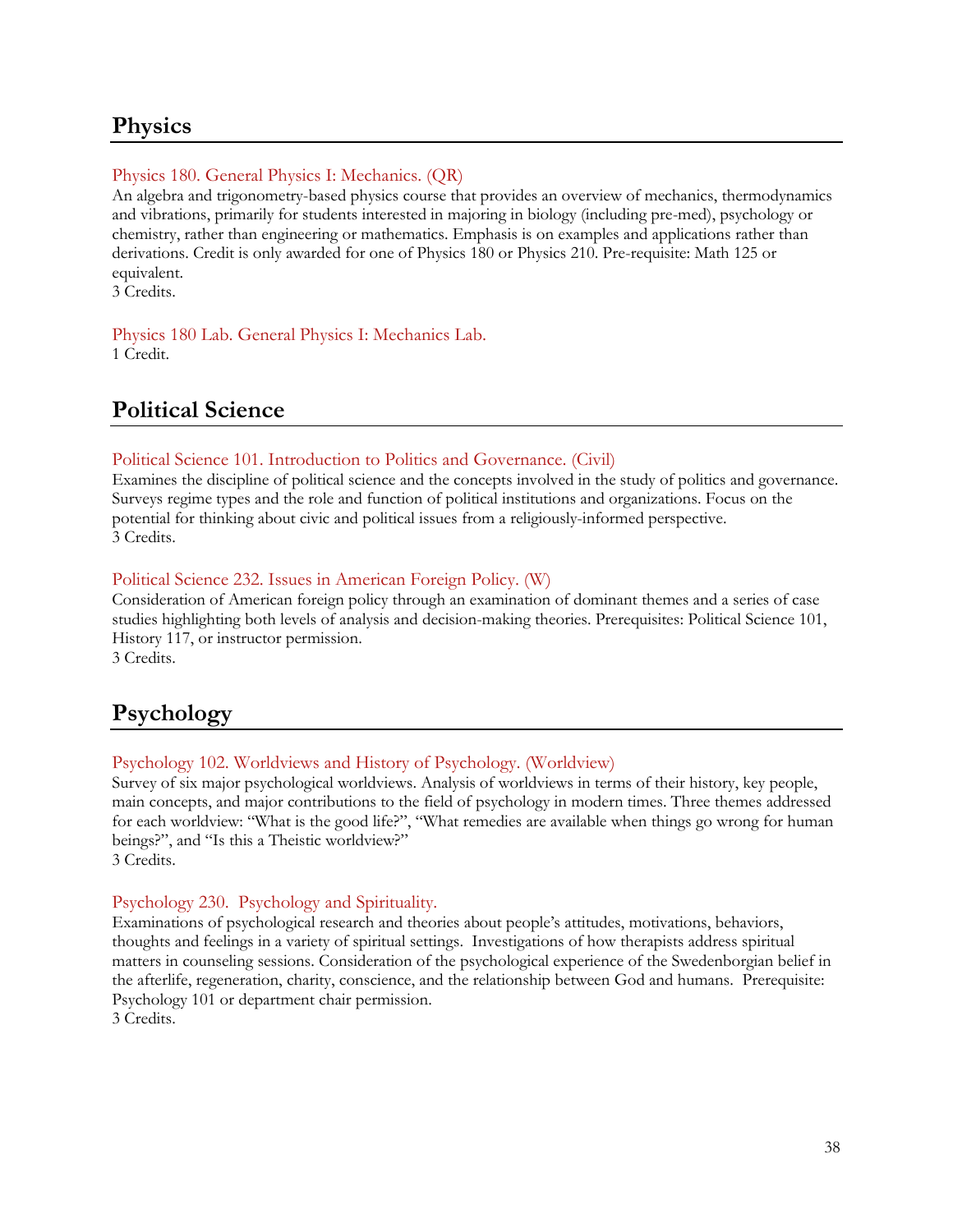## Physics

### Physics 180. General Physics I: Mechanics. (QR)

An algebra and trigonometry-based physics course that provides an overview of mechanics, thermodynamics and vibrations, primarily for students interested in majoring in biology (including pre-med), psychology or chemistry, rather than engineering or mathematics. Emphasis is on examples and applications rather than derivations. Credit is only awarded for one of Physics 180 or Physics 210. Pre-requisite: Math 125 or equivalent.
3 Credits.

### Physics 180 Lab. General Physics I: Mechanics Lab.

1 Credit.

## Political Science

### Political Science 101. Introduction to Politics and Governance. (Civil)

Examines the discipline of political science and the concepts involved in the study of politics and governance. Surveys regime types and the role and function of political institutions and organizations. Focus on the potential for thinking about civic and political issues from a religiously-informed perspective.
3 Credits.

### Political Science 232. Issues in American Foreign Policy. (W)

Consideration of American foreign policy through an examination of dominant themes and a series of case studies highlighting both levels of analysis and decision-making theories. Prerequisites: Political Science 101, History 117, or instructor permission.
3 Credits.

## Psychology

### Psychology 102. Worldviews and History of Psychology. (Worldview)

Survey of six major psychological worldviews. Analysis of worldviews in terms of their history, key people, main concepts, and major contributions to the field of psychology in modern times. Three themes addressed for each worldview: "What is the good life?", "What remedies are available when things go wrong for human beings?", and "Is this a Theistic worldview?"
3 Credits.

### Psychology 230. Psychology and Spirituality.

Examinations of psychological research and theories about people's attitudes, motivations, behaviors, thoughts and feelings in a variety of spiritual settings. Investigations of how therapists address spiritual matters in counseling sessions. Consideration of the psychological experience of the Swedenborgian belief in the afterlife, regeneration, charity, conscience, and the relationship between God and humans. Prerequisite: Psychology 101 or department chair permission.
3 Credits.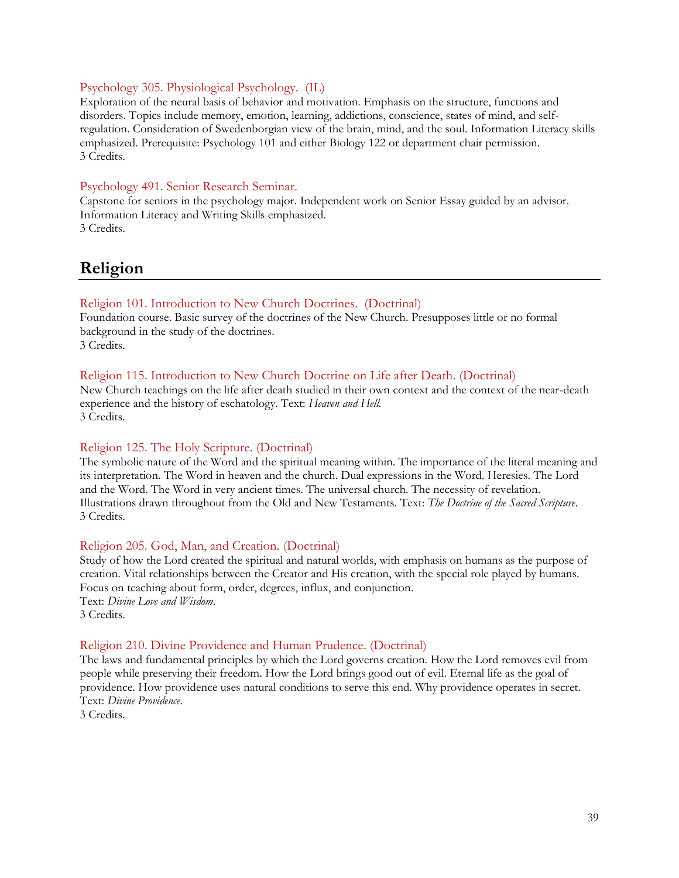### Psychology 305. Physiological Psychology. (IL)

Exploration of the neural basis of behavior and motivation. Emphasis on the structure, functions and disorders. Topics include memory, emotion, learning, addictions, conscience, states of mind, and self-regulation. Consideration of Swedenborgian view of the brain, mind, and the soul. Information Literacy skills emphasized. Prerequisite: Psychology 101 and either Biology 122 or department chair permission.
3 Credits.

### Psychology 491. Senior Research Seminar.

Capstone for seniors in the psychology major. Independent work on Senior Essay guided by an advisor. Information Literacy and Writing Skills emphasized.
3 Credits.

## Religion

### Religion 101. Introduction to New Church Doctrines. (Doctrinal)

Foundation course. Basic survey of the doctrines of the New Church. Presupposes little or no formal background in the study of the doctrines.
3 Credits.

### Religion 115. Introduction to New Church Doctrine on Life after Death. (Doctrinal)

New Church teachings on the life after death studied in their own context and the context of the near-death experience and the history of eschatology. Text: *Heaven and Hell.*
3 Credits.

### Religion 125. The Holy Scripture. (Doctrinal)

The symbolic nature of the Word and the spiritual meaning within. The importance of the literal meaning and its interpretation. The Word in heaven and the church. Dual expressions in the Word. Heresies. The Lord and the Word. The Word in very ancient times. The universal church. The necessity of revelation. Illustrations drawn throughout from the Old and New Testaments. Text: *The Doctrine of the Sacred Scripture*.
3 Credits.

### Religion 205. God, Man, and Creation. (Doctrinal)

Study of how the Lord created the spiritual and natural worlds, with emphasis on humans as the purpose of creation. Vital relationships between the Creator and His creation, with the special role played by humans. Focus on teaching about form, order, degrees, influx, and conjunction.
Text: *Divine Love and Wisdom*.
3 Credits.

### Religion 210. Divine Providence and Human Prudence. (Doctrinal)

The laws and fundamental principles by which the Lord governs creation. How the Lord removes evil from people while preserving their freedom. How the Lord brings good out of evil. Eternal life as the goal of providence. How providence uses natural conditions to serve this end. Why providence operates in secret.
Text: *Divine Providence*.
3 Credits.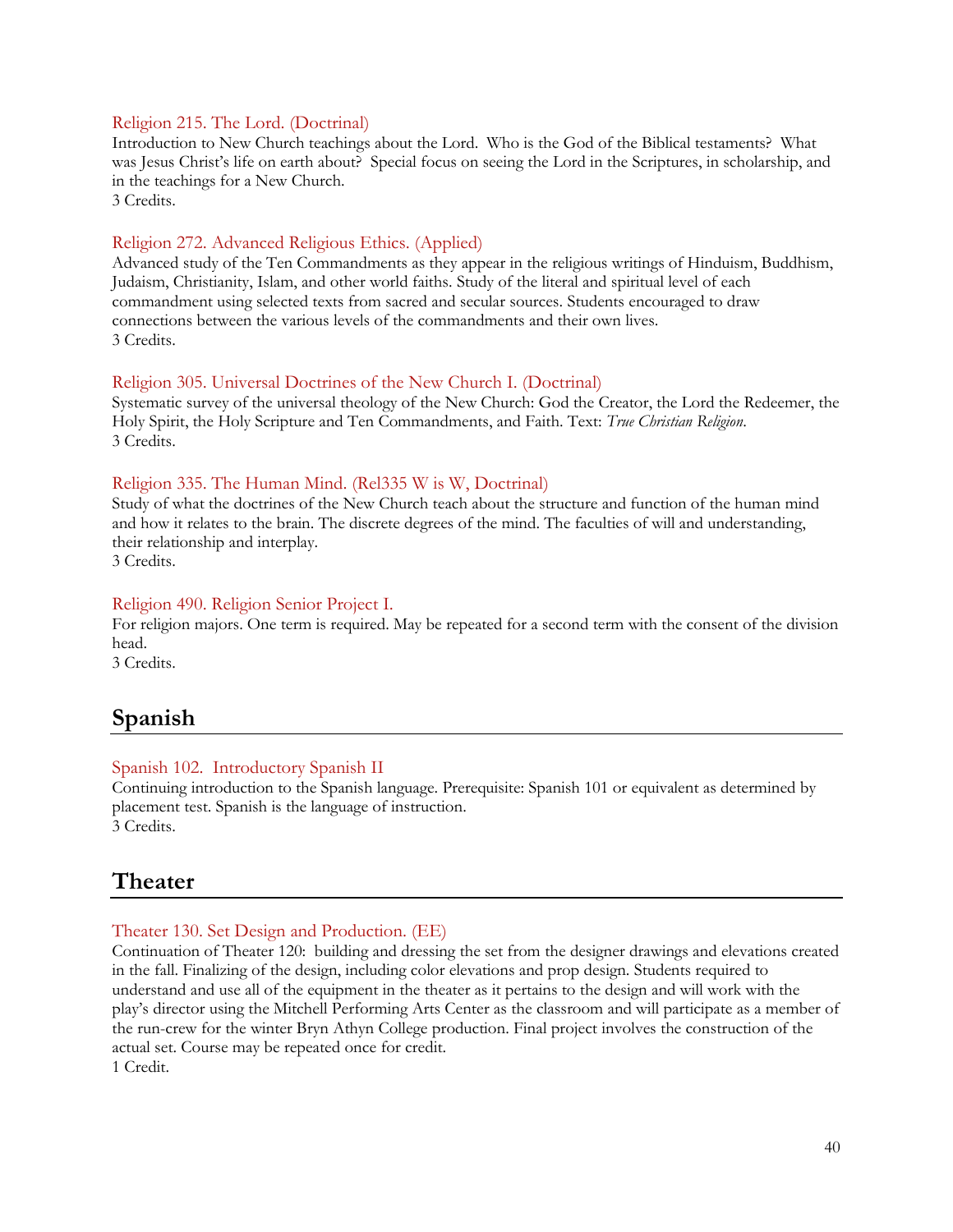### Religion 215. The Lord. (Doctrinal)

Introduction to New Church teachings about the Lord. Who is the God of the Biblical testaments? What was Jesus Christ's life on earth about? Special focus on seeing the Lord in the Scriptures, in scholarship, and in the teachings for a New Church.
3 Credits.

### Religion 272. Advanced Religious Ethics. (Applied)

Advanced study of the Ten Commandments as they appear in the religious writings of Hinduism, Buddhism, Judaism, Christianity, Islam, and other world faiths. Study of the literal and spiritual level of each commandment using selected texts from sacred and secular sources. Students encouraged to draw connections between the various levels of the commandments and their own lives.
3 Credits.

### Religion 305. Universal Doctrines of the New Church I. (Doctrinal)

Systematic survey of the universal theology of the New Church: God the Creator, the Lord the Redeemer, the Holy Spirit, the Holy Scripture and Ten Commandments, and Faith. Text: *True Christian Religion*.
3 Credits.

### Religion 335. The Human Mind. (Rel335 W is W, Doctrinal)

Study of what the doctrines of the New Church teach about the structure and function of the human mind and how it relates to the brain. The discrete degrees of the mind. The faculties of will and understanding, their relationship and interplay.
3 Credits.

### Religion 490. Religion Senior Project I.

For religion majors. One term is required. May be repeated for a second term with the consent of the division head.
3 Credits.

## Spanish

### Spanish 102. Introductory Spanish II

Continuing introduction to the Spanish language. Prerequisite: Spanish 101 or equivalent as determined by placement test. Spanish is the language of instruction.
3 Credits.

## Theater

### Theater 130. Set Design and Production. (EE)

Continuation of Theater 120: building and dressing the set from the designer drawings and elevations created in the fall. Finalizing of the design, including color elevations and prop design. Students required to understand and use all of the equipment in the theater as it pertains to the design and will work with the play's director using the Mitchell Performing Arts Center as the classroom and will participate as a member of the run-crew for the winter Bryn Athyn College production. Final project involves the construction of the actual set. Course may be repeated once for credit.
1 Credit.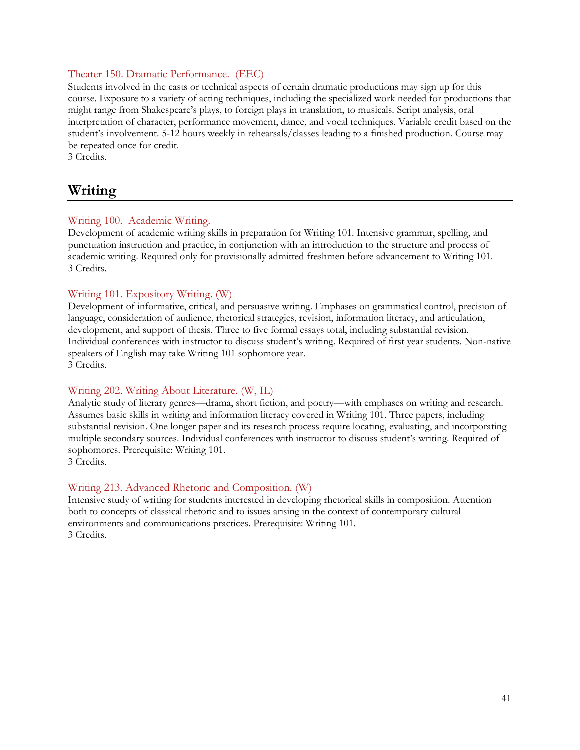### Theater 150. Dramatic Performance. (EEC)

Students involved in the casts or technical aspects of certain dramatic productions may sign up for this course. Exposure to a variety of acting techniques, including the specialized work needed for productions that might range from Shakespeare's plays, to foreign plays in translation, to musicals. Script analysis, oral interpretation of character, performance movement, dance, and vocal techniques. Variable credit based on the student's involvement. 5-12 hours weekly in rehearsals/classes leading to a finished production. Course may be repeated once for credit.
3 Credits.

## Writing

### Writing 100. Academic Writing.

Development of academic writing skills in preparation for Writing 101. Intensive grammar, spelling, and punctuation instruction and practice, in conjunction with an introduction to the structure and process of academic writing. Required only for provisionally admitted freshmen before advancement to Writing 101.
3 Credits.

### Writing 101. Expository Writing. (W)

Development of informative, critical, and persuasive writing. Emphases on grammatical control, precision of language, consideration of audience, rhetorical strategies, revision, information literacy, and articulation, development, and support of thesis. Three to five formal essays total, including substantial revision. Individual conferences with instructor to discuss student's writing. Required of first year students. Non-native speakers of English may take Writing 101 sophomore year.
3 Credits.

### Writing 202. Writing About Literature. (W, IL)

Analytic study of literary genres—drama, short fiction, and poetry—with emphases on writing and research. Assumes basic skills in writing and information literacy covered in Writing 101. Three papers, including substantial revision. One longer paper and its research process require locating, evaluating, and incorporating multiple secondary sources. Individual conferences with instructor to discuss student's writing. Required of sophomores. Prerequisite: Writing 101.
3 Credits.

### Writing 213. Advanced Rhetoric and Composition. (W)

Intensive study of writing for students interested in developing rhetorical skills in composition. Attention both to concepts of classical rhetoric and to issues arising in the context of contemporary cultural environments and communications practices. Prerequisite: Writing 101.
3 Credits.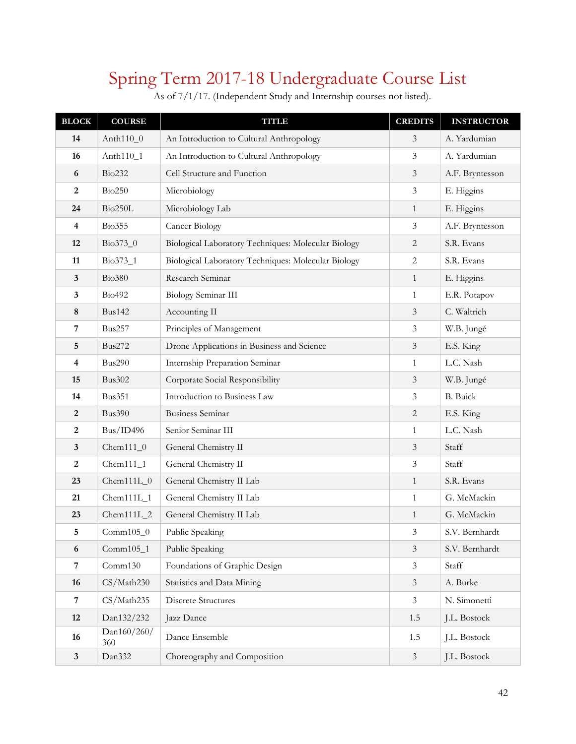# Spring Term 2017-18 Undergraduate Course List

As of 7/1/17. (Independent Study and Internship courses not listed).

| BLOCK | COURSE | TITLE | CREDITS | INSTRUCTOR |
|---|---|---|---|---|
| **14** | Anth110_0 | An Introduction to Cultural Anthropology | 3 | A. Yardumian |
| **16** | Anth110_1 | An Introduction to Cultural Anthropology | 3 | A. Yardumian |
| **6** | Bio232 | Cell Structure and Function | 3 | A.F. Bryntesson |
| **2** | Bio250 | Microbiology | 3 | E. Higgins |
| **24** | Bio250L | Microbiology Lab | 1 | E. Higgins |
| **4** | Bio355 | Cancer Biology | 3 | A.F. Bryntesson |
| **12** | Bio373_0 | Biological Laboratory Techniques: Molecular Biology | 2 | S.R. Evans |
| **11** | Bio373_1 | Biological Laboratory Techniques: Molecular Biology | 2 | S.R. Evans |
| **3** | Bio380 | Research Seminar | 1 | E. Higgins |
| **3** | Bio492 | Biology Seminar III | 1 | E.R. Potapov |
| **8** | Bus142 | Accounting II | 3 | C. Waltrich |
| **7** | Bus257 | Principles of Management | 3 | W.B. Jungé |
| **5** | Bus272 | Drone Applications in Business and Science | 3 | E.S. King |
| **4** | Bus290 | Internship Preparation Seminar | 1 | L.C. Nash |
| **15** | Bus302 | Corporate Social Responsibility | 3 | W.B. Jungé |
| **14** | Bus351 | Introduction to Business Law | 3 | B. Buick |
| **2** | Bus390 | Business Seminar | 2 | E.S. King |
| **2** | Bus/ID496 | Senior Seminar III | 1 | L.C. Nash |
| **3** | Chem111_0 | General Chemistry II | 3 | Staff |
| **2** | Chem111_1 | General Chemistry II | 3 | Staff |
| **23** | Chem111L_0 | General Chemistry II Lab | 1 | S.R. Evans |
| **21** | Chem111L_1 | General Chemistry II Lab | 1 | G. McMackin |
| **23** | Chem111L_2 | General Chemistry II Lab | 1 | G. McMackin |
| **5** | Comm105_0 | Public Speaking | 3 | S.V. Bernhardt |
| **6** | Comm105_1 | Public Speaking | 3 | S.V. Bernhardt |
| **7** | Comm130 | Foundations of Graphic Design | 3 | Staff |
| **16** | CS/Math230 | Statistics and Data Mining | 3 | A. Burke |
| **7** | CS/Math235 | Discrete Structures | 3 | N. Simonetti |
| **12** | Dan132/232 | Jazz Dance | 1.5 | J.L. Bostock |
| **16** | Dan160/260/360 | Dance Ensemble | 1.5 | J.L. Bostock |
| **3** | Dan332 | Choreography and Composition | 3 | J.L. Bostock |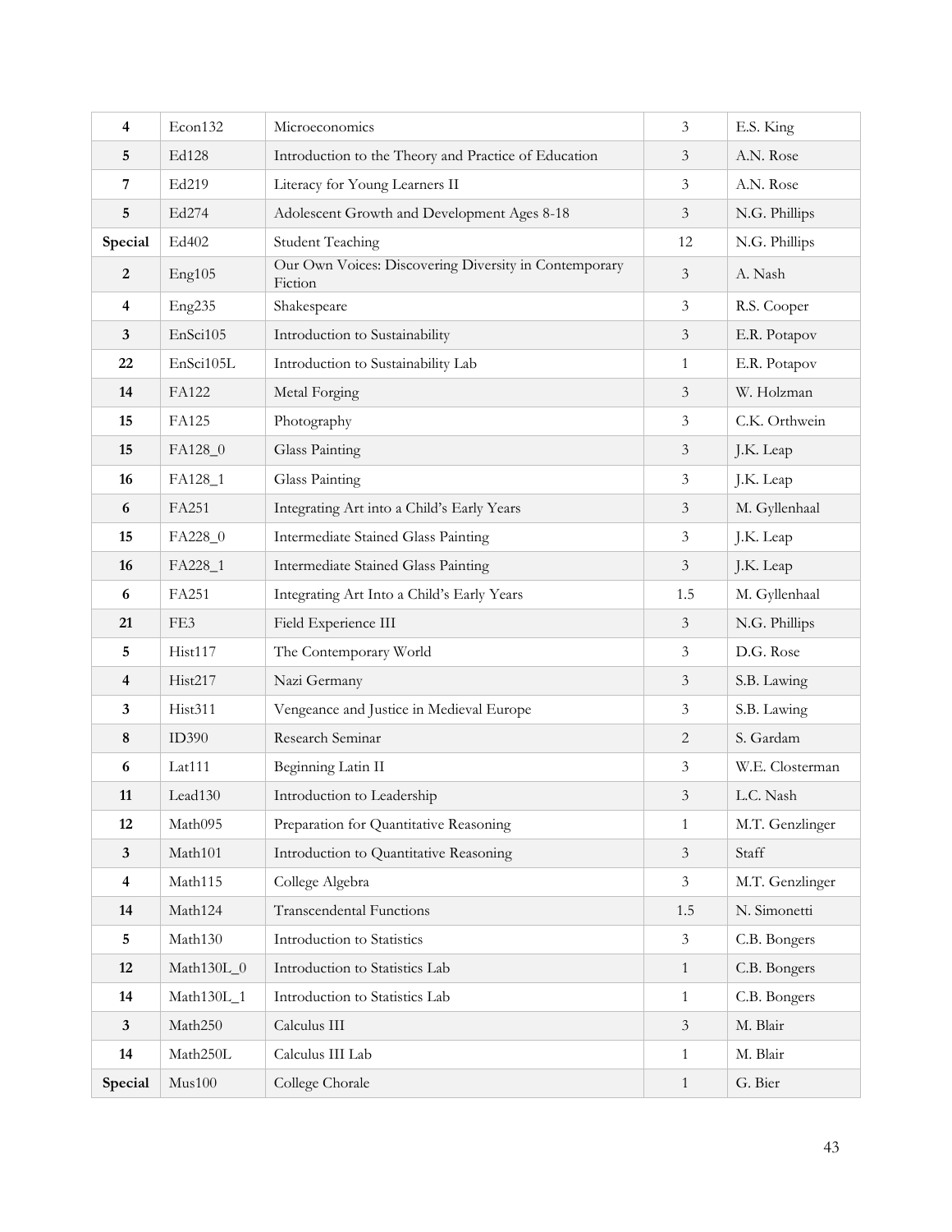| 4 | Econ132 | Microeconomics | 3 | E.S. King |
|---|---|---|---|---|
| 5 | Ed128 | Introduction to the Theory and Practice of Education | 3 | A.N. Rose |
| 7 | Ed219 | Literacy for Young Learners II | 3 | A.N. Rose |
| 5 | Ed274 | Adolescent Growth and Development Ages 8-18 | 3 | N.G. Phillips |
| Special | Ed402 | Student Teaching | 12 | N.G. Phillips |
| 2 | Eng105 | Our Own Voices: Discovering Diversity in Contemporary Fiction | 3 | A. Nash |
| 4 | Eng235 | Shakespeare | 3 | R.S. Cooper |
| 3 | EnSci105 | Introduction to Sustainability | 3 | E.R. Potapov |
| 22 | EnSci105L | Introduction to Sustainability Lab | 1 | E.R. Potapov |
| 14 | FA122 | Metal Forging | 3 | W. Holzman |
| 15 | FA125 | Photography | 3 | C.K. Orthwein |
| 15 | FA128_0 | Glass Painting | 3 | J.K. Leap |
| 16 | FA128_1 | Glass Painting | 3 | J.K. Leap |
| 6 | FA251 | Integrating Art into a Child's Early Years | 3 | M. Gyllenhaal |
| 15 | FA228_0 | Intermediate Stained Glass Painting | 3 | J.K. Leap |
| 16 | FA228_1 | Intermediate Stained Glass Painting | 3 | J.K. Leap |
| 6 | FA251 | Integrating Art Into a Child's Early Years | 1.5 | M. Gyllenhaal |
| 21 | FE3 | Field Experience III | 3 | N.G. Phillips |
| 5 | Hist117 | The Contemporary World | 3 | D.G. Rose |
| 4 | Hist217 | Nazi Germany | 3 | S.B. Lawing |
| 3 | Hist311 | Vengeance and Justice in Medieval Europe | 3 | S.B. Lawing |
| 8 | ID390 | Research Seminar | 2 | S. Gardam |
| 6 | Lat111 | Beginning Latin II | 3 | W.E. Closterman |
| 11 | Lead130 | Introduction to Leadership | 3 | L.C. Nash |
| 12 | Math095 | Preparation for Quantitative Reasoning | 1 | M.T. Genzlinger |
| 3 | Math101 | Introduction to Quantitative Reasoning | 3 | Staff |
| 4 | Math115 | College Algebra | 3 | M.T. Genzlinger |
| 14 | Math124 | Transcendental Functions | 1.5 | N. Simonetti |
| 5 | Math130 | Introduction to Statistics | 3 | C.B. Bongers |
| 12 | Math130L_0 | Introduction to Statistics Lab | 1 | C.B. Bongers |
| 14 | Math130L_1 | Introduction to Statistics Lab | 1 | C.B. Bongers |
| 3 | Math250 | Calculus III | 3 | M. Blair |
| 14 | Math250L | Calculus III Lab | 1 | M. Blair |
| Special | Mus100 | College Chorale | 1 | G. Bier |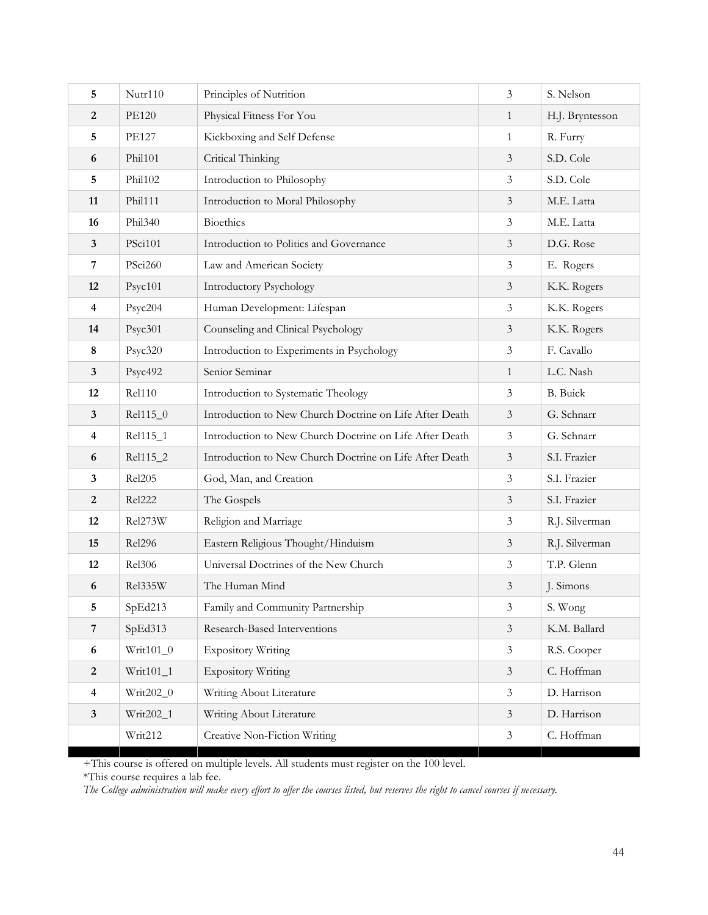| | | | | |
|---|---|---|---|---|
| **5** | Nutr110 | Principles of Nutrition | 3 | S. Nelson |
| **2** | PE120 | Physical Fitness For You | 1 | H.J. Bryntesson |
| **5** | PE127 | Kickboxing and Self Defense | 1 | R. Furry |
| **6** | Phil101 | Critical Thinking | 3 | S.D. Cole |
| **5** | Phil102 | Introduction to Philosophy | 3 | S.D. Cole |
| **11** | Phil111 | Introduction to Moral Philosophy | 3 | M.E. Latta |
| **16** | Phil340 | Bioethics | 3 | M.E. Latta |
| **3** | PSci101 | Introduction to Politics and Governance | 3 | D.G. Rose |
| **7** | PSci260 | Law and American Society | 3 | E. Rogers |
| **12** | Psyc101 | Introductory Psychology | 3 | K.K. Rogers |
| **4** | Psyc204 | Human Development: Lifespan | 3 | K.K. Rogers |
| **14** | Psyc301 | Counseling and Clinical Psychology | 3 | K.K. Rogers |
| **8** | Psyc320 | Introduction to Experiments in Psychology | 3 | F. Cavallo |
| **3** | Psyc492 | Senior Seminar | 1 | L.C. Nash |
| **12** | Rel110 | Introduction to Systematic Theology | 3 | B. Buick |
| **3** | Rel115_0 | Introduction to New Church Doctrine on Life After Death | 3 | G. Schnarr |
| **4** | Rel115_1 | Introduction to New Church Doctrine on Life After Death | 3 | G. Schnarr |
| **6** | Rel115_2 | Introduction to New Church Doctrine on Life After Death | 3 | S.I. Frazier |
| **3** | Rel205 | God, Man, and Creation | 3 | S.I. Frazier |
| **2** | Rel222 | The Gospels | 3 | S.I. Frazier |
| **12** | Rel273W | Religion and Marriage | 3 | R.J. Silverman |
| **15** | Rel296 | Eastern Religious Thought/Hinduism | 3 | R.J. Silverman |
| **12** | Rel306 | Universal Doctrines of the New Church | 3 | T.P. Glenn |
| **6** | Rel335W | The Human Mind | 3 | J. Simons |
| **5** | SpEd213 | Family and Community Partnership | 3 | S. Wong |
| **7** | SpEd313 | Research-Based Interventions | 3 | K.M. Ballard |
| **6** | Writ101_0 | Expository Writing | 3 | R.S. Cooper |
| **2** | Writ101_1 | Expository Writing | 3 | C. Hoffman |
| **4** | Writ202_0 | Writing About Literature | 3 | D. Harrison |
| **3** | Writ202_1 | Writing About Literature | 3 | D. Harrison |
| | Writ212 | Creative Non-Fiction Writing | 3 | C. Hoffman |

+This course is offered on multiple levels. All students must register on the 100 level.

*This course requires a lab fee.

*The College administration will make every effort to offer the courses listed, but reserves the right to cancel courses if necessary.*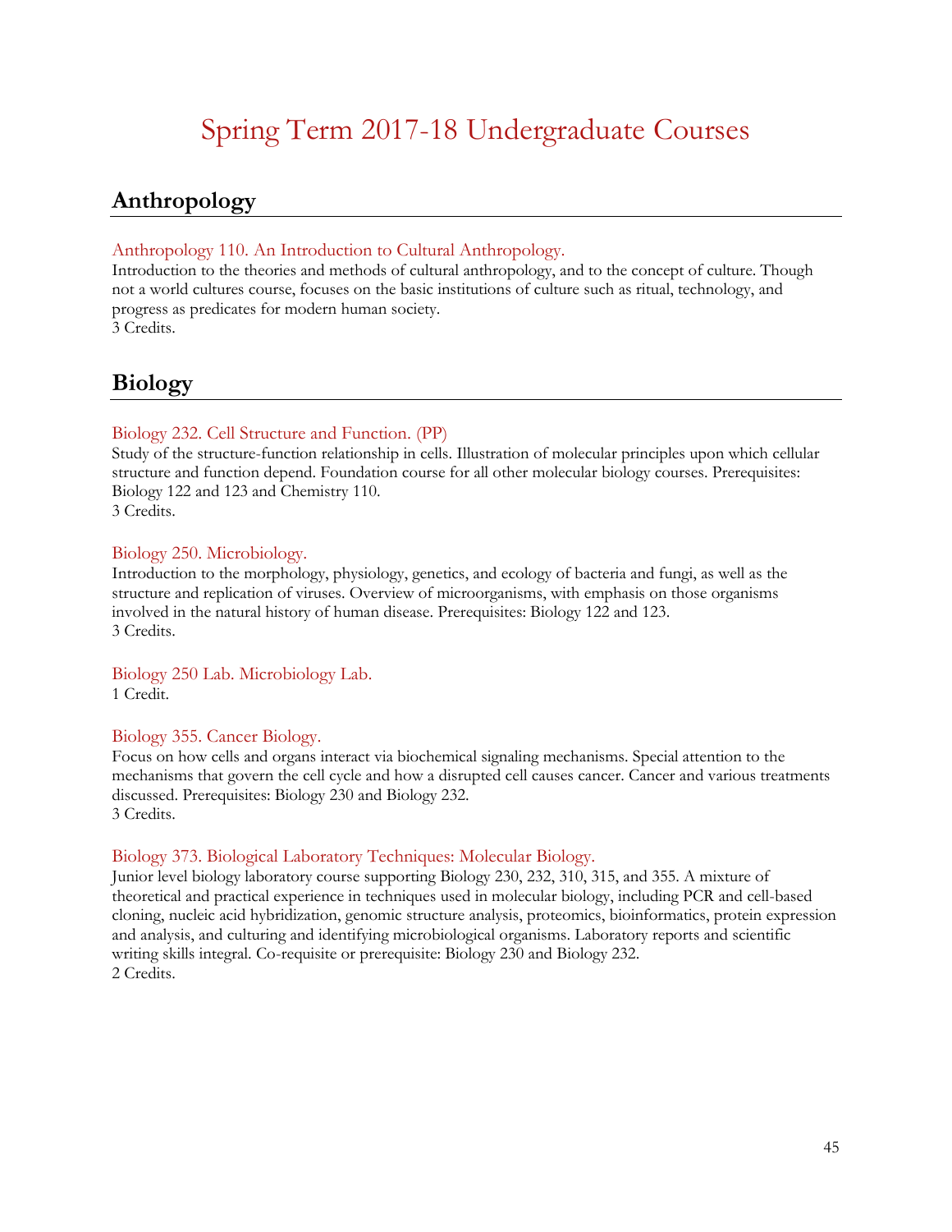# Spring Term 2017-18 Undergraduate Courses

## Anthropology

### Anthropology 110. An Introduction to Cultural Anthropology.

Introduction to the theories and methods of cultural anthropology, and to the concept of culture. Though not a world cultures course, focuses on the basic institutions of culture such as ritual, technology, and progress as predicates for modern human society.
3 Credits.

## Biology

### Biology 232. Cell Structure and Function. (PP)

Study of the structure-function relationship in cells. Illustration of molecular principles upon which cellular structure and function depend. Foundation course for all other molecular biology courses. Prerequisites: Biology 122 and 123 and Chemistry 110.
3 Credits.

### Biology 250. Microbiology.

Introduction to the morphology, physiology, genetics, and ecology of bacteria and fungi, as well as the structure and replication of viruses. Overview of microorganisms, with emphasis on those organisms involved in the natural history of human disease. Prerequisites: Biology 122 and 123.
3 Credits.

### Biology 250 Lab. Microbiology Lab.

1 Credit.

### Biology 355. Cancer Biology.

Focus on how cells and organs interact via biochemical signaling mechanisms. Special attention to the mechanisms that govern the cell cycle and how a disrupted cell causes cancer. Cancer and various treatments discussed. Prerequisites: Biology 230 and Biology 232.
3 Credits.

### Biology 373. Biological Laboratory Techniques: Molecular Biology.

Junior level biology laboratory course supporting Biology 230, 232, 310, 315, and 355. A mixture of theoretical and practical experience in techniques used in molecular biology, including PCR and cell-based cloning, nucleic acid hybridization, genomic structure analysis, proteomics, bioinformatics, protein expression and analysis, and culturing and identifying microbiological organisms. Laboratory reports and scientific writing skills integral. Co-requisite or prerequisite: Biology 230 and Biology 232.
2 Credits.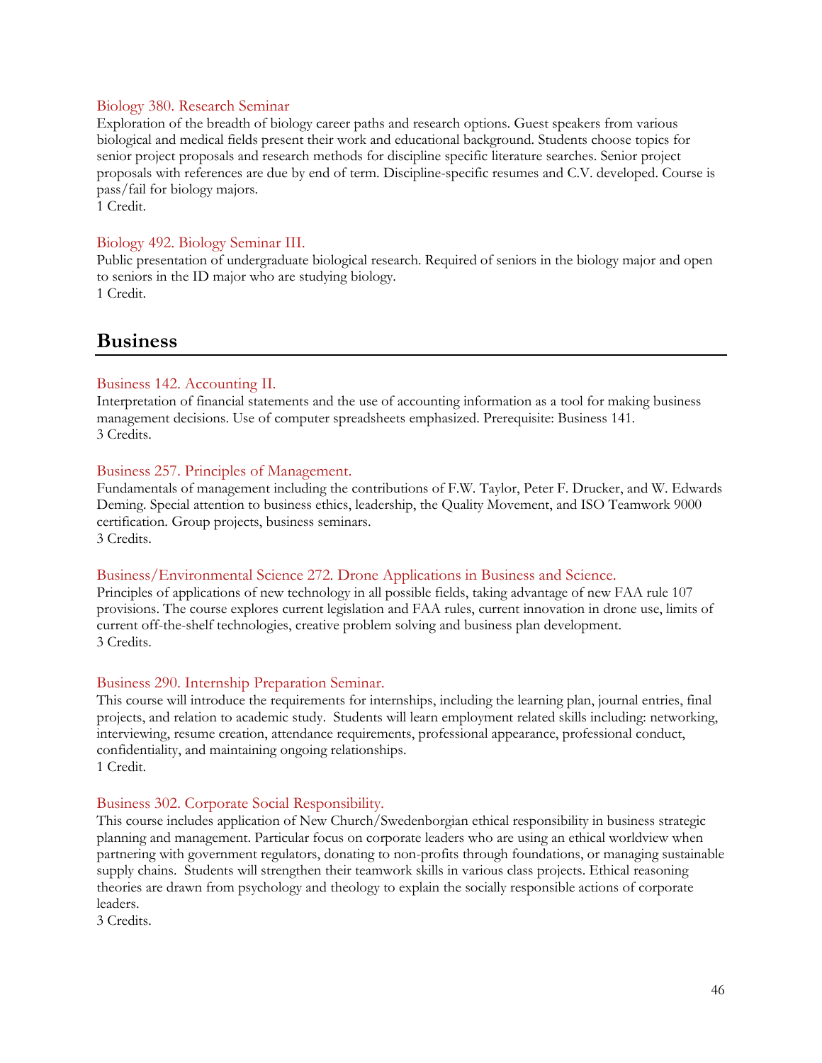### Biology 380. Research Seminar

Exploration of the breadth of biology career paths and research options. Guest speakers from various biological and medical fields present their work and educational background. Students choose topics for senior project proposals and research methods for discipline specific literature searches. Senior project proposals with references are due by end of term. Discipline-specific resumes and C.V. developed. Course is pass/fail for biology majors.
1 Credit.

### Biology 492. Biology Seminar III.

Public presentation of undergraduate biological research. Required of seniors in the biology major and open to seniors in the ID major who are studying biology.
1 Credit.

## Business

### Business 142. Accounting II.

Interpretation of financial statements and the use of accounting information as a tool for making business management decisions. Use of computer spreadsheets emphasized. Prerequisite: Business 141.
3 Credits.

### Business 257. Principles of Management.

Fundamentals of management including the contributions of F.W. Taylor, Peter F. Drucker, and W. Edwards Deming. Special attention to business ethics, leadership, the Quality Movement, and ISO Teamwork 9000 certification. Group projects, business seminars.
3 Credits.

### Business/Environmental Science 272. Drone Applications in Business and Science.

Principles of applications of new technology in all possible fields, taking advantage of new FAA rule 107 provisions. The course explores current legislation and FAA rules, current innovation in drone use, limits of current off-the-shelf technologies, creative problem solving and business plan development.
3 Credits.

### Business 290. Internship Preparation Seminar.

This course will introduce the requirements for internships, including the learning plan, journal entries, final projects, and relation to academic study. Students will learn employment related skills including: networking, interviewing, resume creation, attendance requirements, professional appearance, professional conduct, confidentiality, and maintaining ongoing relationships.
1 Credit.

### Business 302. Corporate Social Responsibility.

This course includes application of New Church/Swedenborgian ethical responsibility in business strategic planning and management. Particular focus on corporate leaders who are using an ethical worldview when partnering with government regulators, donating to non-profits through foundations, or managing sustainable supply chains. Students will strengthen their teamwork skills in various class projects. Ethical reasoning theories are drawn from psychology and theology to explain the socially responsible actions of corporate leaders.
3 Credits.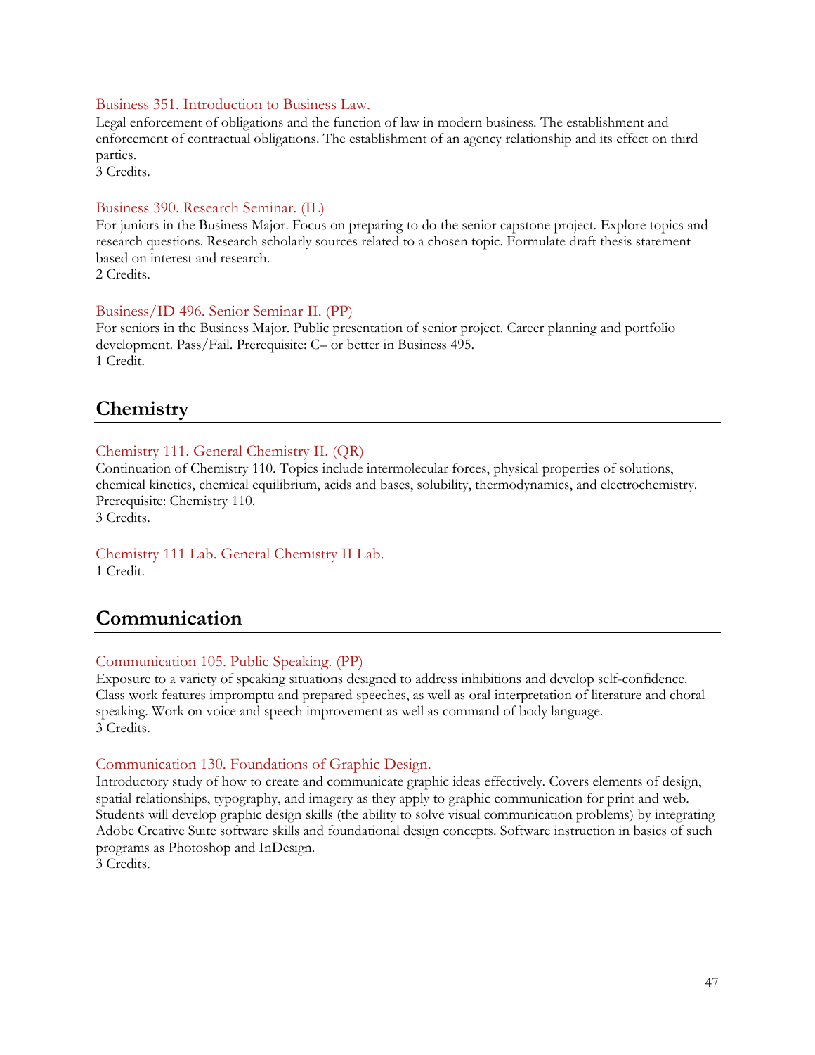### Business 351. Introduction to Business Law.

Legal enforcement of obligations and the function of law in modern business. The establishment and enforcement of contractual obligations. The establishment of an agency relationship and its effect on third parties.
3 Credits.

### Business 390. Research Seminar. (IL)

For juniors in the Business Major. Focus on preparing to do the senior capstone project. Explore topics and research questions. Research scholarly sources related to a chosen topic. Formulate draft thesis statement based on interest and research.
2 Credits.

### Business/ID 496. Senior Seminar II. (PP)

For seniors in the Business Major. Public presentation of senior project. Career planning and portfolio development. Pass/Fail. Prerequisite: C– or better in Business 495.
1 Credit.

## Chemistry

### Chemistry 111. General Chemistry II. (QR)

Continuation of Chemistry 110. Topics include intermolecular forces, physical properties of solutions, chemical kinetics, chemical equilibrium, acids and bases, solubility, thermodynamics, and electrochemistry. Prerequisite: Chemistry 110.
3 Credits.

### Chemistry 111 Lab. General Chemistry II Lab.

1 Credit.

## Communication

### Communication 105. Public Speaking. (PP)

Exposure to a variety of speaking situations designed to address inhibitions and develop self-confidence. Class work features impromptu and prepared speeches, as well as oral interpretation of literature and choral speaking. Work on voice and speech improvement as well as command of body language.
3 Credits.

### Communication 130. Foundations of Graphic Design.

Introductory study of how to create and communicate graphic ideas effectively. Covers elements of design, spatial relationships, typography, and imagery as they apply to graphic communication for print and web. Students will develop graphic design skills (the ability to solve visual communication problems) by integrating Adobe Creative Suite software skills and foundational design concepts. Software instruction in basics of such programs as Photoshop and InDesign.
3 Credits.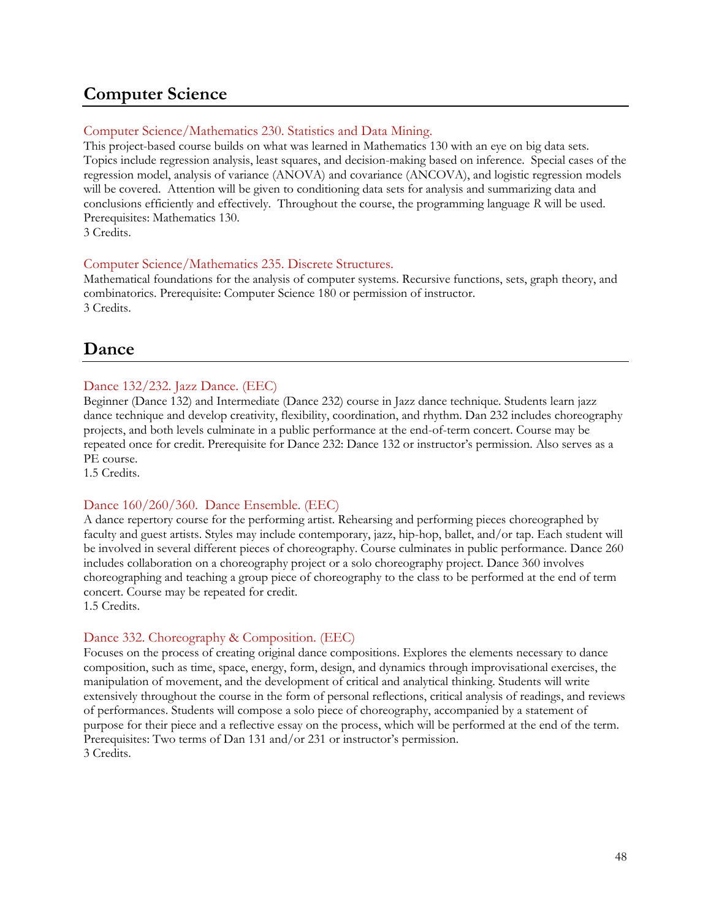## Computer Science

### Computer Science/Mathematics 230. Statistics and Data Mining.

This project-based course builds on what was learned in Mathematics 130 with an eye on big data sets. Topics include regression analysis, least squares, and decision-making based on inference. Special cases of the regression model, analysis of variance (ANOVA) and covariance (ANCOVA), and logistic regression models will be covered. Attention will be given to conditioning data sets for analysis and summarizing data and conclusions efficiently and effectively. Throughout the course, the programming language *R* will be used. Prerequisites: Mathematics 130.
3 Credits.

### Computer Science/Mathematics 235. Discrete Structures.

Mathematical foundations for the analysis of computer systems. Recursive functions, sets, graph theory, and combinatorics. Prerequisite: Computer Science 180 or permission of instructor.
3 Credits.

## Dance

### Dance 132/232. Jazz Dance. (EEC)

Beginner (Dance 132) and Intermediate (Dance 232) course in Jazz dance technique. Students learn jazz dance technique and develop creativity, flexibility, coordination, and rhythm. Dan 232 includes choreography projects, and both levels culminate in a public performance at the end-of-term concert. Course may be repeated once for credit. Prerequisite for Dance 232: Dance 132 or instructor's permission. Also serves as a PE course.
1.5 Credits.

### Dance 160/260/360. Dance Ensemble. (EEC)

A dance repertory course for the performing artist. Rehearsing and performing pieces choreographed by faculty and guest artists. Styles may include contemporary, jazz, hip-hop, ballet, and/or tap. Each student will be involved in several different pieces of choreography. Course culminates in public performance. Dance 260 includes collaboration on a choreography project or a solo choreography project. Dance 360 involves choreographing and teaching a group piece of choreography to the class to be performed at the end of term concert. Course may be repeated for credit.
1.5 Credits.

### Dance 332. Choreography & Composition. (EEC)

Focuses on the process of creating original dance compositions. Explores the elements necessary to dance composition, such as time, space, energy, form, design, and dynamics through improvisational exercises, the manipulation of movement, and the development of critical and analytical thinking. Students will write extensively throughout the course in the form of personal reflections, critical analysis of readings, and reviews of performances. Students will compose a solo piece of choreography, accompanied by a statement of purpose for their piece and a reflective essay on the process, which will be performed at the end of the term. Prerequisites: Two terms of Dan 131 and/or 231 or instructor's permission.
3 Credits.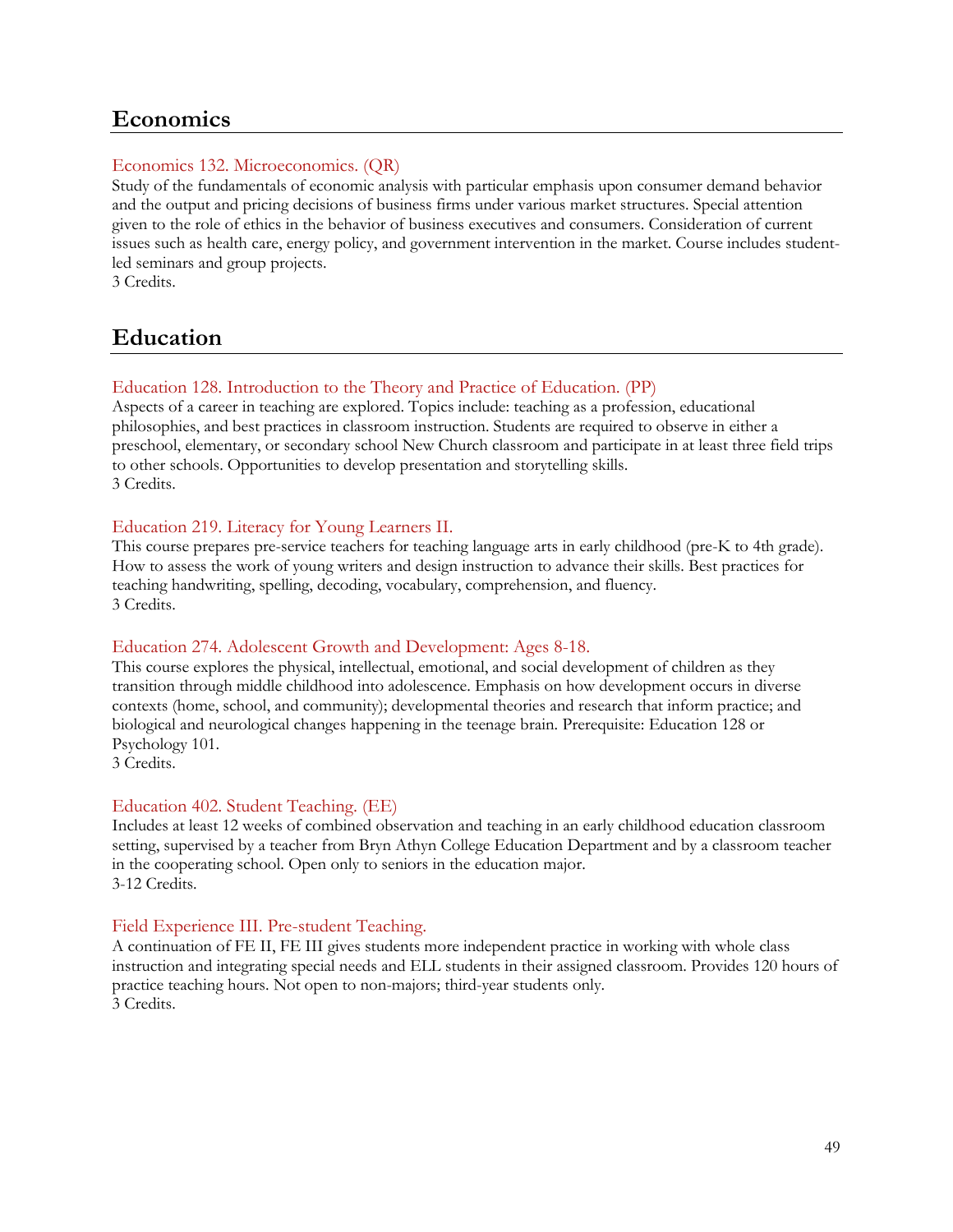## Economics

### Economics 132. Microeconomics. (QR)

Study of the fundamentals of economic analysis with particular emphasis upon consumer demand behavior and the output and pricing decisions of business firms under various market structures. Special attention given to the role of ethics in the behavior of business executives and consumers. Consideration of current issues such as health care, energy policy, and government intervention in the market. Course includes student-led seminars and group projects.
3 Credits.

## Education

### Education 128. Introduction to the Theory and Practice of Education. (PP)

Aspects of a career in teaching are explored. Topics include: teaching as a profession, educational philosophies, and best practices in classroom instruction. Students are required to observe in either a preschool, elementary, or secondary school New Church classroom and participate in at least three field trips to other schools. Opportunities to develop presentation and storytelling skills.
3 Credits.

### Education 219. Literacy for Young Learners II.

This course prepares pre-service teachers for teaching language arts in early childhood (pre-K to 4th grade). How to assess the work of young writers and design instruction to advance their skills. Best practices for teaching handwriting, spelling, decoding, vocabulary, comprehension, and fluency.
3 Credits.

### Education 274. Adolescent Growth and Development: Ages 8-18.

This course explores the physical, intellectual, emotional, and social development of children as they transition through middle childhood into adolescence. Emphasis on how development occurs in diverse contexts (home, school, and community); developmental theories and research that inform practice; and biological and neurological changes happening in the teenage brain. Prerequisite: Education 128 or Psychology 101.
3 Credits.

### Education 402. Student Teaching. (EE)

Includes at least 12 weeks of combined observation and teaching in an early childhood education classroom setting, supervised by a teacher from Bryn Athyn College Education Department and by a classroom teacher in the cooperating school. Open only to seniors in the education major.
3-12 Credits.

### Field Experience III. Pre-student Teaching.

A continuation of FE II, FE III gives students more independent practice in working with whole class instruction and integrating special needs and ELL students in their assigned classroom. Provides 120 hours of practice teaching hours. Not open to non-majors; third-year students only.
3 Credits.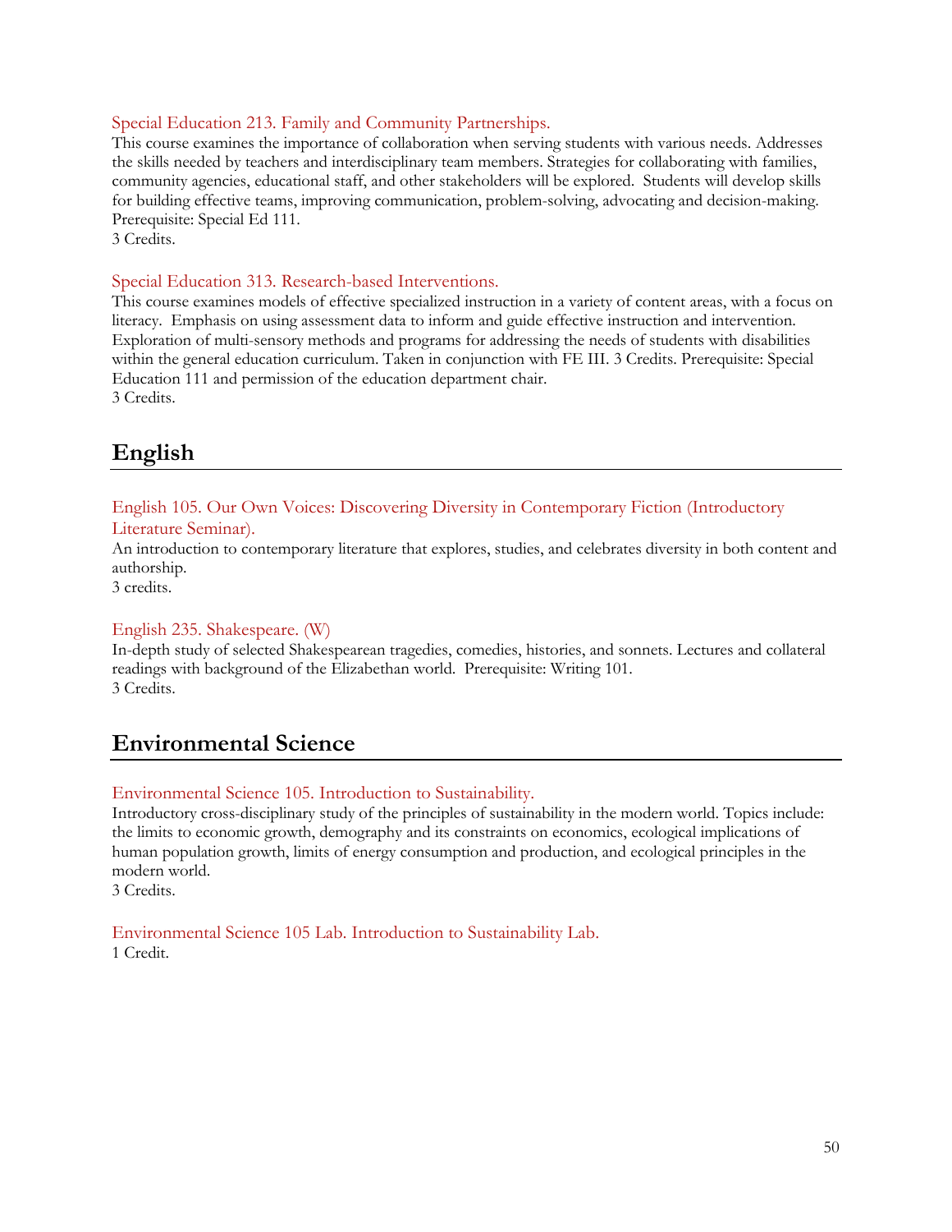### Special Education 213. Family and Community Partnerships.

This course examines the importance of collaboration when serving students with various needs. Addresses the skills needed by teachers and interdisciplinary team members. Strategies for collaborating with families, community agencies, educational staff, and other stakeholders will be explored. Students will develop skills for building effective teams, improving communication, problem-solving, advocating and decision-making. Prerequisite: Special Ed 111.
3 Credits.

### Special Education 313. Research-based Interventions.

This course examines models of effective specialized instruction in a variety of content areas, with a focus on literacy. Emphasis on using assessment data to inform and guide effective instruction and intervention. Exploration of multi-sensory methods and programs for addressing the needs of students with disabilities within the general education curriculum. Taken in conjunction with FE III. 3 Credits. Prerequisite: Special Education 111 and permission of the education department chair.
3 Credits.

## English

### English 105. Our Own Voices: Discovering Diversity in Contemporary Fiction (Introductory Literature Seminar).

An introduction to contemporary literature that explores, studies, and celebrates diversity in both content and authorship.
3 credits.

### English 235. Shakespeare. (W)

In-depth study of selected Shakespearean tragedies, comedies, histories, and sonnets. Lectures and collateral readings with background of the Elizabethan world. Prerequisite: Writing 101.
3 Credits.

## Environmental Science

### Environmental Science 105. Introduction to Sustainability.

Introductory cross-disciplinary study of the principles of sustainability in the modern world. Topics include: the limits to economic growth, demography and its constraints on economics, ecological implications of human population growth, limits of energy consumption and production, and ecological principles in the modern world.
3 Credits.

### Environmental Science 105 Lab. Introduction to Sustainability Lab.

1 Credit.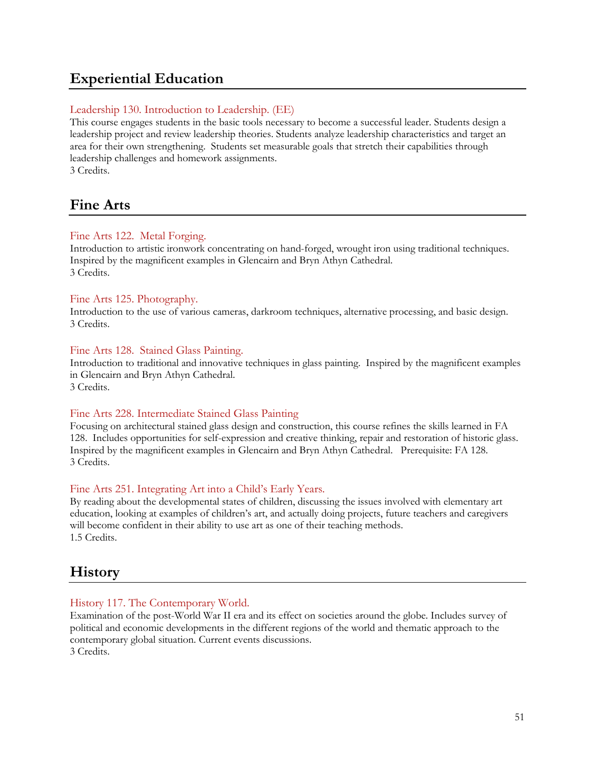## Experiential Education

### Leadership 130. Introduction to Leadership. (EE)

This course engages students in the basic tools necessary to become a successful leader. Students design a leadership project and review leadership theories. Students analyze leadership characteristics and target an area for their own strengthening. Students set measurable goals that stretch their capabilities through leadership challenges and homework assignments.
3 Credits.

## Fine Arts

### Fine Arts 122. Metal Forging.

Introduction to artistic ironwork concentrating on hand-forged, wrought iron using traditional techniques. Inspired by the magnificent examples in Glencairn and Bryn Athyn Cathedral.
3 Credits.

### Fine Arts 125. Photography.

Introduction to the use of various cameras, darkroom techniques, alternative processing, and basic design.
3 Credits.

### Fine Arts 128. Stained Glass Painting.

Introduction to traditional and innovative techniques in glass painting. Inspired by the magnificent examples in Glencairn and Bryn Athyn Cathedral.
3 Credits.

### Fine Arts 228. Intermediate Stained Glass Painting

Focusing on architectural stained glass design and construction, this course refines the skills learned in FA 128. Includes opportunities for self-expression and creative thinking, repair and restoration of historic glass. Inspired by the magnificent examples in Glencairn and Bryn Athyn Cathedral. Prerequisite: FA 128.
3 Credits.

### Fine Arts 251. Integrating Art into a Child's Early Years.

By reading about the developmental states of children, discussing the issues involved with elementary art education, looking at examples of children's art, and actually doing projects, future teachers and caregivers will become confident in their ability to use art as one of their teaching methods.
1.5 Credits.

## History

### History 117. The Contemporary World.

Examination of the post-World War II era and its effect on societies around the globe. Includes survey of political and economic developments in the different regions of the world and thematic approach to the contemporary global situation. Current events discussions.
3 Credits.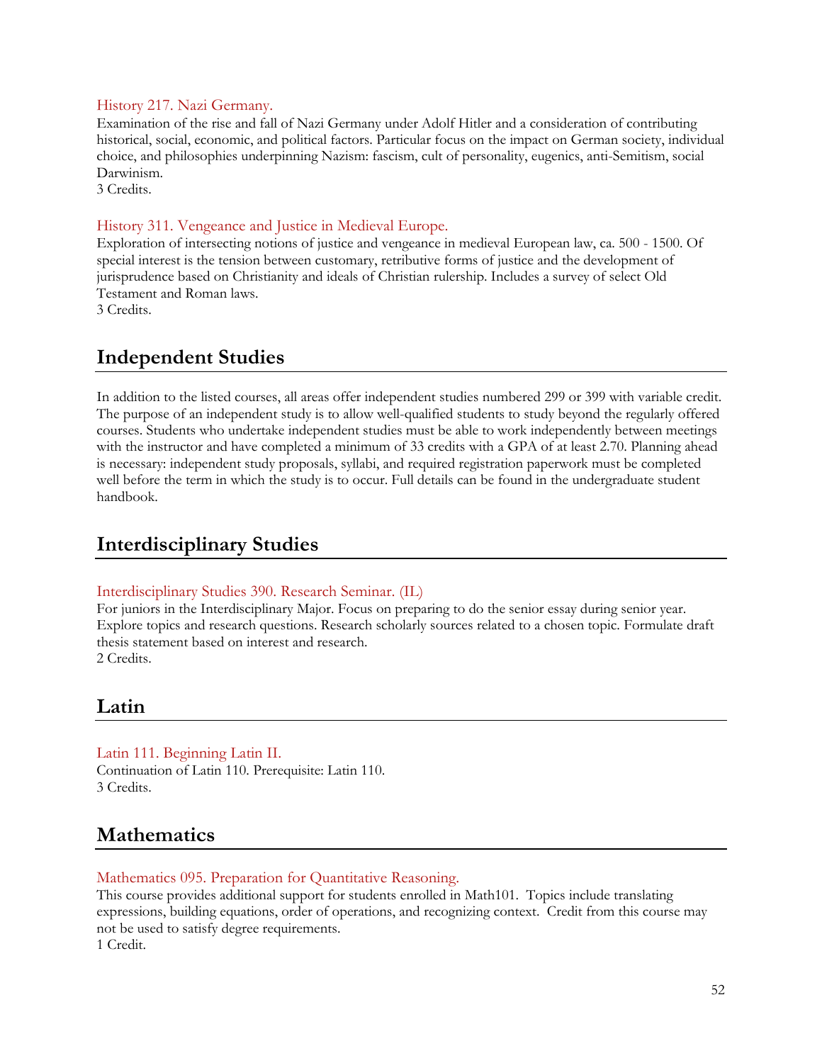### History 217. Nazi Germany.

Examination of the rise and fall of Nazi Germany under Adolf Hitler and a consideration of contributing historical, social, economic, and political factors. Particular focus on the impact on German society, individual choice, and philosophies underpinning Nazism: fascism, cult of personality, eugenics, anti-Semitism, social Darwinism.
3 Credits.

### History 311. Vengeance and Justice in Medieval Europe.

Exploration of intersecting notions of justice and vengeance in medieval European law, ca. 500 - 1500. Of special interest is the tension between customary, retributive forms of justice and the development of jurisprudence based on Christianity and ideals of Christian rulership. Includes a survey of select Old Testament and Roman laws.
3 Credits.

## Independent Studies

In addition to the listed courses, all areas offer independent studies numbered 299 or 399 with variable credit. The purpose of an independent study is to allow well-qualified students to study beyond the regularly offered courses. Students who undertake independent studies must be able to work independently between meetings with the instructor and have completed a minimum of 33 credits with a GPA of at least 2.70. Planning ahead is necessary: independent study proposals, syllabi, and required registration paperwork must be completed well before the term in which the study is to occur. Full details can be found in the undergraduate student handbook.

## Interdisciplinary Studies

### Interdisciplinary Studies 390. Research Seminar. (IL)

For juniors in the Interdisciplinary Major. Focus on preparing to do the senior essay during senior year. Explore topics and research questions. Research scholarly sources related to a chosen topic. Formulate draft thesis statement based on interest and research.
2 Credits.

## Latin

### Latin 111. Beginning Latin II.

Continuation of Latin 110. Prerequisite: Latin 110.
3 Credits.

## Mathematics

### Mathematics 095. Preparation for Quantitative Reasoning.

This course provides additional support for students enrolled in Math101. Topics include translating expressions, building equations, order of operations, and recognizing context. Credit from this course may not be used to satisfy degree requirements.
1 Credit.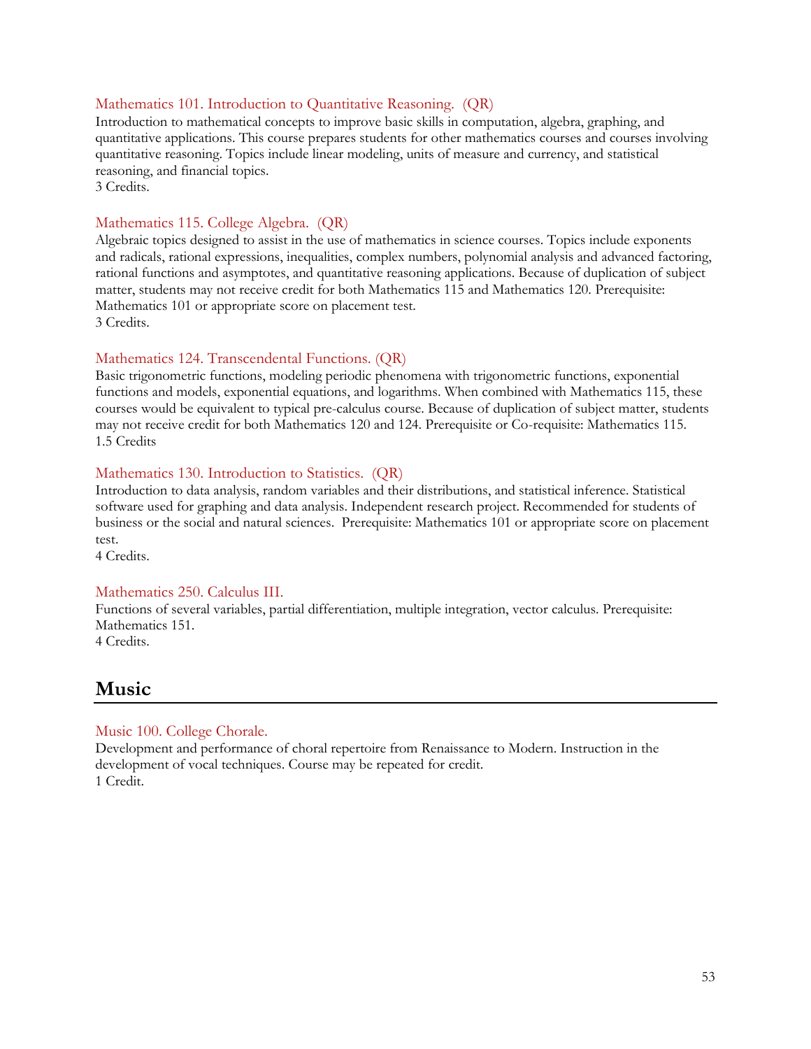### Mathematics 101. Introduction to Quantitative Reasoning. (QR)

Introduction to mathematical concepts to improve basic skills in computation, algebra, graphing, and quantitative applications. This course prepares students for other mathematics courses and courses involving quantitative reasoning. Topics include linear modeling, units of measure and currency, and statistical reasoning, and financial topics.
3 Credits.

### Mathematics 115. College Algebra. (QR)

Algebraic topics designed to assist in the use of mathematics in science courses. Topics include exponents and radicals, rational expressions, inequalities, complex numbers, polynomial analysis and advanced factoring, rational functions and asymptotes, and quantitative reasoning applications. Because of duplication of subject matter, students may not receive credit for both Mathematics 115 and Mathematics 120. Prerequisite: Mathematics 101 or appropriate score on placement test.
3 Credits.

### Mathematics 124. Transcendental Functions. (QR)

Basic trigonometric functions, modeling periodic phenomena with trigonometric functions, exponential functions and models, exponential equations, and logarithms. When combined with Mathematics 115, these courses would be equivalent to typical pre-calculus course. Because of duplication of subject matter, students may not receive credit for both Mathematics 120 and 124. Prerequisite or Co-requisite: Mathematics 115.
1.5 Credits

### Mathematics 130. Introduction to Statistics. (QR)

Introduction to data analysis, random variables and their distributions, and statistical inference. Statistical software used for graphing and data analysis. Independent research project. Recommended for students of business or the social and natural sciences. Prerequisite: Mathematics 101 or appropriate score on placement test.
4 Credits.

### Mathematics 250. Calculus III.

Functions of several variables, partial differentiation, multiple integration, vector calculus. Prerequisite: Mathematics 151.
4 Credits.

## Music

### Music 100. College Chorale.

Development and performance of choral repertoire from Renaissance to Modern. Instruction in the development of vocal techniques. Course may be repeated for credit.
1 Credit.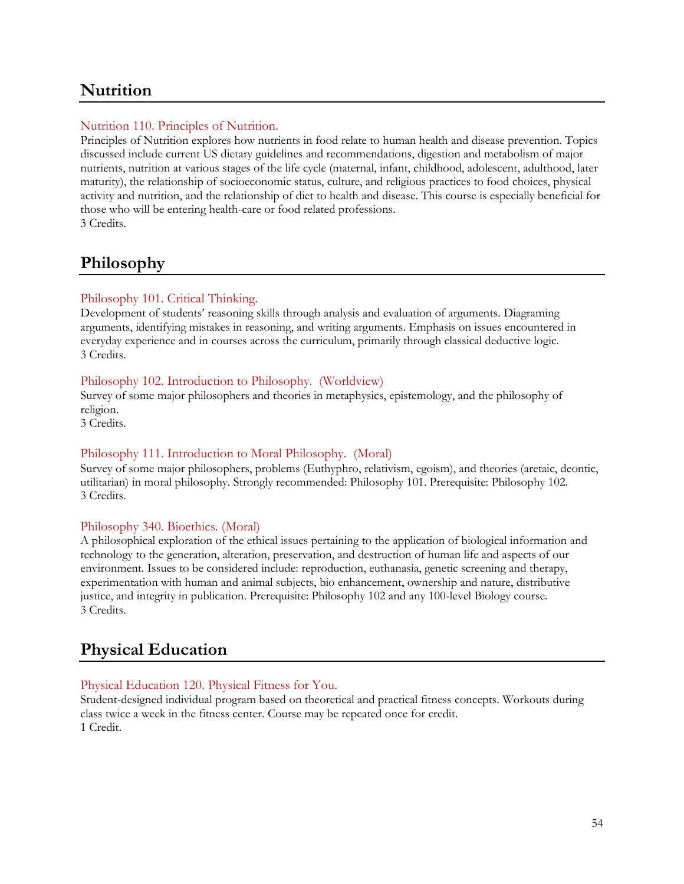## Nutrition

### Nutrition 110. Principles of Nutrition.

Principles of Nutrition explores how nutrients in food relate to human health and disease prevention. Topics discussed include current US dietary guidelines and recommendations, digestion and metabolism of major nutrients, nutrition at various stages of the life cycle (maternal, infant, childhood, adolescent, adulthood, later maturity), the relationship of socioeconomic status, culture, and religious practices to food choices, physical activity and nutrition, and the relationship of diet to health and disease. This course is especially beneficial for those who will be entering health-care or food related professions.
3 Credits.

## Philosophy

### Philosophy 101. Critical Thinking.

Development of students' reasoning skills through analysis and evaluation of arguments. Diagraming arguments, identifying mistakes in reasoning, and writing arguments. Emphasis on issues encountered in everyday experience and in courses across the curriculum, primarily through classical deductive logic.
3 Credits.

### Philosophy 102. Introduction to Philosophy. (Worldview)

Survey of some major philosophers and theories in metaphysics, epistemology, and the philosophy of religion.
3 Credits.

### Philosophy 111. Introduction to Moral Philosophy. (Moral)

Survey of some major philosophers, problems (Euthyphro, relativism, egoism), and theories (aretaic, deontic, utilitarian) in moral philosophy. Strongly recommended: Philosophy 101. Prerequisite: Philosophy 102.
3 Credits.

### Philosophy 340. Bioethics. (Moral)

A philosophical exploration of the ethical issues pertaining to the application of biological information and technology to the generation, alteration, preservation, and destruction of human life and aspects of our environment. Issues to be considered include: reproduction, euthanasia, genetic screening and therapy, experimentation with human and animal subjects, bio enhancement, ownership and nature, distributive justice, and integrity in publication. Prerequisite: Philosophy 102 and any 100-level Biology course.
3 Credits.

## Physical Education

### Physical Education 120. Physical Fitness for You.

Student-designed individual program based on theoretical and practical fitness concepts. Workouts during class twice a week in the fitness center. Course may be repeated once for credit.
1 Credit.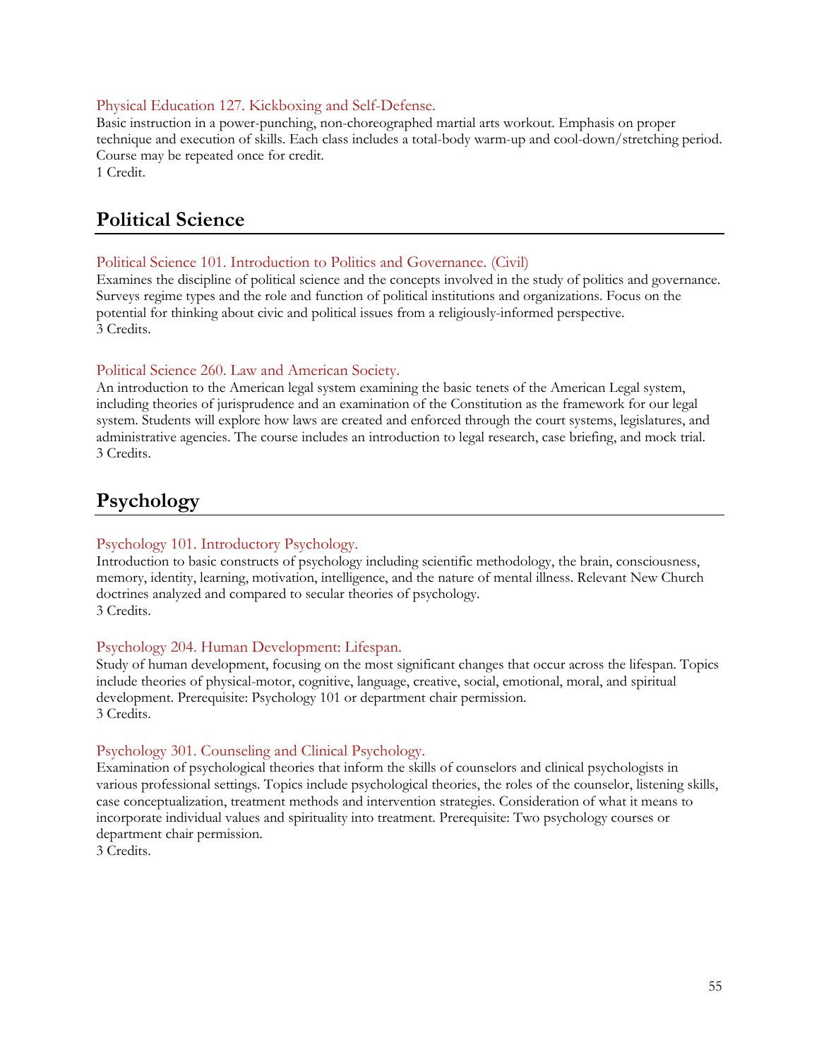### Physical Education 127. Kickboxing and Self-Defense.

Basic instruction in a power-punching, non-choreographed martial arts workout. Emphasis on proper technique and execution of skills. Each class includes a total-body warm-up and cool-down/stretching period. Course may be repeated once for credit.
1 Credit.

## Political Science

### Political Science 101. Introduction to Politics and Governance. (Civil)

Examines the discipline of political science and the concepts involved in the study of politics and governance. Surveys regime types and the role and function of political institutions and organizations. Focus on the potential for thinking about civic and political issues from a religiously-informed perspective.
3 Credits.

### Political Science 260. Law and American Society.

An introduction to the American legal system examining the basic tenets of the American Legal system, including theories of jurisprudence and an examination of the Constitution as the framework for our legal system. Students will explore how laws are created and enforced through the court systems, legislatures, and administrative agencies. The course includes an introduction to legal research, case briefing, and mock trial.
3 Credits.

## Psychology

### Psychology 101. Introductory Psychology.

Introduction to basic constructs of psychology including scientific methodology, the brain, consciousness, memory, identity, learning, motivation, intelligence, and the nature of mental illness. Relevant New Church doctrines analyzed and compared to secular theories of psychology.
3 Credits.

### Psychology 204. Human Development: Lifespan.

Study of human development, focusing on the most significant changes that occur across the lifespan. Topics include theories of physical-motor, cognitive, language, creative, social, emotional, moral, and spiritual development. Prerequisite: Psychology 101 or department chair permission.
3 Credits.

### Psychology 301. Counseling and Clinical Psychology.

Examination of psychological theories that inform the skills of counselors and clinical psychologists in various professional settings. Topics include psychological theories, the roles of the counselor, listening skills, case conceptualization, treatment methods and intervention strategies. Consideration of what it means to incorporate individual values and spirituality into treatment. Prerequisite: Two psychology courses or department chair permission.
3 Credits.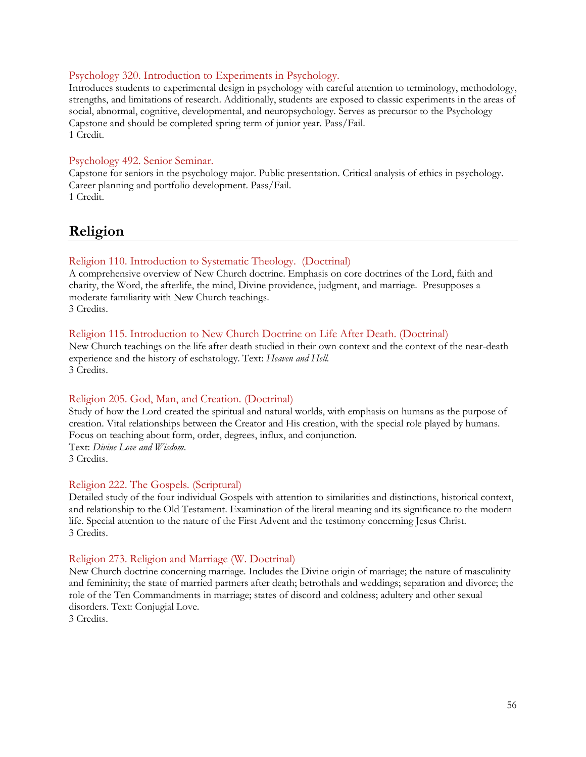### Psychology 320. Introduction to Experiments in Psychology.

Introduces students to experimental design in psychology with careful attention to terminology, methodology, strengths, and limitations of research. Additionally, students are exposed to classic experiments in the areas of social, abnormal, cognitive, developmental, and neuropsychology. Serves as precursor to the Psychology Capstone and should be completed spring term of junior year. Pass/Fail.
1 Credit.

### Psychology 492. Senior Seminar.

Capstone for seniors in the psychology major. Public presentation. Critical analysis of ethics in psychology. Career planning and portfolio development. Pass/Fail.
1 Credit.

## Religion

### Religion 110. Introduction to Systematic Theology. (Doctrinal)

A comprehensive overview of New Church doctrine. Emphasis on core doctrines of the Lord, faith and charity, the Word, the afterlife, the mind, Divine providence, judgment, and marriage. Presupposes a moderate familiarity with New Church teachings.
3 Credits.

### Religion 115. Introduction to New Church Doctrine on Life After Death. (Doctrinal)

New Church teachings on the life after death studied in their own context and the context of the near-death experience and the history of eschatology. Text: *Heaven and Hell.*
3 Credits.

### Religion 205. God, Man, and Creation. (Doctrinal)

Study of how the Lord created the spiritual and natural worlds, with emphasis on humans as the purpose of creation. Vital relationships between the Creator and His creation, with the special role played by humans. Focus on teaching about form, order, degrees, influx, and conjunction.
Text: *Divine Love and Wisdom.*
3 Credits.

### Religion 222. The Gospels. (Scriptural)

Detailed study of the four individual Gospels with attention to similarities and distinctions, historical context, and relationship to the Old Testament. Examination of the literal meaning and its significance to the modern life. Special attention to the nature of the First Advent and the testimony concerning Jesus Christ.
3 Credits.

### Religion 273. Religion and Marriage (W. Doctrinal)

New Church doctrine concerning marriage. Includes the Divine origin of marriage; the nature of masculinity and femininity; the state of married partners after death; betrothals and weddings; separation and divorce; the role of the Ten Commandments in marriage; states of discord and coldness; adultery and other sexual disorders. Text: Conjugial Love.
3 Credits.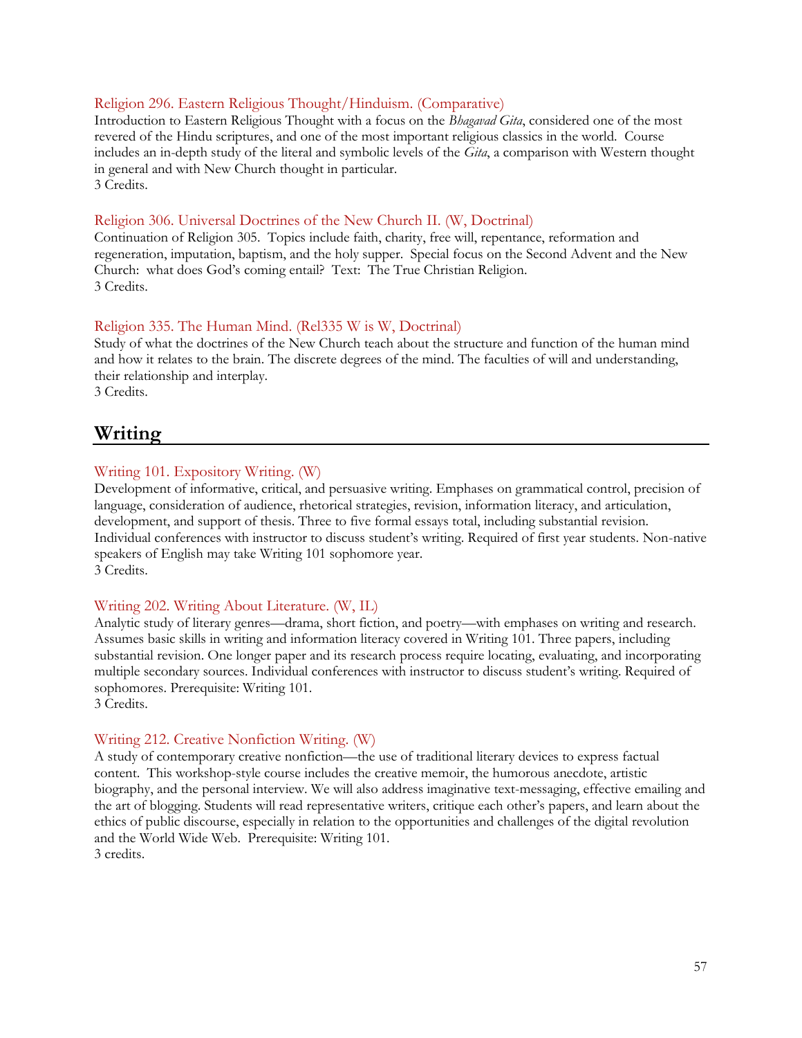### Religion 296. Eastern Religious Thought/Hinduism. (Comparative)

Introduction to Eastern Religious Thought with a focus on the *Bhagavad Gita*, considered one of the most revered of the Hindu scriptures, and one of the most important religious classics in the world. Course includes an in-depth study of the literal and symbolic levels of the *Gita*, a comparison with Western thought in general and with New Church thought in particular.
3 Credits.

### Religion 306. Universal Doctrines of the New Church II. (W, Doctrinal)

Continuation of Religion 305. Topics include faith, charity, free will, repentance, reformation and regeneration, imputation, baptism, and the holy supper. Special focus on the Second Advent and the New Church: what does God's coming entail? Text: The True Christian Religion.
3 Credits.

### Religion 335. The Human Mind. (Rel335 W is W, Doctrinal)

Study of what the doctrines of the New Church teach about the structure and function of the human mind and how it relates to the brain. The discrete degrees of the mind. The faculties of will and understanding, their relationship and interplay.
3 Credits.

## Writing

### Writing 101. Expository Writing. (W)

Development of informative, critical, and persuasive writing. Emphases on grammatical control, precision of language, consideration of audience, rhetorical strategies, revision, information literacy, and articulation, development, and support of thesis. Three to five formal essays total, including substantial revision. Individual conferences with instructor to discuss student's writing. Required of first year students. Non-native speakers of English may take Writing 101 sophomore year.
3 Credits.

### Writing 202. Writing About Literature. (W, IL)

Analytic study of literary genres—drama, short fiction, and poetry—with emphases on writing and research. Assumes basic skills in writing and information literacy covered in Writing 101. Three papers, including substantial revision. One longer paper and its research process require locating, evaluating, and incorporating multiple secondary sources. Individual conferences with instructor to discuss student's writing. Required of sophomores. Prerequisite: Writing 101.
3 Credits.

### Writing 212. Creative Nonfiction Writing. (W)

A study of contemporary creative nonfiction—the use of traditional literary devices to express factual content. This workshop-style course includes the creative memoir, the humorous anecdote, artistic biography, and the personal interview. We will also address imaginative text-messaging, effective emailing and the art of blogging. Students will read representative writers, critique each other's papers, and learn about the ethics of public discourse, especially in relation to the opportunities and challenges of the digital revolution and the World Wide Web. Prerequisite: Writing 101.
3 credits.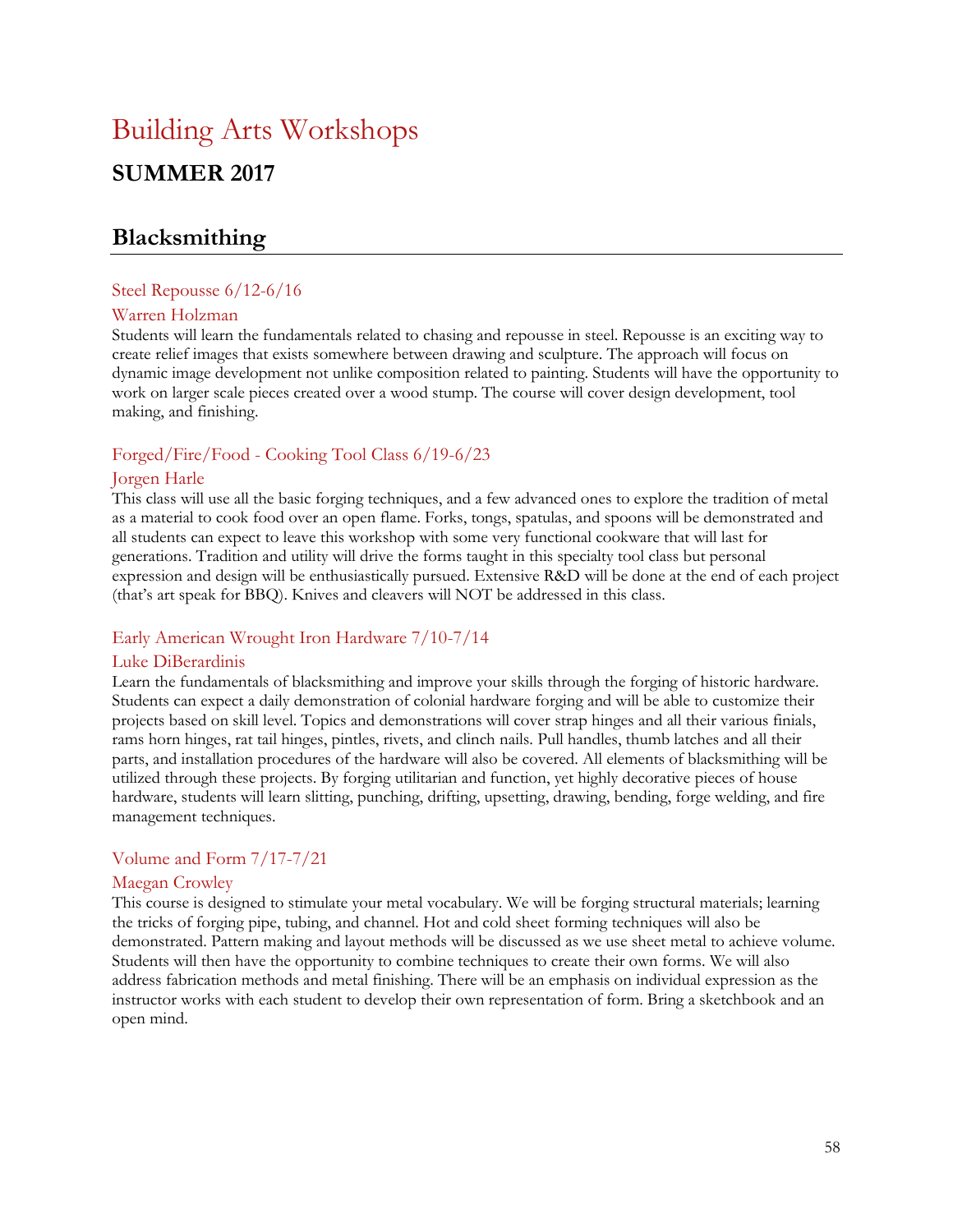# Building Arts Workshops

## SUMMER 2017

## Blacksmithing

### Steel Repousse 6/12-6/16

### Warren Holzman

Students will learn the fundamentals related to chasing and repousse in steel. Repousse is an exciting way to create relief images that exists somewhere between drawing and sculpture. The approach will focus on dynamic image development not unlike composition related to painting. Students will have the opportunity to work on larger scale pieces created over a wood stump. The course will cover design development, tool making, and finishing.

### Forged/Fire/Food - Cooking Tool Class 6/19-6/23

### Jorgen Harle

This class will use all the basic forging techniques, and a few advanced ones to explore the tradition of metal as a material to cook food over an open flame. Forks, tongs, spatulas, and spoons will be demonstrated and all students can expect to leave this workshop with some very functional cookware that will last for generations. Tradition and utility will drive the forms taught in this specialty tool class but personal expression and design will be enthusiastically pursued. Extensive R&D will be done at the end of each project (that's art speak for BBQ). Knives and cleavers will NOT be addressed in this class.

### Early American Wrought Iron Hardware 7/10-7/14

### Luke DiBerardinis

Learn the fundamentals of blacksmithing and improve your skills through the forging of historic hardware. Students can expect a daily demonstration of colonial hardware forging and will be able to customize their projects based on skill level. Topics and demonstrations will cover strap hinges and all their various finials, rams horn hinges, rat tail hinges, pintles, rivets, and clinch nails. Pull handles, thumb latches and all their parts, and installation procedures of the hardware will also be covered. All elements of blacksmithing will be utilized through these projects. By forging utilitarian and function, yet highly decorative pieces of house hardware, students will learn slitting, punching, drifting, upsetting, drawing, bending, forge welding, and fire management techniques.

### Volume and Form 7/17-7/21

### Maegan Crowley

This course is designed to stimulate your metal vocabulary. We will be forging structural materials; learning the tricks of forging pipe, tubing, and channel. Hot and cold sheet forming techniques will also be demonstrated. Pattern making and layout methods will be discussed as we use sheet metal to achieve volume. Students will then have the opportunity to combine techniques to create their own forms. We will also address fabrication methods and metal finishing. There will be an emphasis on individual expression as the instructor works with each student to develop their own representation of form. Bring a sketchbook and an open mind.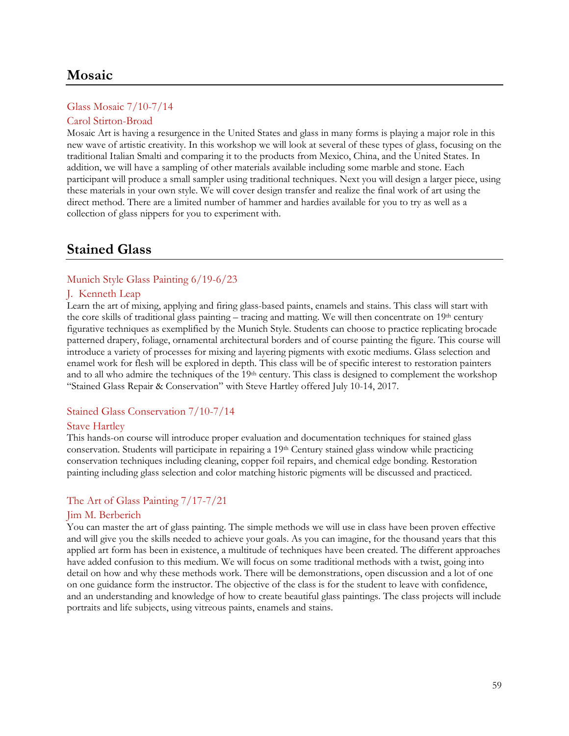## Mosaic

### Glass Mosaic 7/10-7/14

### Carol Stirton-Broad

Mosaic Art is having a resurgence in the United States and glass in many forms is playing a major role in this new wave of artistic creativity. In this workshop we will look at several of these types of glass, focusing on the traditional Italian Smalti and comparing it to the products from Mexico, China, and the United States. In addition, we will have a sampling of other materials available including some marble and stone. Each participant will produce a small sampler using traditional techniques. Next you will design a larger piece, using these materials in your own style. We will cover design transfer and realize the final work of art using the direct method. There are a limited number of hammer and hardies available for you to try as well as a collection of glass nippers for you to experiment with.

## Stained Glass

### Munich Style Glass Painting 6/19-6/23

### J. Kenneth Leap

Learn the art of mixing, applying and firing glass-based paints, enamels and stains. This class will start with the core skills of traditional glass painting – tracing and matting. We will then concentrate on 19th century figurative techniques as exemplified by the Munich Style. Students can choose to practice replicating brocade patterned drapery, foliage, ornamental architectural borders and of course painting the figure. This course will introduce a variety of processes for mixing and layering pigments with exotic mediums. Glass selection and enamel work for flesh will be explored in depth. This class will be of specific interest to restoration painters and to all who admire the techniques of the 19th century. This class is designed to complement the workshop "Stained Glass Repair & Conservation" with Steve Hartley offered July 10-14, 2017.

### Stained Glass Conservation 7/10-7/14

### Stave Hartley

This hands-on course will introduce proper evaluation and documentation techniques for stained glass conservation. Students will participate in repairing a 19th Century stained glass window while practicing conservation techniques including cleaning, copper foil repairs, and chemical edge bonding. Restoration painting including glass selection and color matching historic pigments will be discussed and practiced.

### The Art of Glass Painting 7/17-7/21

### Jim M. Berberich

You can master the art of glass painting. The simple methods we will use in class have been proven effective and will give you the skills needed to achieve your goals. As you can imagine, for the thousand years that this applied art form has been in existence, a multitude of techniques have been created. The different approaches have added confusion to this medium. We will focus on some traditional methods with a twist, going into detail on how and why these methods work. There will be demonstrations, open discussion and a lot of one on one guidance form the instructor. The objective of the class is for the student to leave with confidence, and an understanding and knowledge of how to create beautiful glass paintings. The class projects will include portraits and life subjects, using vitreous paints, enamels and stains.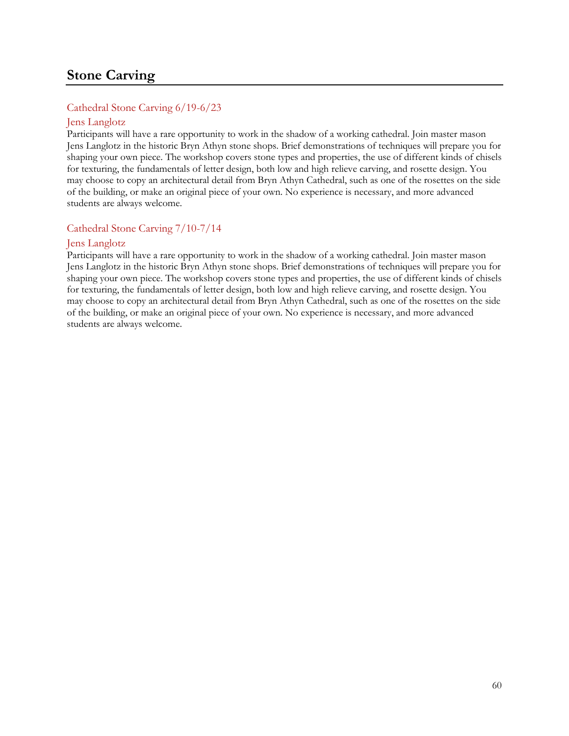# Stone Carving

## Cathedral Stone Carving 6/19-6/23

### Jens Langlotz

Participants will have a rare opportunity to work in the shadow of a working cathedral. Join master mason Jens Langlotz in the historic Bryn Athyn stone shops. Brief demonstrations of techniques will prepare you for shaping your own piece. The workshop covers stone types and properties, the use of different kinds of chisels for texturing, the fundamentals of letter design, both low and high relieve carving, and rosette design. You may choose to copy an architectural detail from Bryn Athyn Cathedral, such as one of the rosettes on the side of the building, or make an original piece of your own. No experience is necessary, and more advanced students are always welcome.

## Cathedral Stone Carving 7/10-7/14

### Jens Langlotz

Participants will have a rare opportunity to work in the shadow of a working cathedral. Join master mason Jens Langlotz in the historic Bryn Athyn stone shops. Brief demonstrations of techniques will prepare you for shaping your own piece. The workshop covers stone types and properties, the use of different kinds of chisels for texturing, the fundamentals of letter design, both low and high relieve carving, and rosette design. You may choose to copy an architectural detail from Bryn Athyn Cathedral, such as one of the rosettes on the side of the building, or make an original piece of your own. No experience is necessary, and more advanced students are always welcome.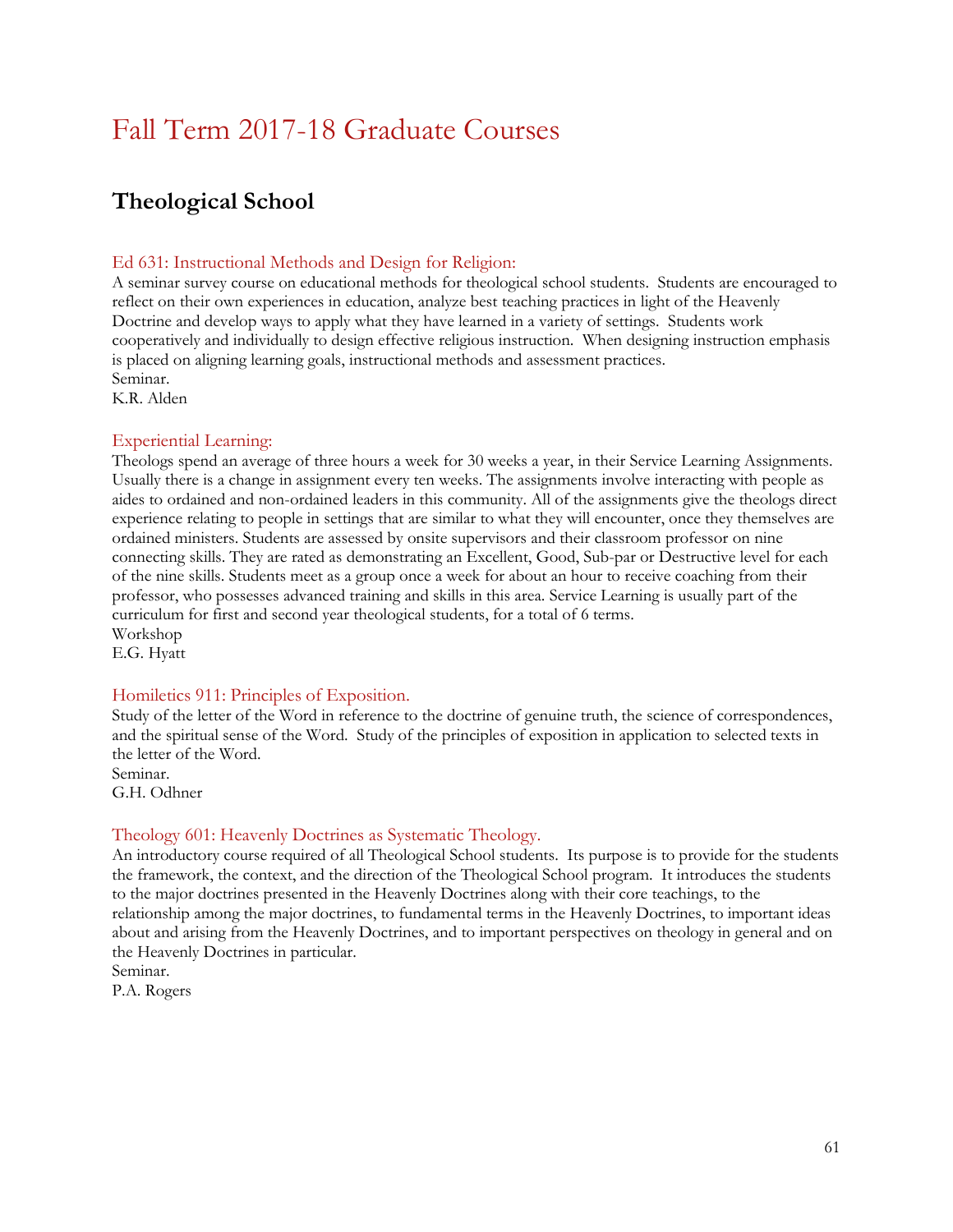# Fall Term 2017-18 Graduate Courses

## Theological School

### Ed 631: Instructional Methods and Design for Religion:

A seminar survey course on educational methods for theological school students. Students are encouraged to reflect on their own experiences in education, analyze best teaching practices in light of the Heavenly Doctrine and develop ways to apply what they have learned in a variety of settings. Students work cooperatively and individually to design effective religious instruction. When designing instruction emphasis is placed on aligning learning goals, instructional methods and assessment practices.
Seminar.
K.R. Alden

### Experiential Learning:

Theologs spend an average of three hours a week for 30 weeks a year, in their Service Learning Assignments. Usually there is a change in assignment every ten weeks. The assignments involve interacting with people as aides to ordained and non-ordained leaders in this community. All of the assignments give the theologs direct experience relating to people in settings that are similar to what they will encounter, once they themselves are ordained ministers. Students are assessed by onsite supervisors and their classroom professor on nine connecting skills. They are rated as demonstrating an Excellent, Good, Sub-par or Destructive level for each of the nine skills. Students meet as a group once a week for about an hour to receive coaching from their professor, who possesses advanced training and skills in this area. Service Learning is usually part of the curriculum for first and second year theological students, for a total of 6 terms.
Workshop
E.G. Hyatt

### Homiletics 911: Principles of Exposition.

Study of the letter of the Word in reference to the doctrine of genuine truth, the science of correspondences, and the spiritual sense of the Word. Study of the principles of exposition in application to selected texts in the letter of the Word.
Seminar.
G.H. Odhner

### Theology 601: Heavenly Doctrines as Systematic Theology.

An introductory course required of all Theological School students. Its purpose is to provide for the students the framework, the context, and the direction of the Theological School program. It introduces the students to the major doctrines presented in the Heavenly Doctrines along with their core teachings, to the relationship among the major doctrines, to fundamental terms in the Heavenly Doctrines, to important ideas about and arising from the Heavenly Doctrines, and to important perspectives on theology in general and on the Heavenly Doctrines in particular.
Seminar.
P.A. Rogers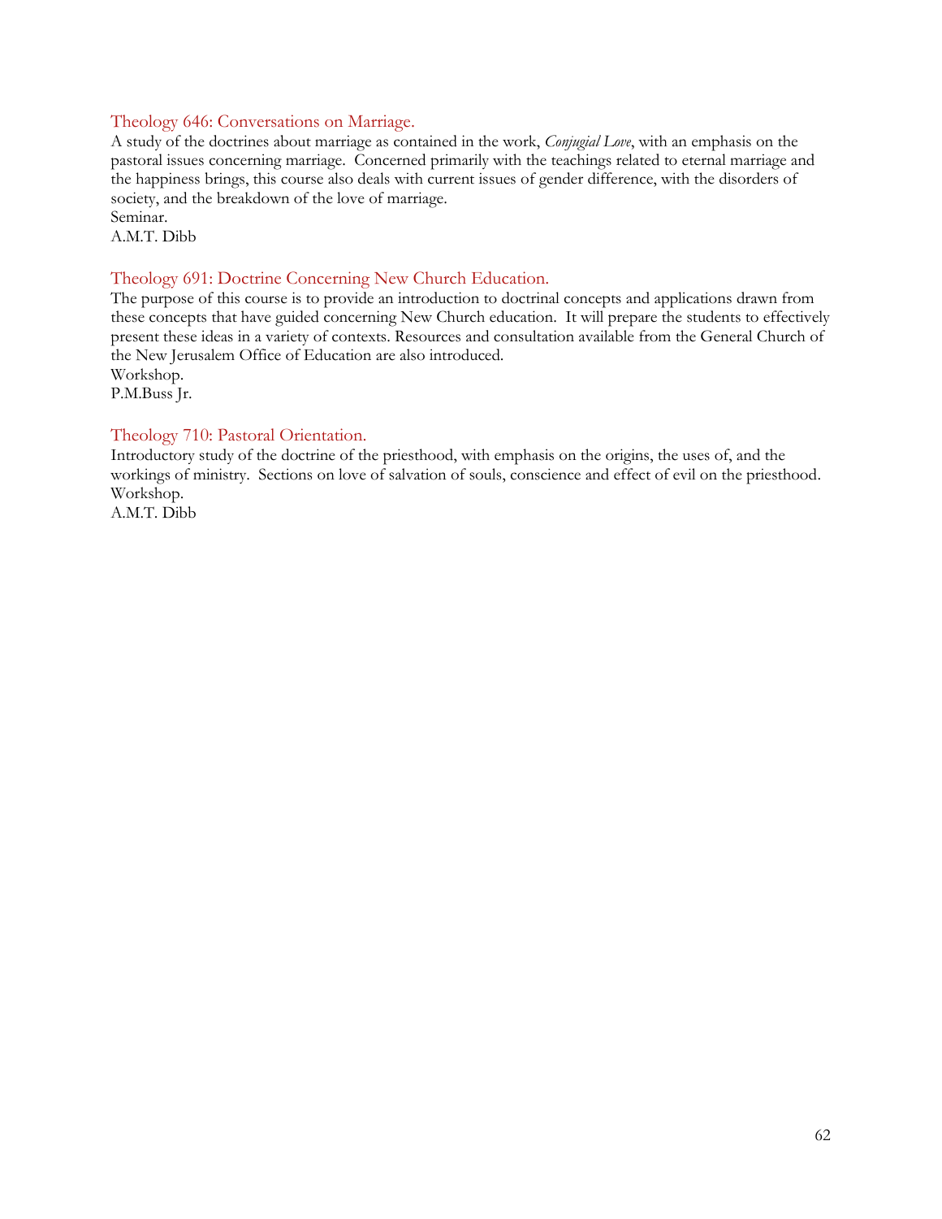### Theology 646: Conversations on Marriage.

A study of the doctrines about marriage as contained in the work, *Conjugial Love*, with an emphasis on the pastoral issues concerning marriage. Concerned primarily with the teachings related to eternal marriage and the happiness brings, this course also deals with current issues of gender difference, with the disorders of society, and the breakdown of the love of marriage.
Seminar.
A.M.T. Dibb

### Theology 691: Doctrine Concerning New Church Education.

The purpose of this course is to provide an introduction to doctrinal concepts and applications drawn from these concepts that have guided concerning New Church education. It will prepare the students to effectively present these ideas in a variety of contexts. Resources and consultation available from the General Church of the New Jerusalem Office of Education are also introduced.
Workshop.
P.M.Buss Jr.

### Theology 710: Pastoral Orientation.

Introductory study of the doctrine of the priesthood, with emphasis on the origins, the uses of, and the workings of ministry. Sections on love of salvation of souls, conscience and effect of evil on the priesthood.
Workshop.
A.M.T. Dibb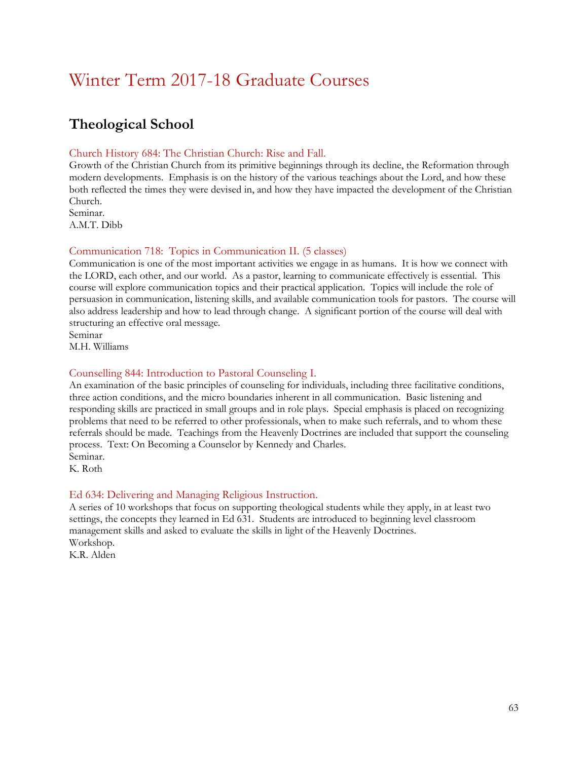# Winter Term 2017-18 Graduate Courses

## Theological School

### Church History 684: The Christian Church: Rise and Fall.

Growth of the Christian Church from its primitive beginnings through its decline, the Reformation through modern developments. Emphasis is on the history of the various teachings about the Lord, and how these both reflected the times they were devised in, and how they have impacted the development of the Christian Church.
Seminar.
A.M.T. Dibb

### Communication 718: Topics in Communication II. (5 classes)

Communication is one of the most important activities we engage in as humans. It is how we connect with the LORD, each other, and our world. As a pastor, learning to communicate effectively is essential. This course will explore communication topics and their practical application. Topics will include the role of persuasion in communication, listening skills, and available communication tools for pastors. The course will also address leadership and how to lead through change. A significant portion of the course will deal with structuring an effective oral message.
Seminar
M.H. Williams

### Counselling 844: Introduction to Pastoral Counseling I.

An examination of the basic principles of counseling for individuals, including three facilitative conditions, three action conditions, and the micro boundaries inherent in all communication. Basic listening and responding skills are practiced in small groups and in role plays. Special emphasis is placed on recognizing problems that need to be referred to other professionals, when to make such referrals, and to whom these referrals should be made. Teachings from the Heavenly Doctrines are included that support the counseling process. Text: On Becoming a Counselor by Kennedy and Charles.
Seminar.
K. Roth

### Ed 634: Delivering and Managing Religious Instruction.

A series of 10 workshops that focus on supporting theological students while they apply, in at least two settings, the concepts they learned in Ed 631. Students are introduced to beginning level classroom management skills and asked to evaluate the skills in light of the Heavenly Doctrines.
Workshop.
K.R. Alden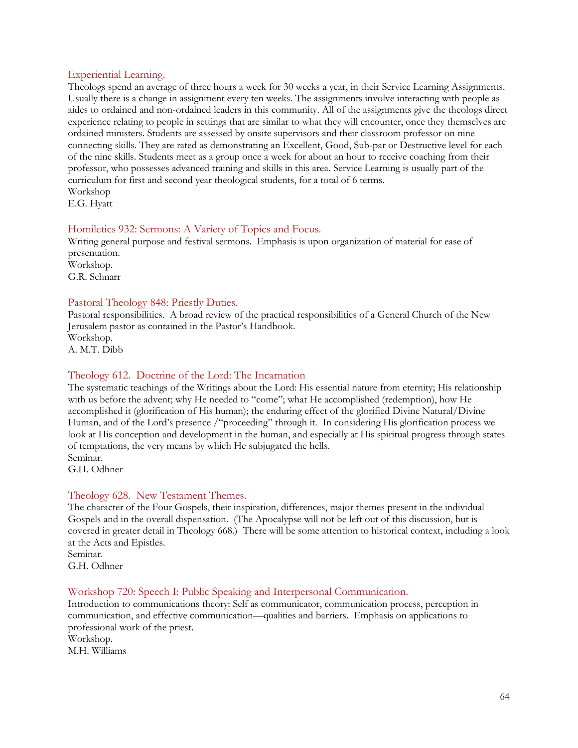### Experiential Learning.

Theologs spend an average of three hours a week for 30 weeks a year, in their Service Learning Assignments. Usually there is a change in assignment every ten weeks. The assignments involve interacting with people as aides to ordained and non-ordained leaders in this community. All of the assignments give the theologs direct experience relating to people in settings that are similar to what they will encounter, once they themselves are ordained ministers. Students are assessed by onsite supervisors and their classroom professor on nine connecting skills. They are rated as demonstrating an Excellent, Good, Sub-par or Destructive level for each of the nine skills. Students meet as a group once a week for about an hour to receive coaching from their professor, who possesses advanced training and skills in this area. Service Learning is usually part of the curriculum for first and second year theological students, for a total of 6 terms.
Workshop
E.G. Hyatt

### Homiletics 932: Sermons: A Variety of Topics and Focus.

Writing general purpose and festival sermons. Emphasis is upon organization of material for ease of presentation.
Workshop.
G.R. Schnarr

### Pastoral Theology 848: Priestly Duties.

Pastoral responsibilities. A broad review of the practical responsibilities of a General Church of the New Jerusalem pastor as contained in the Pastor's Handbook.
Workshop.
A. M.T. Dibb

### Theology 612. Doctrine of the Lord: The Incarnation

The systematic teachings of the Writings about the Lord: His essential nature from eternity; His relationship with us before the advent; why He needed to "come"; what He accomplished (redemption), how He accomplished it (glorification of His human); the enduring effect of the glorified Divine Natural/Divine Human, and of the Lord's presence /"proceeding" through it. In considering His glorification process we look at His conception and development in the human, and especially at His spiritual progress through states of temptations, the very means by which He subjugated the hells.
Seminar.
G.H. Odhner

### Theology 628. New Testament Themes.

The character of the Four Gospels, their inspiration, differences, major themes present in the individual Gospels and in the overall dispensation. (The Apocalypse will not be left out of this discussion, but is covered in greater detail in Theology 668.) There will be some attention to historical context, including a look at the Acts and Epistles.
Seminar.
G.H. Odhner

### Workshop 720: Speech I: Public Speaking and Interpersonal Communication.

Introduction to communications theory: Self as communicator, communication process, perception in communication, and effective communication—qualities and barriers. Emphasis on applications to professional work of the priest.
Workshop.
M.H. Williams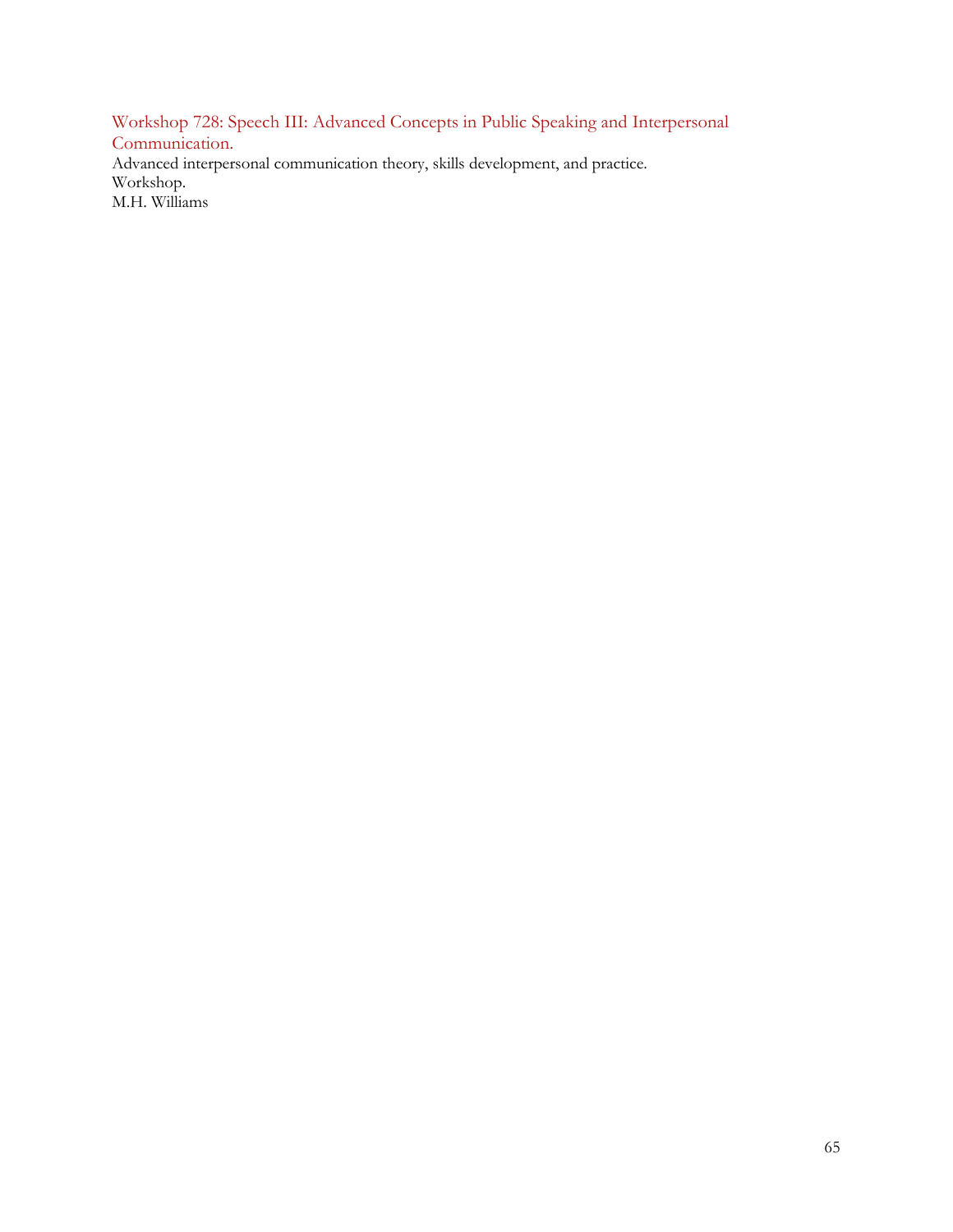### Workshop 728: Speech III: Advanced Concepts in Public Speaking and Interpersonal Communication.

Advanced interpersonal communication theory, skills development, and practice.
Workshop.
M.H. Williams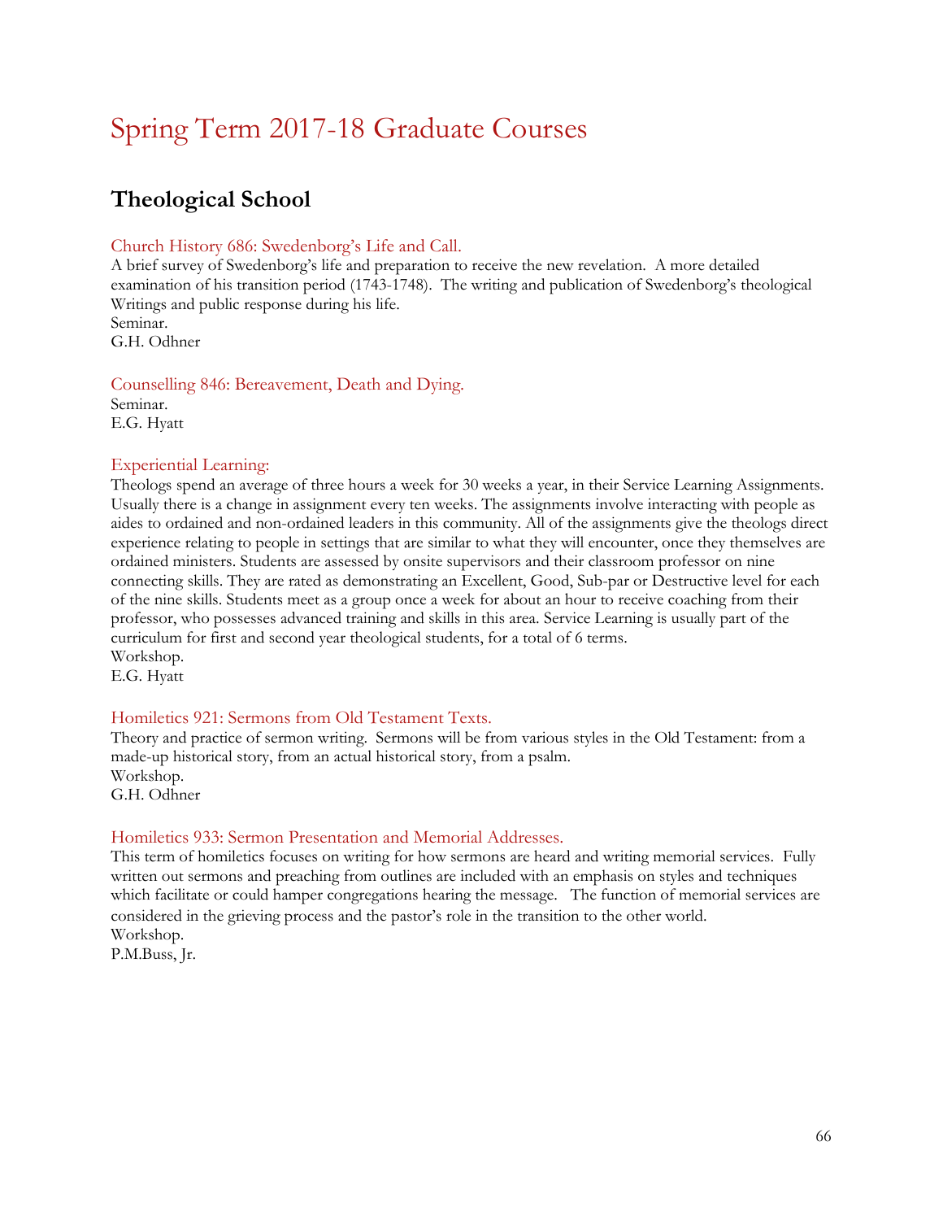# Spring Term 2017-18 Graduate Courses

## Theological School

### Church History 686: Swedenborg's Life and Call.

A brief survey of Swedenborg's life and preparation to receive the new revelation. A more detailed examination of his transition period (1743-1748). The writing and publication of Swedenborg's theological Writings and public response during his life.
Seminar.
G.H. Odhner

### Counselling 846: Bereavement, Death and Dying.

Seminar.
E.G. Hyatt

### Experiential Learning:

Theologs spend an average of three hours a week for 30 weeks a year, in their Service Learning Assignments. Usually there is a change in assignment every ten weeks. The assignments involve interacting with people as aides to ordained and non-ordained leaders in this community. All of the assignments give the theologs direct experience relating to people in settings that are similar to what they will encounter, once they themselves are ordained ministers. Students are assessed by onsite supervisors and their classroom professor on nine connecting skills. They are rated as demonstrating an Excellent, Good, Sub-par or Destructive level for each of the nine skills. Students meet as a group once a week for about an hour to receive coaching from their professor, who possesses advanced training and skills in this area. Service Learning is usually part of the curriculum for first and second year theological students, for a total of 6 terms.
Workshop.
E.G. Hyatt

### Homiletics 921: Sermons from Old Testament Texts.

Theory and practice of sermon writing. Sermons will be from various styles in the Old Testament: from a made-up historical story, from an actual historical story, from a psalm.
Workshop.
G.H. Odhner

### Homiletics 933: Sermon Presentation and Memorial Addresses.

This term of homiletics focuses on writing for how sermons are heard and writing memorial services. Fully written out sermons and preaching from outlines are included with an emphasis on styles and techniques which facilitate or could hamper congregations hearing the message. The function of memorial services are considered in the grieving process and the pastor's role in the transition to the other world.
Workshop.
P.M.Buss, Jr.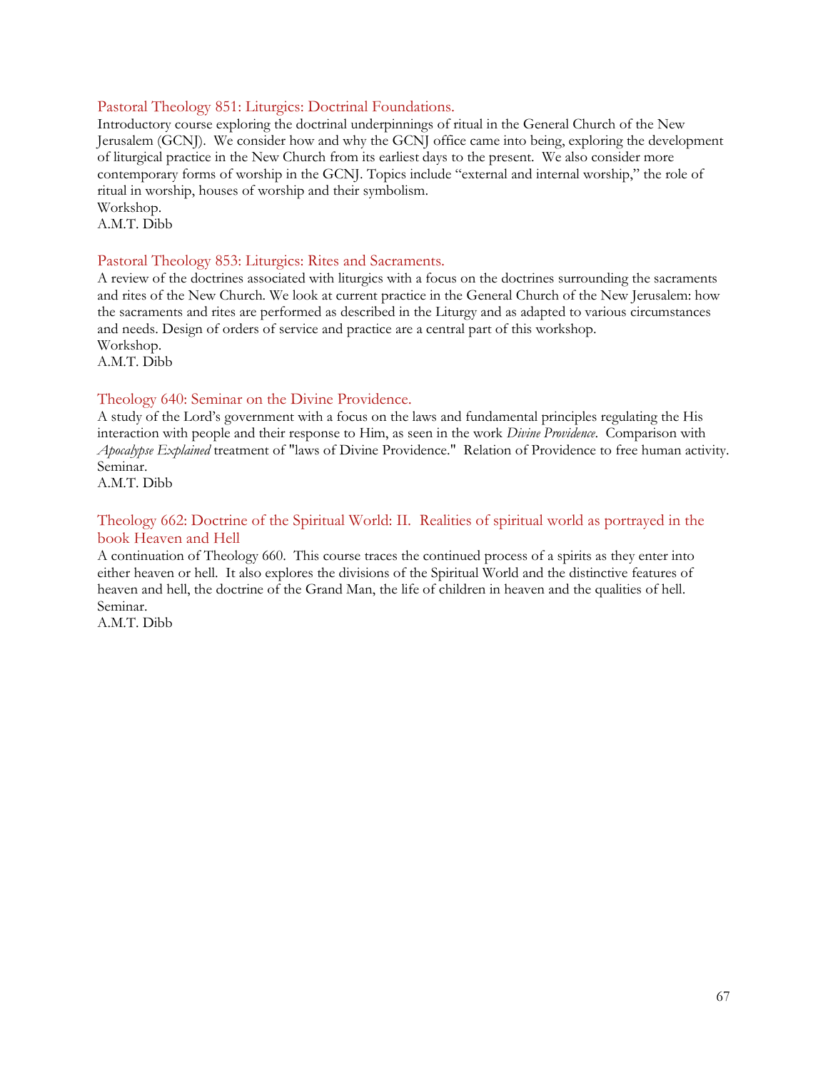### Pastoral Theology 851: Liturgics: Doctrinal Foundations.

Introductory course exploring the doctrinal underpinnings of ritual in the General Church of the New Jerusalem (GCNJ). We consider how and why the GCNJ office came into being, exploring the development of liturgical practice in the New Church from its earliest days to the present. We also consider more contemporary forms of worship in the GCNJ. Topics include "external and internal worship," the role of ritual in worship, houses of worship and their symbolism.
Workshop.
A.M.T. Dibb

### Pastoral Theology 853: Liturgics: Rites and Sacraments.

A review of the doctrines associated with liturgics with a focus on the doctrines surrounding the sacraments and rites of the New Church. We look at current practice in the General Church of the New Jerusalem: how the sacraments and rites are performed as described in the Liturgy and as adapted to various circumstances and needs. Design of orders of service and practice are a central part of this workshop.
Workshop.
A.M.T. Dibb

### Theology 640: Seminar on the Divine Providence.

A study of the Lord's government with a focus on the laws and fundamental principles regulating the His interaction with people and their response to Him, as seen in the work *Divine Providence*. Comparison with *Apocalypse Explained* treatment of "laws of Divine Providence." Relation of Providence to free human activity.
Seminar.
A.M.T. Dibb

### Theology 662: Doctrine of the Spiritual World: II. Realities of spiritual world as portrayed in the book Heaven and Hell

A continuation of Theology 660. This course traces the continued process of a spirits as they enter into either heaven or hell. It also explores the divisions of the Spiritual World and the distinctive features of heaven and hell, the doctrine of the Grand Man, the life of children in heaven and the qualities of hell.
Seminar.
A.M.T. Dibb